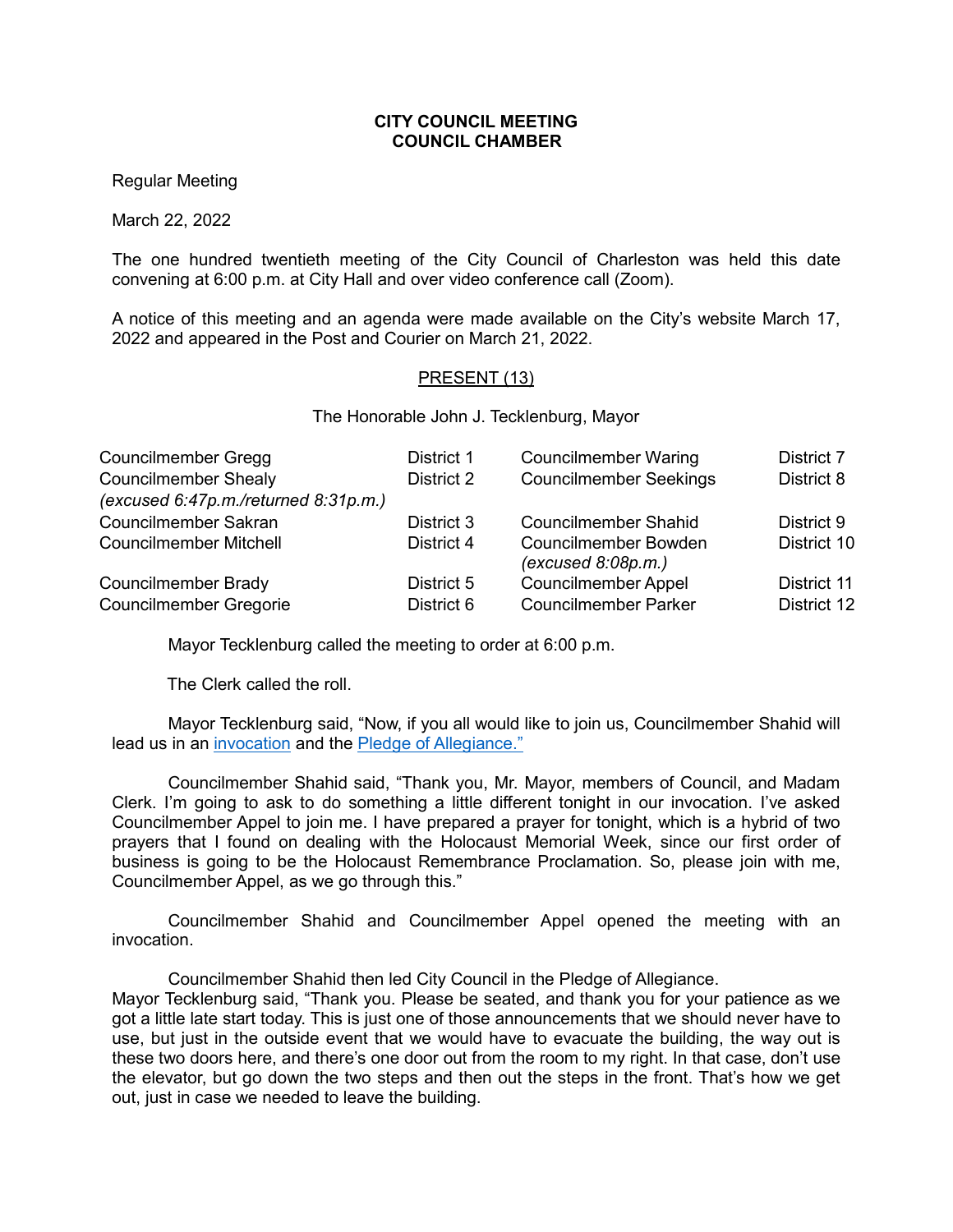**CITY COUNCIL MEETING**
**COUNCIL CHAMBER**

Regular Meeting

March 22, 2022

The one hundred twentieth meeting of the City Council of Charleston was held this date convening at 6:00 p.m. at City Hall and over video conference call (Zoom).

A notice of this meeting and an agenda were made available on the City's website March 17, 2022 and appeared in the Post and Courier on March 21, 2022.

PRESENT (13)

The Honorable John J. Tecklenburg, Mayor

| | | | |
|---|---|---|---|
| Councilmember Gregg | District 1 | Councilmember Waring | District 7 |
| Councilmember Shealy *(excused 6:47p.m./returned 8:31p.m.)* | District 2 | Councilmember Seekings | District 8 |
| Councilmember Sakran | District 3 | Councilmember Shahid | District 9 |
| Councilmember Mitchell | District 4 | Councilmember Bowden *(excused 8:08p.m.)* | District 10 |
| Councilmember Brady | District 5 | Councilmember Appel | District 11 |
| Councilmember Gregorie | District 6 | Councilmember Parker | District 12 |

Mayor Tecklenburg called the meeting to order at 6:00 p.m.

The Clerk called the roll.

Mayor Tecklenburg said, "Now, if you all would like to join us, Councilmember Shahid will lead us in an invocation and the Pledge of Allegiance."

Councilmember Shahid said, "Thank you, Mr. Mayor, members of Council, and Madam Clerk. I'm going to ask to do something a little different tonight in our invocation. I've asked Councilmember Appel to join me. I have prepared a prayer for tonight, which is a hybrid of two prayers that I found on dealing with the Holocaust Memorial Week, since our first order of business is going to be the Holocaust Remembrance Proclamation. So, please join with me, Councilmember Appel, as we go through this."

Councilmember Shahid and Councilmember Appel opened the meeting with an invocation.

Councilmember Shahid then led City Council in the Pledge of Allegiance.

Mayor Tecklenburg said, "Thank you. Please be seated, and thank you for your patience as we got a little late start today. This is just one of those announcements that we should never have to use, but just in the outside event that we would have to evacuate the building, the way out is these two doors here, and there's one door out from the room to my right. In that case, don't use the elevator, but go down the two steps and then out the steps in the front. That's how we get out, just in case we needed to leave the building.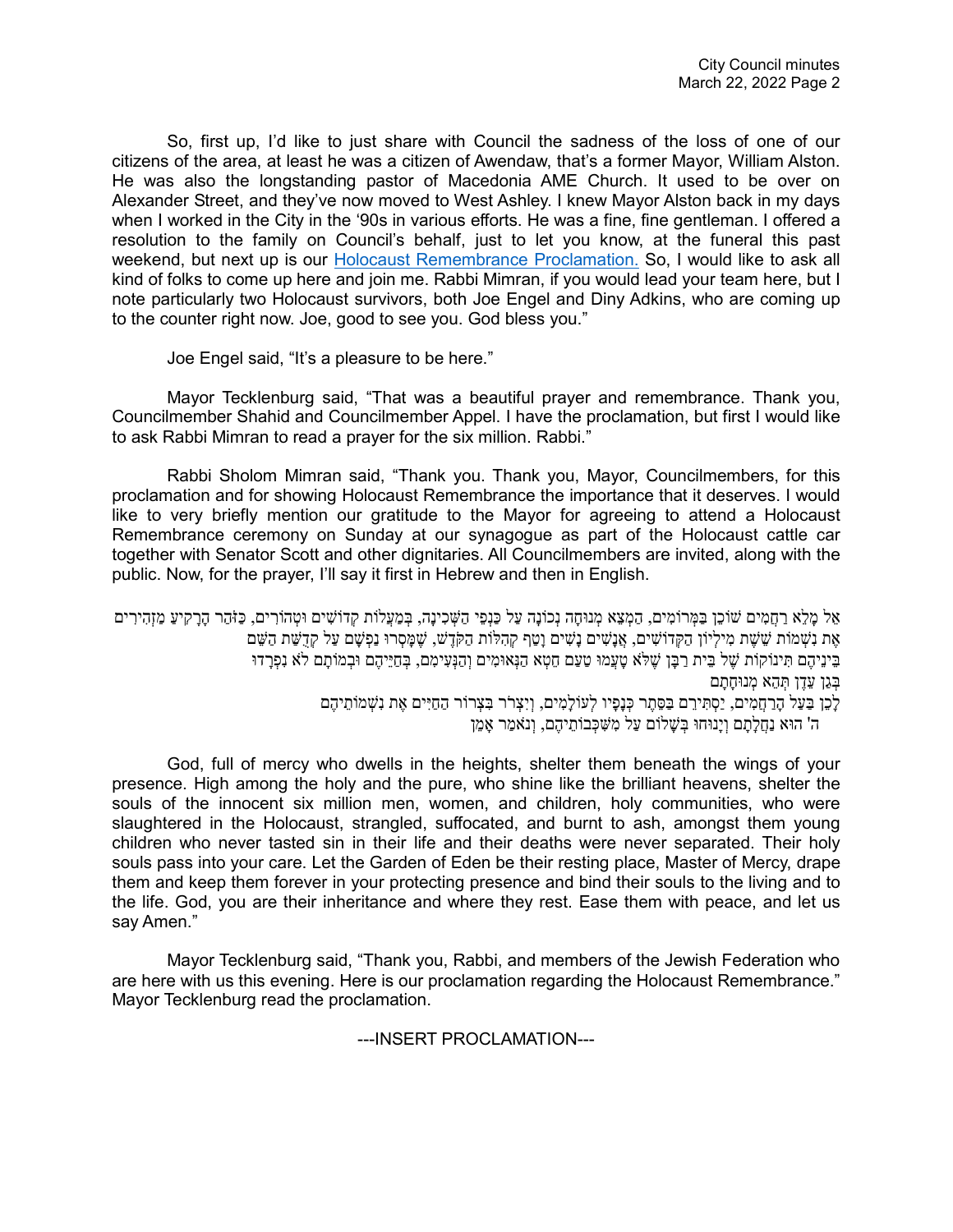So, first up, I'd like to just share with Council the sadness of the loss of one of our citizens of the area, at least he was a citizen of Awendaw, that's a former Mayor, William Alston. He was also the longstanding pastor of Macedonia AME Church. It used to be over on Alexander Street, and they've now moved to West Ashley. I knew Mayor Alston back in my days when I worked in the City in the '90s in various efforts. He was a fine, fine gentleman. I offered a resolution to the family on Council's behalf, just to let you know, at the funeral this past weekend, but next up is our Holocaust Remembrance Proclamation. So, I would like to ask all kind of folks to come up here and join me. Rabbi Mimran, if you would lead your team here, but I note particularly two Holocaust survivors, both Joe Engel and Diny Adkins, who are coming up to the counter right now. Joe, good to see you. God bless you."

Joe Engel said, "It's a pleasure to be here."

Mayor Tecklenburg said, "That was a beautiful prayer and remembrance. Thank you, Councilmember Shahid and Councilmember Appel. I have the proclamation, but first I would like to ask Rabbi Mimran to read a prayer for the six million. Rabbi."

Rabbi Sholom Mimran said, "Thank you. Thank you, Mayor, Councilmembers, for this proclamation and for showing Holocaust Remembrance the importance that it deserves. I would like to very briefly mention our gratitude to the Mayor for agreeing to attend a Holocaust Remembrance ceremony on Sunday at our synagogue as part of the Holocaust cattle car together with Senator Scott and other dignitaries. All Councilmembers are invited, along with the public. Now, for the prayer, I'll say it first in Hebrew and then in English.

אֵל מָלֵא רַחֲמִים שׁוֹכֵן בַּמְּרוֹמִים, הַמְצֵא מְנוּחָה נְכוֹנָה עַל כַּנְפֵי הַשְּׁכִינָה, בְּמַעֲלוֹת קְדוֹשִׁים וּטְהוֹרִים, כְּזֹהַר הָרָקִיעַ מַזְהִירִים
אֶת נִשְׁמוֹת שֵׁשֶׁת מִילְיוֹן הַקְּדוֹשִׁים, אֲנָשִׁים נָשִׁים וָטַף קְהִלּוֹת הַקֹּדֶשׁ, שֶׁמָּסְרוּ נַפְשָׁם עַל קְדֻשַּׁת הַשֵּׁם
בֵּינֵיהֶם תִּינוֹקוֹת שֶׁל בֵּית רַבָּן שֶׁלֹּא טָעֲמוּ טַעַם חֵטְא הַנֶּאֱהָבִים וְהַנְּעִימִים, בְּחַיֵּיהֶם וּבְמוֹתָם לֹא נִפְרָדוּ
בְּגַן עֵדֶן תְּהֵא מְנוּחָתָם
לָכֵן בַּעַל הָרַחֲמִים, יַסְתִּירֵם בְּסֵתֶר כְּנָפָיו לְעוֹלָמִים, וְיִצְרֹר בִּצְרוֹר הַחַיִּים אֶת נִשְׁמוֹתֵיהֶם
ה' הוּא נַחֲלָתָם וְיָנוּחוּ בְּשָׁלוֹם עַל מִשְׁכְּבוֹתֵיהֶם, וְנֹאמַר אָמֵן

God, full of mercy who dwells in the heights, shelter them beneath the wings of your presence. High among the holy and the pure, who shine like the brilliant heavens, shelter the souls of the innocent six million men, women, and children, holy communities, who were slaughtered in the Holocaust, strangled, suffocated, and burnt to ash, amongst them young children who never tasted sin in their life and their deaths were never separated. Their holy souls pass into your care. Let the Garden of Eden be their resting place, Master of Mercy, drape them and keep them forever in your protecting presence and bind their souls to the living and to the life. God, you are their inheritance and where they rest. Ease them with peace, and let us say Amen."

Mayor Tecklenburg said, "Thank you, Rabbi, and members of the Jewish Federation who are here with us this evening. Here is our proclamation regarding the Holocaust Remembrance." Mayor Tecklenburg read the proclamation.

---INSERT PROCLAMATION---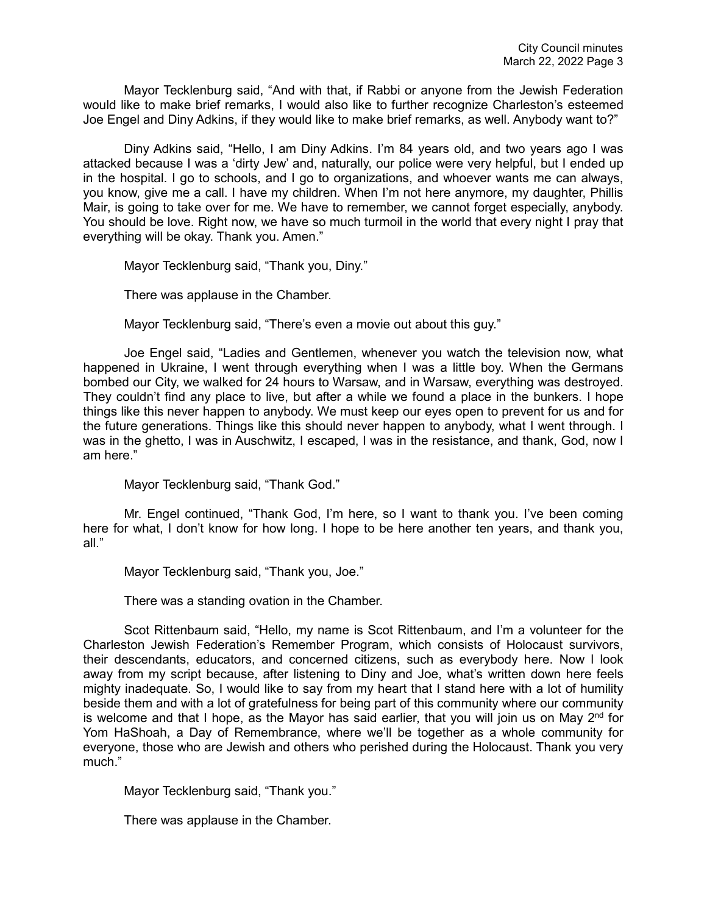Mayor Tecklenburg said, "And with that, if Rabbi or anyone from the Jewish Federation would like to make brief remarks, I would also like to further recognize Charleston's esteemed Joe Engel and Diny Adkins, if they would like to make brief remarks, as well. Anybody want to?"

Diny Adkins said, "Hello, I am Diny Adkins. I'm 84 years old, and two years ago I was attacked because I was a 'dirty Jew' and, naturally, our police were very helpful, but I ended up in the hospital. I go to schools, and I go to organizations, and whoever wants me can always, you know, give me a call. I have my children. When I'm not here anymore, my daughter, Phillis Mair, is going to take over for me. We have to remember, we cannot forget especially, anybody. You should be love. Right now, we have so much turmoil in the world that every night I pray that everything will be okay. Thank you. Amen."

Mayor Tecklenburg said, "Thank you, Diny."

There was applause in the Chamber.

Mayor Tecklenburg said, "There's even a movie out about this guy."

Joe Engel said, "Ladies and Gentlemen, whenever you watch the television now, what happened in Ukraine, I went through everything when I was a little boy. When the Germans bombed our City, we walked for 24 hours to Warsaw, and in Warsaw, everything was destroyed. They couldn't find any place to live, but after a while we found a place in the bunkers. I hope things like this never happen to anybody. We must keep our eyes open to prevent for us and for the future generations. Things like this should never happen to anybody, what I went through. I was in the ghetto, I was in Auschwitz, I escaped, I was in the resistance, and thank, God, now I am here."

Mayor Tecklenburg said, "Thank God."

Mr. Engel continued, "Thank God, I'm here, so I want to thank you. I've been coming here for what, I don't know for how long. I hope to be here another ten years, and thank you, all."

Mayor Tecklenburg said, "Thank you, Joe."

There was a standing ovation in the Chamber.

Scot Rittenbaum said, "Hello, my name is Scot Rittenbaum, and I'm a volunteer for the Charleston Jewish Federation's Remember Program, which consists of Holocaust survivors, their descendants, educators, and concerned citizens, such as everybody here. Now I look away from my script because, after listening to Diny and Joe, what's written down here feels mighty inadequate. So, I would like to say from my heart that I stand here with a lot of humility beside them and with a lot of gratefulness for being part of this community where our community is welcome and that I hope, as the Mayor has said earlier, that you will join us on May 2nd for Yom HaShoah, a Day of Remembrance, where we'll be together as a whole community for everyone, those who are Jewish and others who perished during the Holocaust. Thank you very much."

Mayor Tecklenburg said, "Thank you."

There was applause in the Chamber.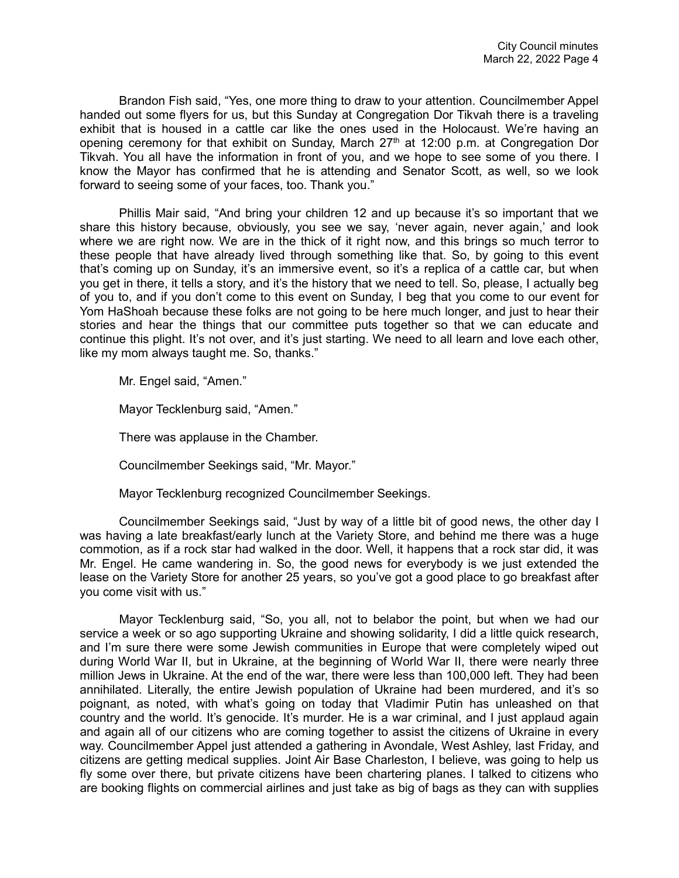Brandon Fish said, "Yes, one more thing to draw to your attention. Councilmember Appel handed out some flyers for us, but this Sunday at Congregation Dor Tikvah there is a traveling exhibit that is housed in a cattle car like the ones used in the Holocaust. We're having an opening ceremony for that exhibit on Sunday, March 27th at 12:00 p.m. at Congregation Dor Tikvah. You all have the information in front of you, and we hope to see some of you there. I know the Mayor has confirmed that he is attending and Senator Scott, as well, so we look forward to seeing some of your faces, too. Thank you."

Phillis Mair said, "And bring your children 12 and up because it's so important that we share this history because, obviously, you see we say, 'never again, never again,' and look where we are right now. We are in the thick of it right now, and this brings so much terror to these people that have already lived through something like that. So, by going to this event that's coming up on Sunday, it's an immersive event, so it's a replica of a cattle car, but when you get in there, it tells a story, and it's the history that we need to tell. So, please, I actually beg of you to, and if you don't come to this event on Sunday, I beg that you come to our event for Yom HaShoah because these folks are not going to be here much longer, and just to hear their stories and hear the things that our committee puts together so that we can educate and continue this plight. It's not over, and it's just starting. We need to all learn and love each other, like my mom always taught me. So, thanks."

Mr. Engel said, "Amen."

Mayor Tecklenburg said, "Amen."

There was applause in the Chamber.

Councilmember Seekings said, "Mr. Mayor."

Mayor Tecklenburg recognized Councilmember Seekings.

Councilmember Seekings said, "Just by way of a little bit of good news, the other day I was having a late breakfast/early lunch at the Variety Store, and behind me there was a huge commotion, as if a rock star had walked in the door. Well, it happens that a rock star did, it was Mr. Engel. He came wandering in. So, the good news for everybody is we just extended the lease on the Variety Store for another 25 years, so you've got a good place to go breakfast after you come visit with us."

Mayor Tecklenburg said, "So, you all, not to belabor the point, but when we had our service a week or so ago supporting Ukraine and showing solidarity, I did a little quick research, and I'm sure there were some Jewish communities in Europe that were completely wiped out during World War II, but in Ukraine, at the beginning of World War II, there were nearly three million Jews in Ukraine. At the end of the war, there were less than 100,000 left. They had been annihilated. Literally, the entire Jewish population of Ukraine had been murdered, and it's so poignant, as noted, with what's going on today that Vladimir Putin has unleashed on that country and the world. It's genocide. It's murder. He is a war criminal, and I just applaud again and again all of our citizens who are coming together to assist the citizens of Ukraine in every way. Councilmember Appel just attended a gathering in Avondale, West Ashley, last Friday, and citizens are getting medical supplies. Joint Air Base Charleston, I believe, was going to help us fly some over there, but private citizens have been chartering planes. I talked to citizens who are booking flights on commercial airlines and just take as big of bags as they can with supplies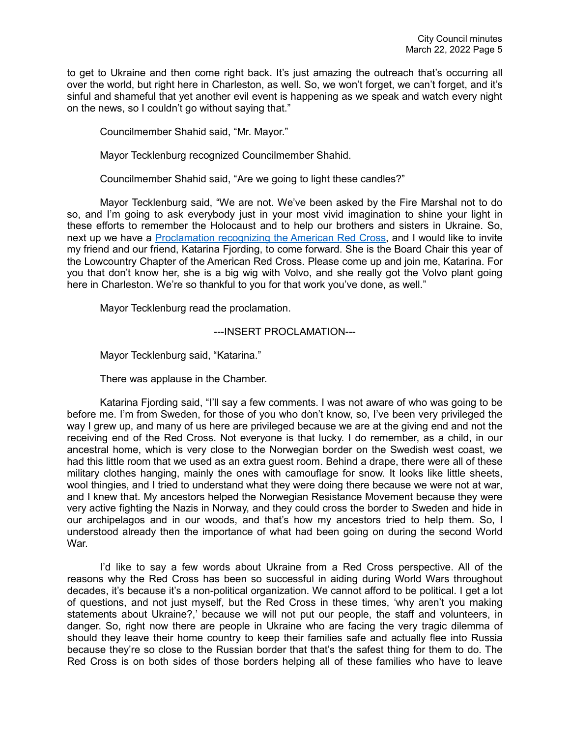to get to Ukraine and then come right back. It's just amazing the outreach that's occurring all over the world, but right here in Charleston, as well. So, we won't forget, we can't forget, and it's sinful and shameful that yet another evil event is happening as we speak and watch every night on the news, so I couldn't go without saying that."

Councilmember Shahid said, "Mr. Mayor."

Mayor Tecklenburg recognized Councilmember Shahid.

Councilmember Shahid said, "Are we going to light these candles?"

Mayor Tecklenburg said, "We are not. We've been asked by the Fire Marshal not to do so, and I'm going to ask everybody just in your most vivid imagination to shine your light in these efforts to remember the Holocaust and to help our brothers and sisters in Ukraine. So, next up we have a [Proclamation recognizing the American Red Cross](), and I would like to invite my friend and our friend, Katarina Fjording, to come forward. She is the Board Chair this year of the Lowcountry Chapter of the American Red Cross. Please come up and join me, Katarina. For you that don't know her, she is a big wig with Volvo, and she really got the Volvo plant going here in Charleston. We're so thankful to you for that work you've done, as well."

Mayor Tecklenburg read the proclamation.

---INSERT PROCLAMATION---

Mayor Tecklenburg said, "Katarina."

There was applause in the Chamber.

Katarina Fjording said, "I'll say a few comments. I was not aware of who was going to be before me. I'm from Sweden, for those of you who don't know, so, I've been very privileged the way I grew up, and many of us here are privileged because we are at the giving end and not the receiving end of the Red Cross. Not everyone is that lucky. I do remember, as a child, in our ancestral home, which is very close to the Norwegian border on the Swedish west coast, we had this little room that we used as an extra guest room. Behind a drape, there were all of these military clothes hanging, mainly the ones with camouflage for snow. It looks like little sheets, wool thingies, and I tried to understand what they were doing there because we were not at war, and I knew that. My ancestors helped the Norwegian Resistance Movement because they were very active fighting the Nazis in Norway, and they could cross the border to Sweden and hide in our archipelagos and in our woods, and that's how my ancestors tried to help them. So, I understood already then the importance of what had been going on during the second World War.

I'd like to say a few words about Ukraine from a Red Cross perspective. All of the reasons why the Red Cross has been so successful in aiding during World Wars throughout decades, it's because it's a non-political organization. We cannot afford to be political. I get a lot of questions, and not just myself, but the Red Cross in these times, 'why aren't you making statements about Ukraine?,' because we will not put our people, the staff and volunteers, in danger. So, right now there are people in Ukraine who are facing the very tragic dilemma of should they leave their home country to keep their families safe and actually flee into Russia because they're so close to the Russian border that that's the safest thing for them to do. The Red Cross is on both sides of those borders helping all of these families who have to leave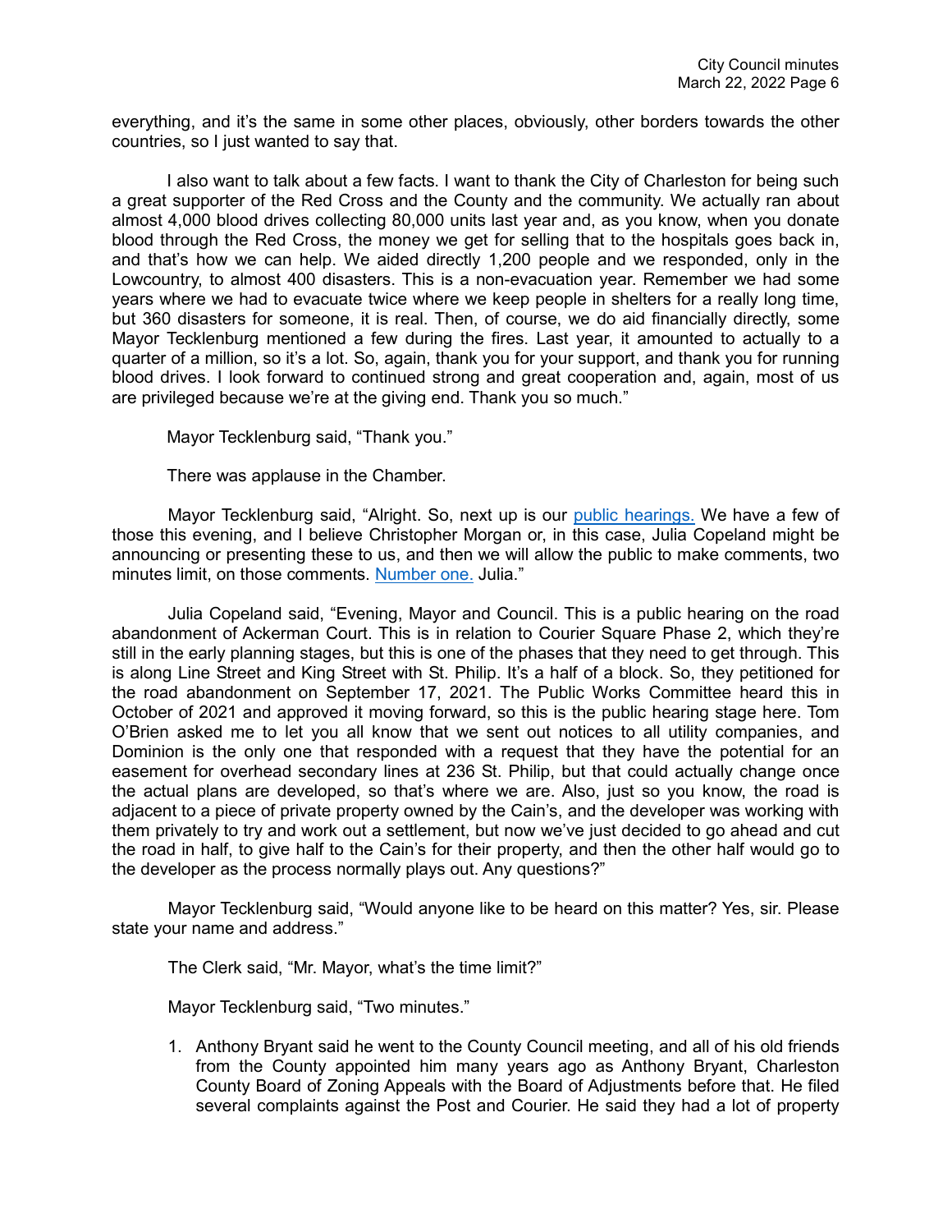everything, and it's the same in some other places, obviously, other borders towards the other countries, so I just wanted to say that.

I also want to talk about a few facts. I want to thank the City of Charleston for being such a great supporter of the Red Cross and the County and the community. We actually ran about almost 4,000 blood drives collecting 80,000 units last year and, as you know, when you donate blood through the Red Cross, the money we get for selling that to the hospitals goes back in, and that's how we can help. We aided directly 1,200 people and we responded, only in the Lowcountry, to almost 400 disasters. This is a non-evacuation year. Remember we had some years where we had to evacuate twice where we keep people in shelters for a really long time, but 360 disasters for someone, it is real. Then, of course, we do aid financially directly, some Mayor Tecklenburg mentioned a few during the fires. Last year, it amounted to actually to a quarter of a million, so it's a lot. So, again, thank you for your support, and thank you for running blood drives. I look forward to continued strong and great cooperation and, again, most of us are privileged because we're at the giving end. Thank you so much."

Mayor Tecklenburg said, "Thank you."

There was applause in the Chamber.

Mayor Tecklenburg said, "Alright. So, next up is our public hearings. We have a few of those this evening, and I believe Christopher Morgan or, in this case, Julia Copeland might be announcing or presenting these to us, and then we will allow the public to make comments, two minutes limit, on those comments. Number one. Julia."

Julia Copeland said, "Evening, Mayor and Council. This is a public hearing on the road abandonment of Ackerman Court. This is in relation to Courier Square Phase 2, which they're still in the early planning stages, but this is one of the phases that they need to get through. This is along Line Street and King Street with St. Philip. It's a half of a block. So, they petitioned for the road abandonment on September 17, 2021. The Public Works Committee heard this in October of 2021 and approved it moving forward, so this is the public hearing stage here. Tom O'Brien asked me to let you all know that we sent out notices to all utility companies, and Dominion is the only one that responded with a request that they have the potential for an easement for overhead secondary lines at 236 St. Philip, but that could actually change once the actual plans are developed, so that's where we are. Also, just so you know, the road is adjacent to a piece of private property owned by the Cain's, and the developer was working with them privately to try and work out a settlement, but now we've just decided to go ahead and cut the road in half, to give half to the Cain's for their property, and then the other half would go to the developer as the process normally plays out. Any questions?"

Mayor Tecklenburg said, "Would anyone like to be heard on this matter? Yes, sir. Please state your name and address."

The Clerk said, "Mr. Mayor, what's the time limit?"

Mayor Tecklenburg said, "Two minutes."

1. Anthony Bryant said he went to the County Council meeting, and all of his old friends from the County appointed him many years ago as Anthony Bryant, Charleston County Board of Zoning Appeals with the Board of Adjustments before that. He filed several complaints against the Post and Courier. He said they had a lot of property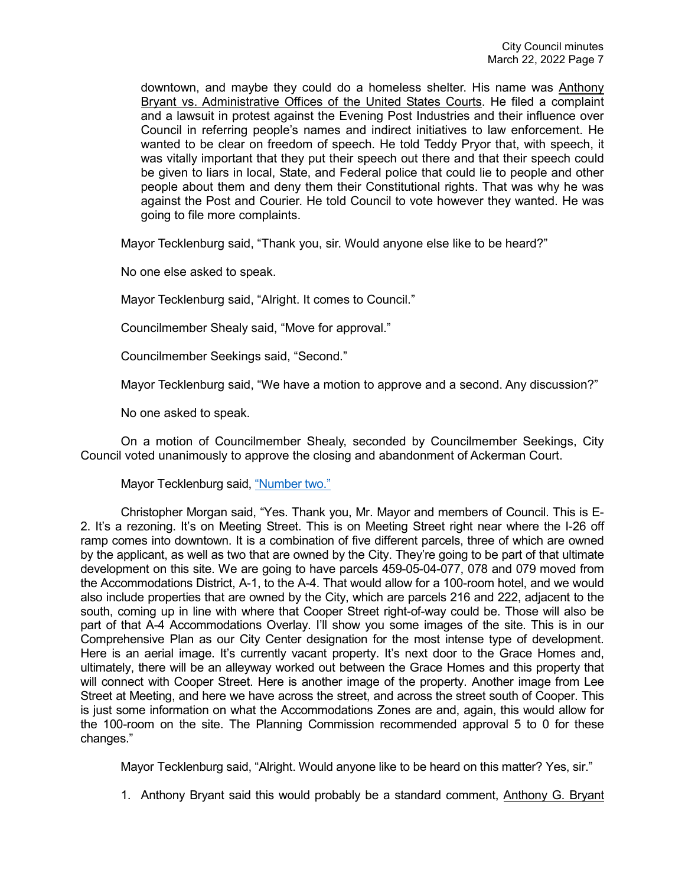downtown, and maybe they could do a homeless shelter. His name was Anthony Bryant vs. Administrative Offices of the United States Courts. He filed a complaint and a lawsuit in protest against the Evening Post Industries and their influence over Council in referring people's names and indirect initiatives to law enforcement. He wanted to be clear on freedom of speech. He told Teddy Pryor that, with speech, it was vitally important that they put their speech out there and that their speech could be given to liars in local, State, and Federal police that could lie to people and other people about them and deny them their Constitutional rights. That was why he was against the Post and Courier. He told Council to vote however they wanted. He was going to file more complaints.

Mayor Tecklenburg said, "Thank you, sir. Would anyone else like to be heard?"

No one else asked to speak.

Mayor Tecklenburg said, "Alright. It comes to Council."

Councilmember Shealy said, "Move for approval."

Councilmember Seekings said, "Second."

Mayor Tecklenburg said, "We have a motion to approve and a second. Any discussion?"

No one asked to speak.

On a motion of Councilmember Shealy, seconded by Councilmember Seekings, City Council voted unanimously to approve the closing and abandonment of Ackerman Court.

Mayor Tecklenburg said, "Number two."

Christopher Morgan said, "Yes. Thank you, Mr. Mayor and members of Council. This is E-2. It's a rezoning. It's on Meeting Street. This is on Meeting Street right near where the I-26 off ramp comes into downtown. It is a combination of five different parcels, three of which are owned by the applicant, as well as two that are owned by the City. They're going to be part of that ultimate development on this site. We are going to have parcels 459-05-04-077, 078 and 079 moved from the Accommodations District, A-1, to the A-4. That would allow for a 100-room hotel, and we would also include properties that are owned by the City, which are parcels 216 and 222, adjacent to the south, coming up in line with where that Cooper Street right-of-way could be. Those will also be part of that A-4 Accommodations Overlay. I'll show you some images of the site. This is in our Comprehensive Plan as our City Center designation for the most intense type of development. Here is an aerial image. It's currently vacant property. It's next door to the Grace Homes and, ultimately, there will be an alleyway worked out between the Grace Homes and this property that will connect with Cooper Street. Here is another image of the property. Another image from Lee Street at Meeting, and here we have across the street, and across the street south of Cooper. This is just some information on what the Accommodations Zones are and, again, this would allow for the 100-room on the site. The Planning Commission recommended approval 5 to 0 for these changes."

Mayor Tecklenburg said, "Alright. Would anyone like to be heard on this matter? Yes, sir."

1. Anthony Bryant said this would probably be a standard comment, Anthony G. Bryant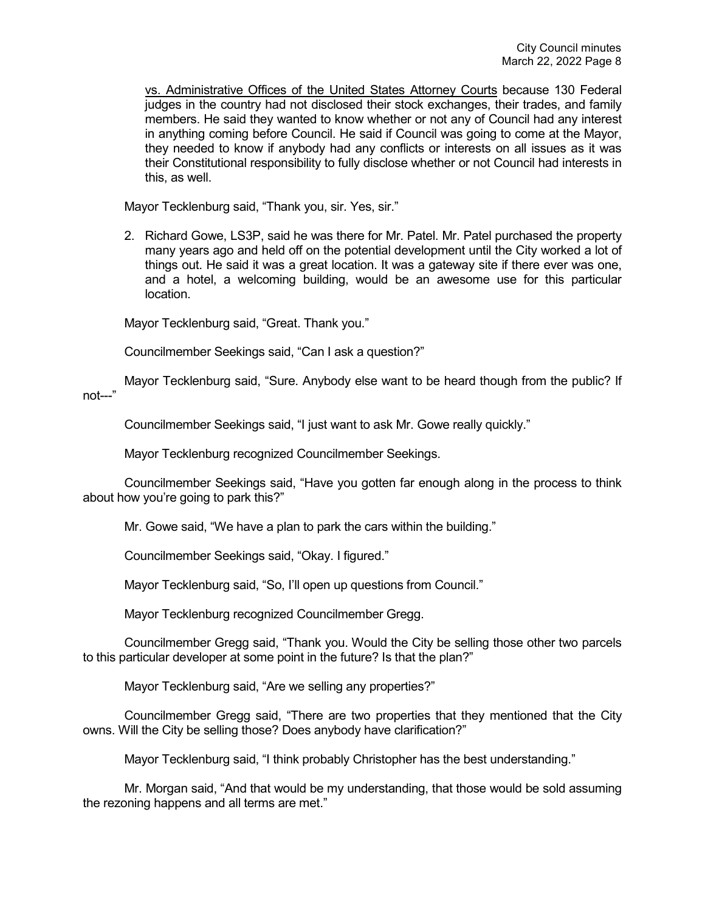vs. Administrative Offices of the United States Attorney Courts because 130 Federal judges in the country had not disclosed their stock exchanges, their trades, and family members. He said they wanted to know whether or not any of Council had any interest in anything coming before Council. He said if Council was going to come at the Mayor, they needed to know if anybody had any conflicts or interests on all issues as it was their Constitutional responsibility to fully disclose whether or not Council had interests in this, as well.

Mayor Tecklenburg said, "Thank you, sir. Yes, sir."

2. Richard Gowe, LS3P, said he was there for Mr. Patel. Mr. Patel purchased the property many years ago and held off on the potential development until the City worked a lot of things out. He said it was a great location. It was a gateway site if there ever was one, and a hotel, a welcoming building, would be an awesome use for this particular location.

Mayor Tecklenburg said, "Great. Thank you."

Councilmember Seekings said, "Can I ask a question?"

Mayor Tecklenburg said, "Sure. Anybody else want to be heard though from the public? If not---"

Councilmember Seekings said, "I just want to ask Mr. Gowe really quickly."

Mayor Tecklenburg recognized Councilmember Seekings.

Councilmember Seekings said, "Have you gotten far enough along in the process to think about how you're going to park this?"

Mr. Gowe said, "We have a plan to park the cars within the building."

Councilmember Seekings said, "Okay. I figured."

Mayor Tecklenburg said, "So, I'll open up questions from Council."

Mayor Tecklenburg recognized Councilmember Gregg.

Councilmember Gregg said, "Thank you. Would the City be selling those other two parcels to this particular developer at some point in the future? Is that the plan?"

Mayor Tecklenburg said, "Are we selling any properties?"

Councilmember Gregg said, "There are two properties that they mentioned that the City owns. Will the City be selling those? Does anybody have clarification?"

Mayor Tecklenburg said, "I think probably Christopher has the best understanding."

Mr. Morgan said, "And that would be my understanding, that those would be sold assuming the rezoning happens and all terms are met."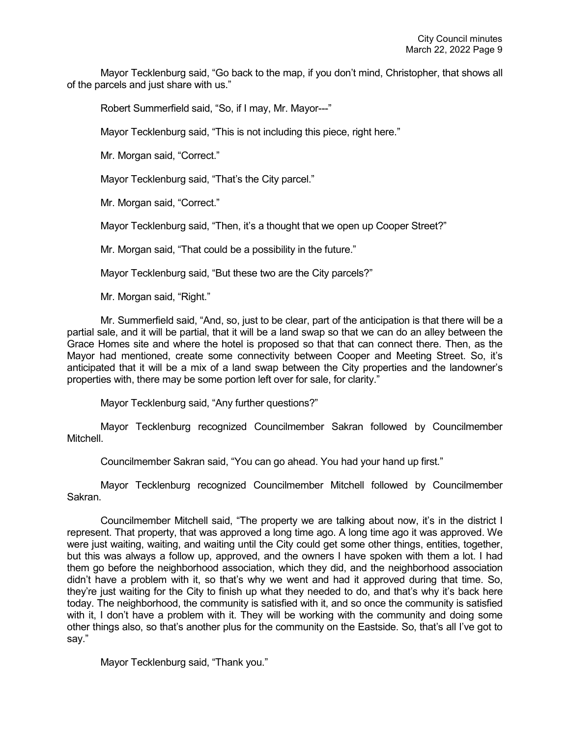Mayor Tecklenburg said, "Go back to the map, if you don't mind, Christopher, that shows all of the parcels and just share with us."

Robert Summerfield said, "So, if I may, Mr. Mayor---"

Mayor Tecklenburg said, "This is not including this piece, right here."

Mr. Morgan said, "Correct."

Mayor Tecklenburg said, "That's the City parcel."

Mr. Morgan said, "Correct."

Mayor Tecklenburg said, "Then, it's a thought that we open up Cooper Street?"

Mr. Morgan said, "That could be a possibility in the future."

Mayor Tecklenburg said, "But these two are the City parcels?"

Mr. Morgan said, "Right."

Mr. Summerfield said, "And, so, just to be clear, part of the anticipation is that there will be a partial sale, and it will be partial, that it will be a land swap so that we can do an alley between the Grace Homes site and where the hotel is proposed so that that can connect there. Then, as the Mayor had mentioned, create some connectivity between Cooper and Meeting Street. So, it's anticipated that it will be a mix of a land swap between the City properties and the landowner's properties with, there may be some portion left over for sale, for clarity."

Mayor Tecklenburg said, "Any further questions?"

Mayor Tecklenburg recognized Councilmember Sakran followed by Councilmember Mitchell.

Councilmember Sakran said, "You can go ahead. You had your hand up first."

Mayor Tecklenburg recognized Councilmember Mitchell followed by Councilmember Sakran.

Councilmember Mitchell said, "The property we are talking about now, it's in the district I represent. That property, that was approved a long time ago. A long time ago it was approved. We were just waiting, waiting, and waiting until the City could get some other things, entities, together, but this was always a follow up, approved, and the owners I have spoken with them a lot. I had them go before the neighborhood association, which they did, and the neighborhood association didn't have a problem with it, so that's why we went and had it approved during that time. So, they're just waiting for the City to finish up what they needed to do, and that's why it's back here today. The neighborhood, the community is satisfied with it, and so once the community is satisfied with it, I don't have a problem with it. They will be working with the community and doing some other things also, so that's another plus for the community on the Eastside. So, that's all I've got to say."

Mayor Tecklenburg said, "Thank you."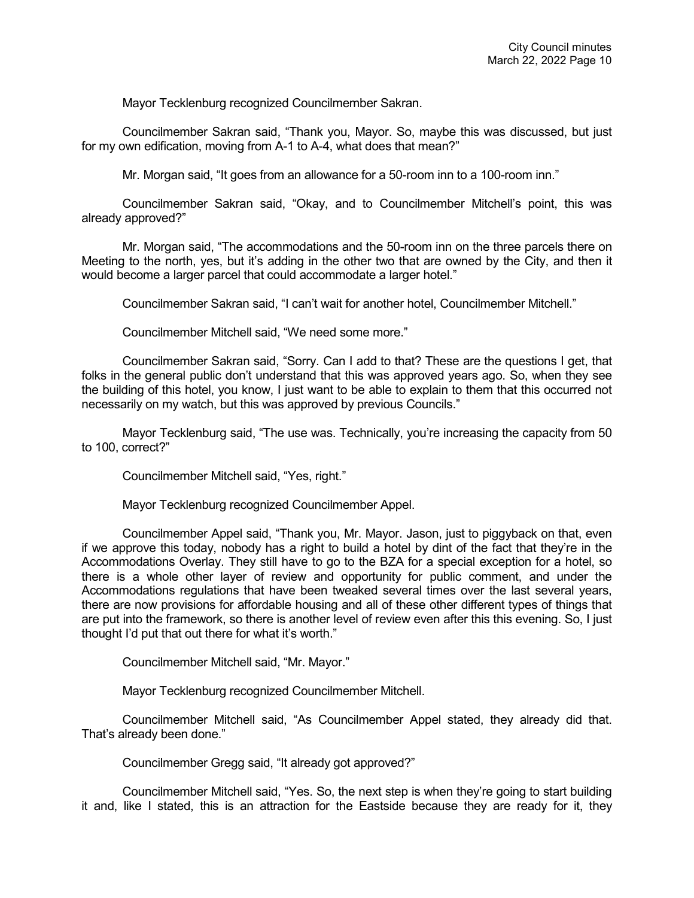Mayor Tecklenburg recognized Councilmember Sakran.

Councilmember Sakran said, "Thank you, Mayor. So, maybe this was discussed, but just for my own edification, moving from A-1 to A-4, what does that mean?"

Mr. Morgan said, "It goes from an allowance for a 50-room inn to a 100-room inn."

Councilmember Sakran said, "Okay, and to Councilmember Mitchell's point, this was already approved?"

Mr. Morgan said, "The accommodations and the 50-room inn on the three parcels there on Meeting to the north, yes, but it's adding in the other two that are owned by the City, and then it would become a larger parcel that could accommodate a larger hotel."

Councilmember Sakran said, "I can't wait for another hotel, Councilmember Mitchell."

Councilmember Mitchell said, "We need some more."

Councilmember Sakran said, "Sorry. Can I add to that? These are the questions I get, that folks in the general public don't understand that this was approved years ago. So, when they see the building of this hotel, you know, I just want to be able to explain to them that this occurred not necessarily on my watch, but this was approved by previous Councils."

Mayor Tecklenburg said, "The use was. Technically, you're increasing the capacity from 50 to 100, correct?"

Councilmember Mitchell said, "Yes, right."

Mayor Tecklenburg recognized Councilmember Appel.

Councilmember Appel said, "Thank you, Mr. Mayor. Jason, just to piggyback on that, even if we approve this today, nobody has a right to build a hotel by dint of the fact that they're in the Accommodations Overlay. They still have to go to the BZA for a special exception for a hotel, so there is a whole other layer of review and opportunity for public comment, and under the Accommodations regulations that have been tweaked several times over the last several years, there are now provisions for affordable housing and all of these other different types of things that are put into the framework, so there is another level of review even after this this evening. So, I just thought I'd put that out there for what it's worth."

Councilmember Mitchell said, "Mr. Mayor."

Mayor Tecklenburg recognized Councilmember Mitchell.

Councilmember Mitchell said, "As Councilmember Appel stated, they already did that. That's already been done."

Councilmember Gregg said, "It already got approved?"

Councilmember Mitchell said, "Yes. So, the next step is when they're going to start building it and, like I stated, this is an attraction for the Eastside because they are ready for it, they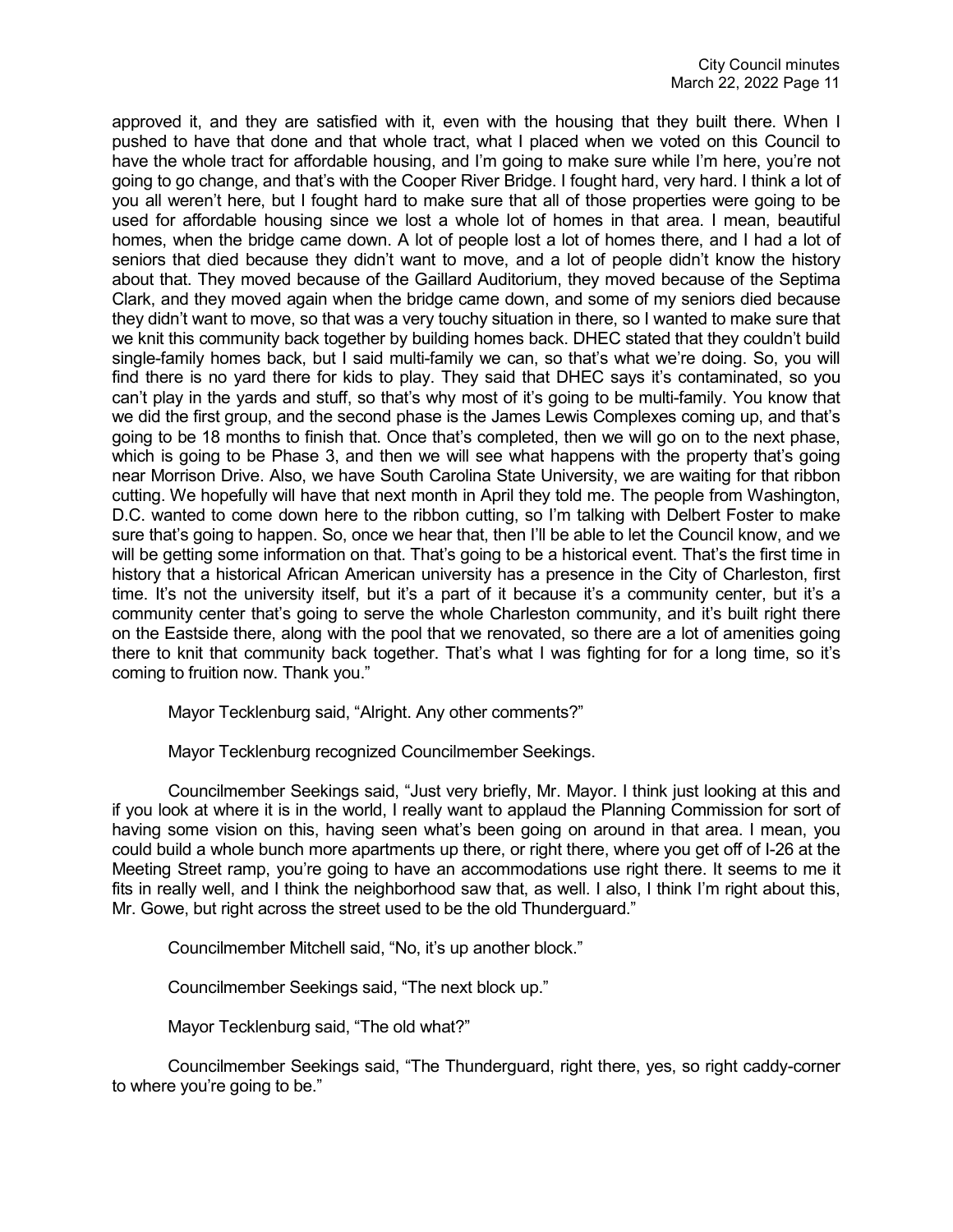approved it, and they are satisfied with it, even with the housing that they built there. When I pushed to have that done and that whole tract, what I placed when we voted on this Council to have the whole tract for affordable housing, and I'm going to make sure while I'm here, you're not going to go change, and that's with the Cooper River Bridge. I fought hard, very hard. I think a lot of you all weren't here, but I fought hard to make sure that all of those properties were going to be used for affordable housing since we lost a whole lot of homes in that area. I mean, beautiful homes, when the bridge came down. A lot of people lost a lot of homes there, and I had a lot of seniors that died because they didn't want to move, and a lot of people didn't know the history about that. They moved because of the Gaillard Auditorium, they moved because of the Septima Clark, and they moved again when the bridge came down, and some of my seniors died because they didn't want to move, so that was a very touchy situation in there, so I wanted to make sure that we knit this community back together by building homes back. DHEC stated that they couldn't build single-family homes back, but I said multi-family we can, so that's what we're doing. So, you will find there is no yard there for kids to play. They said that DHEC says it's contaminated, so you can't play in the yards and stuff, so that's why most of it's going to be multi-family. You know that we did the first group, and the second phase is the James Lewis Complexes coming up, and that's going to be 18 months to finish that. Once that's completed, then we will go on to the next phase, which is going to be Phase 3, and then we will see what happens with the property that's going near Morrison Drive. Also, we have South Carolina State University, we are waiting for that ribbon cutting. We hopefully will have that next month in April they told me. The people from Washington, D.C. wanted to come down here to the ribbon cutting, so I'm talking with Delbert Foster to make sure that's going to happen. So, once we hear that, then I'll be able to let the Council know, and we will be getting some information on that. That's going to be a historical event. That's the first time in history that a historical African American university has a presence in the City of Charleston, first time. It's not the university itself, but it's a part of it because it's a community center, but it's a community center that's going to serve the whole Charleston community, and it's built right there on the Eastside there, along with the pool that we renovated, so there are a lot of amenities going there to knit that community back together. That's what I was fighting for for a long time, so it's coming to fruition now. Thank you."

Mayor Tecklenburg said, "Alright. Any other comments?"

Mayor Tecklenburg recognized Councilmember Seekings.

Councilmember Seekings said, "Just very briefly, Mr. Mayor. I think just looking at this and if you look at where it is in the world, I really want to applaud the Planning Commission for sort of having some vision on this, having seen what's been going on around in that area. I mean, you could build a whole bunch more apartments up there, or right there, where you get off of I-26 at the Meeting Street ramp, you're going to have an accommodations use right there. It seems to me it fits in really well, and I think the neighborhood saw that, as well. I also, I think I'm right about this, Mr. Gowe, but right across the street used to be the old Thunderguard."

Councilmember Mitchell said, "No, it's up another block."

Councilmember Seekings said, "The next block up."

Mayor Tecklenburg said, "The old what?"

Councilmember Seekings said, "The Thunderguard, right there, yes, so right caddy-corner to where you're going to be."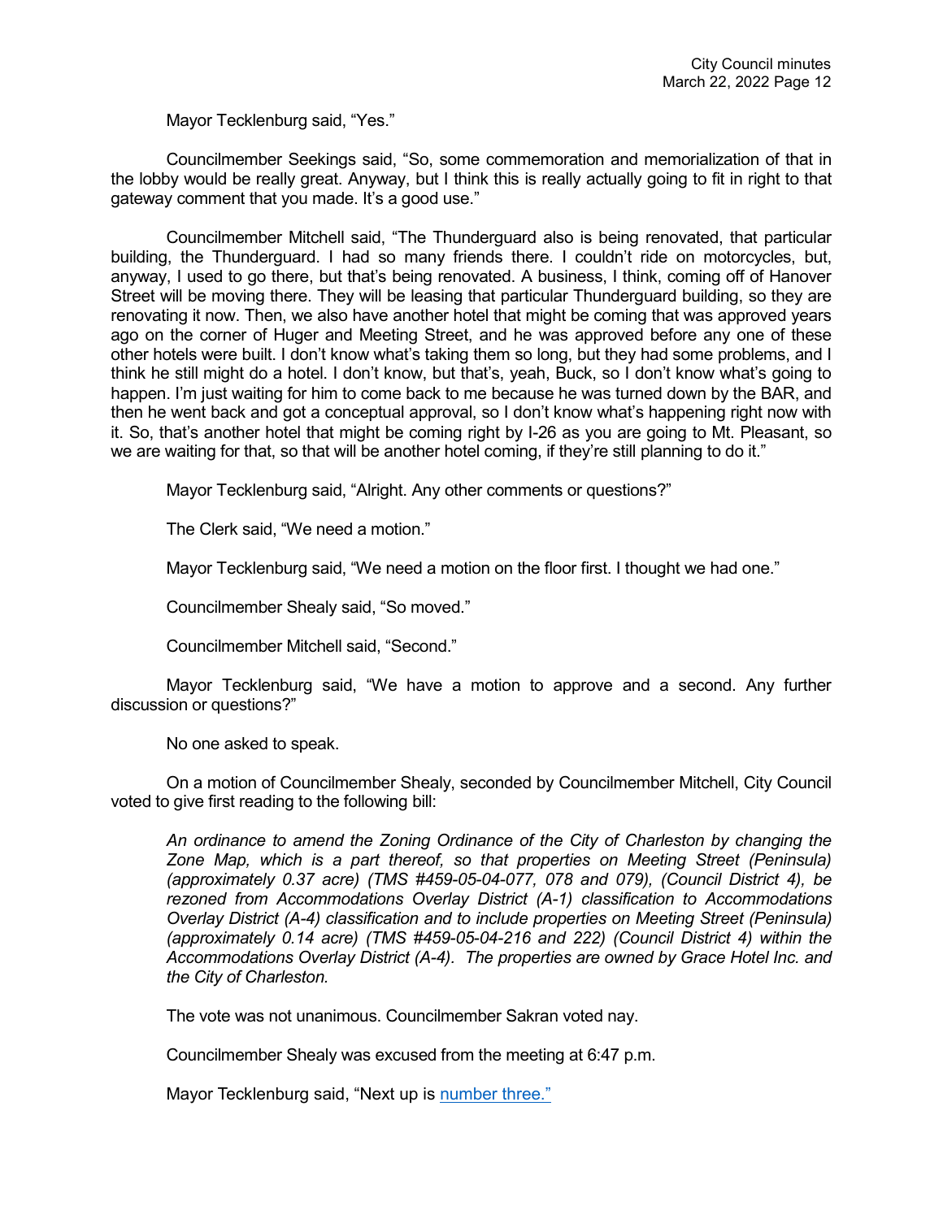Mayor Tecklenburg said, “Yes.”

Councilmember Seekings said, “So, some commemoration and memorialization of that in the lobby would be really great. Anyway, but I think this is really actually going to fit in right to that gateway comment that you made. It’s a good use.”

Councilmember Mitchell said, “The Thunderguard also is being renovated, that particular building, the Thunderguard. I had so many friends there. I couldn’t ride on motorcycles, but, anyway, I used to go there, but that’s being renovated. A business, I think, coming off of Hanover Street will be moving there. They will be leasing that particular Thunderguard building, so they are renovating it now. Then, we also have another hotel that might be coming that was approved years ago on the corner of Huger and Meeting Street, and he was approved before any one of these other hotels were built. I don’t know what’s taking them so long, but they had some problems, and I think he still might do a hotel. I don’t know, but that’s, yeah, Buck, so I don’t know what’s going to happen. I’m just waiting for him to come back to me because he was turned down by the BAR, and then he went back and got a conceptual approval, so I don’t know what’s happening right now with it. So, that’s another hotel that might be coming right by I-26 as you are going to Mt. Pleasant, so we are waiting for that, so that will be another hotel coming, if they’re still planning to do it.”

Mayor Tecklenburg said, “Alright. Any other comments or questions?”

The Clerk said, “We need a motion.”

Mayor Tecklenburg said, “We need a motion on the floor first. I thought we had one.”

Councilmember Shealy said, “So moved.”

Councilmember Mitchell said, “Second.”

Mayor Tecklenburg said, “We have a motion to approve and a second. Any further discussion or questions?”

No one asked to speak.

On a motion of Councilmember Shealy, seconded by Councilmember Mitchell, City Council voted to give first reading to the following bill:

*An ordinance to amend the Zoning Ordinance of the City of Charleston by changing the Zone Map, which is a part thereof, so that properties on Meeting Street (Peninsula) (approximately 0.37 acre) (TMS #459-05-04-077, 078 and 079), (Council District 4), be rezoned from Accommodations Overlay District (A-1) classification to Accommodations Overlay District (A-4) classification and to include properties on Meeting Street (Peninsula) (approximately 0.14 acre) (TMS #459-05-04-216 and 222) (Council District 4) within the Accommodations Overlay District (A-4). The properties are owned by Grace Hotel Inc. and the City of Charleston.*

The vote was not unanimous. Councilmember Sakran voted nay.

Councilmember Shealy was excused from the meeting at 6:47 p.m.

Mayor Tecklenburg said, “Next up is number three.”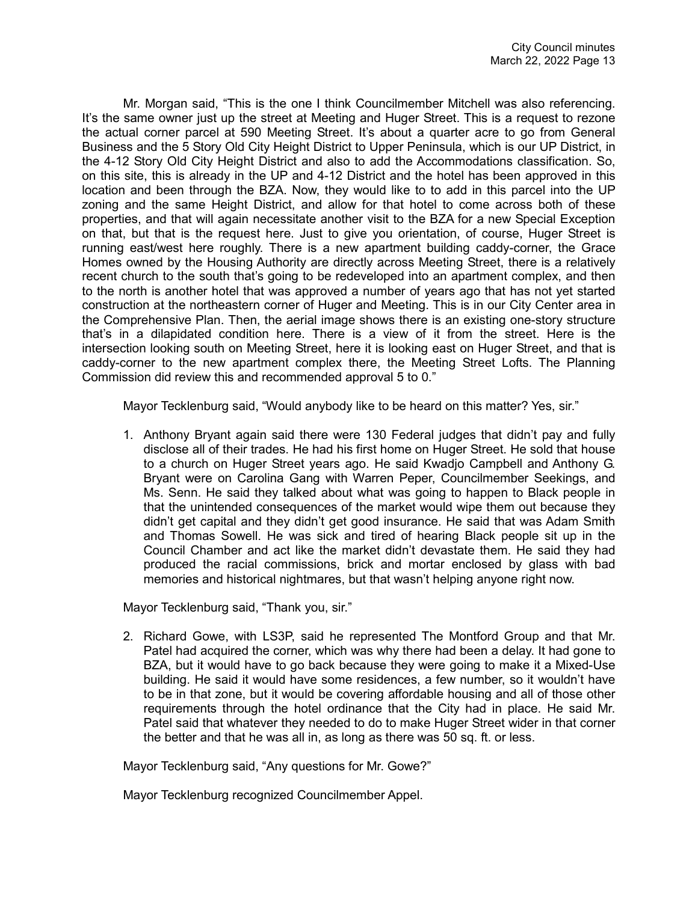Mr. Morgan said, "This is the one I think Councilmember Mitchell was also referencing. It's the same owner just up the street at Meeting and Huger Street. This is a request to rezone the actual corner parcel at 590 Meeting Street. It's about a quarter acre to go from General Business and the 5 Story Old City Height District to Upper Peninsula, which is our UP District, in the 4-12 Story Old City Height District and also to add the Accommodations classification. So, on this site, this is already in the UP and 4-12 District and the hotel has been approved in this location and been through the BZA. Now, they would like to to add in this parcel into the UP zoning and the same Height District, and allow for that hotel to come across both of these properties, and that will again necessitate another visit to the BZA for a new Special Exception on that, but that is the request here. Just to give you orientation, of course, Huger Street is running east/west here roughly. There is a new apartment building caddy-corner, the Grace Homes owned by the Housing Authority are directly across Meeting Street, there is a relatively recent church to the south that's going to be redeveloped into an apartment complex, and then to the north is another hotel that was approved a number of years ago that has not yet started construction at the northeastern corner of Huger and Meeting. This is in our City Center area in the Comprehensive Plan. Then, the aerial image shows there is an existing one-story structure that's in a dilapidated condition here. There is a view of it from the street. Here is the intersection looking south on Meeting Street, here it is looking east on Huger Street, and that is caddy-corner to the new apartment complex there, the Meeting Street Lofts. The Planning Commission did review this and recommended approval 5 to 0."

Mayor Tecklenburg said, "Would anybody like to be heard on this matter? Yes, sir."

1. Anthony Bryant again said there were 130 Federal judges that didn't pay and fully disclose all of their trades. He had his first home on Huger Street. He sold that house to a church on Huger Street years ago. He said Kwadjo Campbell and Anthony G. Bryant were on Carolina Gang with Warren Peper, Councilmember Seekings, and Ms. Senn. He said they talked about what was going to happen to Black people in that the unintended consequences of the market would wipe them out because they didn't get capital and they didn't get good insurance. He said that was Adam Smith and Thomas Sowell. He was sick and tired of hearing Black people sit up in the Council Chamber and act like the market didn't devastate them. He said they had produced the racial commissions, brick and mortar enclosed by glass with bad memories and historical nightmares, but that wasn't helping anyone right now.

Mayor Tecklenburg said, "Thank you, sir."

2. Richard Gowe, with LS3P, said he represented The Montford Group and that Mr. Patel had acquired the corner, which was why there had been a delay. It had gone to BZA, but it would have to go back because they were going to make it a Mixed-Use building. He said it would have some residences, a few number, so it wouldn't have to be in that zone, but it would be covering affordable housing and all of those other requirements through the hotel ordinance that the City had in place. He said Mr. Patel said that whatever they needed to do to make Huger Street wider in that corner the better and that he was all in, as long as there was 50 sq. ft. or less.

Mayor Tecklenburg said, "Any questions for Mr. Gowe?"

Mayor Tecklenburg recognized Councilmember Appel.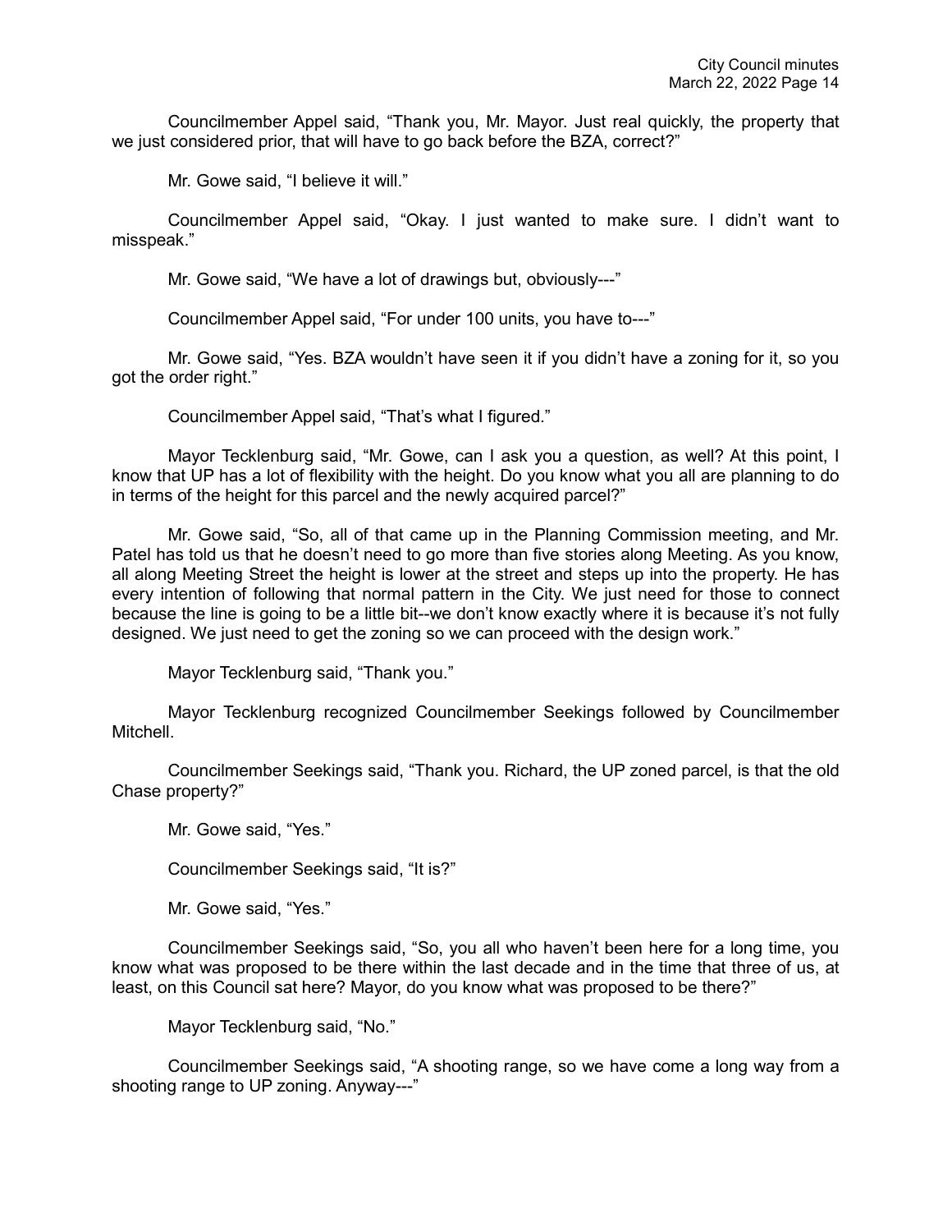Councilmember Appel said, "Thank you, Mr. Mayor. Just real quickly, the property that we just considered prior, that will have to go back before the BZA, correct?"

Mr. Gowe said, "I believe it will."

Councilmember Appel said, "Okay. I just wanted to make sure. I didn't want to misspeak."

Mr. Gowe said, "We have a lot of drawings but, obviously---"

Councilmember Appel said, "For under 100 units, you have to---"

Mr. Gowe said, "Yes. BZA wouldn't have seen it if you didn't have a zoning for it, so you got the order right."

Councilmember Appel said, "That's what I figured."

Mayor Tecklenburg said, "Mr. Gowe, can I ask you a question, as well? At this point, I know that UP has a lot of flexibility with the height. Do you know what you all are planning to do in terms of the height for this parcel and the newly acquired parcel?"

Mr. Gowe said, "So, all of that came up in the Planning Commission meeting, and Mr. Patel has told us that he doesn't need to go more than five stories along Meeting. As you know, all along Meeting Street the height is lower at the street and steps up into the property. He has every intention of following that normal pattern in the City. We just need for those to connect because the line is going to be a little bit--we don't know exactly where it is because it's not fully designed. We just need to get the zoning so we can proceed with the design work."

Mayor Tecklenburg said, "Thank you."

Mayor Tecklenburg recognized Councilmember Seekings followed by Councilmember Mitchell.

Councilmember Seekings said, "Thank you. Richard, the UP zoned parcel, is that the old Chase property?"

Mr. Gowe said, "Yes."

Councilmember Seekings said, "It is?"

Mr. Gowe said, "Yes."

Councilmember Seekings said, "So, you all who haven't been here for a long time, you know what was proposed to be there within the last decade and in the time that three of us, at least, on this Council sat here? Mayor, do you know what was proposed to be there?"

Mayor Tecklenburg said, "No."

Councilmember Seekings said, "A shooting range, so we have come a long way from a shooting range to UP zoning. Anyway---"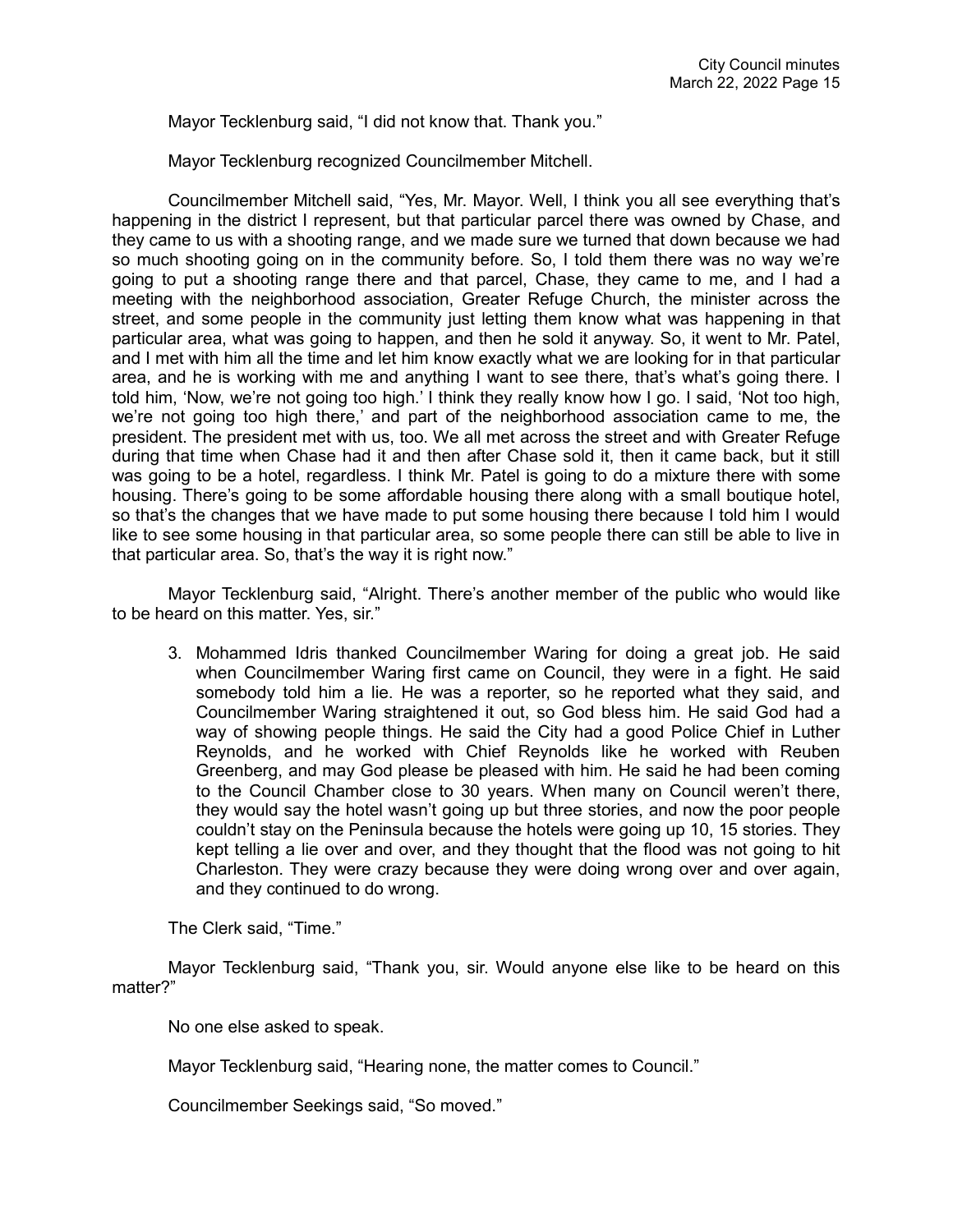Mayor Tecklenburg said, "I did not know that. Thank you."

Mayor Tecklenburg recognized Councilmember Mitchell.

Councilmember Mitchell said, "Yes, Mr. Mayor. Well, I think you all see everything that's happening in the district I represent, but that particular parcel there was owned by Chase, and they came to us with a shooting range, and we made sure we turned that down because we had so much shooting going on in the community before. So, I told them there was no way we're going to put a shooting range there and that parcel, Chase, they came to me, and I had a meeting with the neighborhood association, Greater Refuge Church, the minister across the street, and some people in the community just letting them know what was happening in that particular area, what was going to happen, and then he sold it anyway. So, it went to Mr. Patel, and I met with him all the time and let him know exactly what we are looking for in that particular area, and he is working with me and anything I want to see there, that's what's going there. I told him, 'Now, we're not going too high.' I think they really know how I go. I said, 'Not too high, we're not going too high there,' and part of the neighborhood association came to me, the president. The president met with us, too. We all met across the street and with Greater Refuge during that time when Chase had it and then after Chase sold it, then it came back, but it still was going to be a hotel, regardless. I think Mr. Patel is going to do a mixture there with some housing. There's going to be some affordable housing there along with a small boutique hotel, so that's the changes that we have made to put some housing there because I told him I would like to see some housing in that particular area, so some people there can still be able to live in that particular area. So, that's the way it is right now."

Mayor Tecklenburg said, "Alright. There's another member of the public who would like to be heard on this matter. Yes, sir."

3. Mohammed Idris thanked Councilmember Waring for doing a great job. He said when Councilmember Waring first came on Council, they were in a fight. He said somebody told him a lie. He was a reporter, so he reported what they said, and Councilmember Waring straightened it out, so God bless him. He said God had a way of showing people things. He said the City had a good Police Chief in Luther Reynolds, and he worked with Chief Reynolds like he worked with Reuben Greenberg, and may God please be pleased with him. He said he had been coming to the Council Chamber close to 30 years. When many on Council weren't there, they would say the hotel wasn't going up but three stories, and now the poor people couldn't stay on the Peninsula because the hotels were going up 10, 15 stories. They kept telling a lie over and over, and they thought that the flood was not going to hit Charleston. They were crazy because they were doing wrong over and over again, and they continued to do wrong.

The Clerk said, "Time."

Mayor Tecklenburg said, "Thank you, sir. Would anyone else like to be heard on this matter?"

No one else asked to speak.

Mayor Tecklenburg said, "Hearing none, the matter comes to Council."

Councilmember Seekings said, "So moved."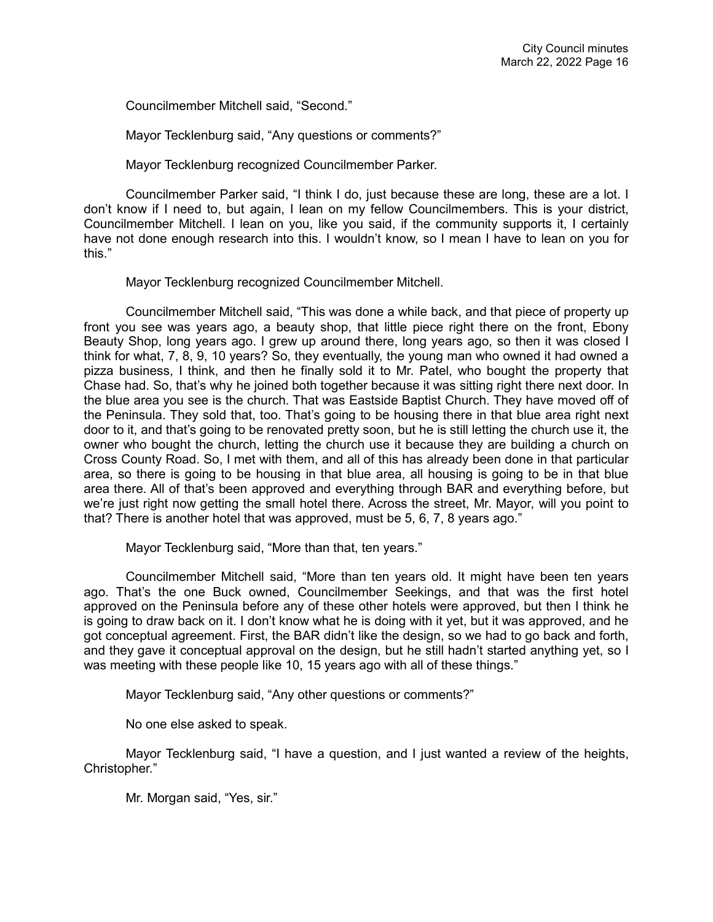Councilmember Mitchell said, "Second."

Mayor Tecklenburg said, "Any questions or comments?"

Mayor Tecklenburg recognized Councilmember Parker.

Councilmember Parker said, "I think I do, just because these are long, these are a lot. I don't know if I need to, but again, I lean on my fellow Councilmembers. This is your district, Councilmember Mitchell. I lean on you, like you said, if the community supports it, I certainly have not done enough research into this. I wouldn't know, so I mean I have to lean on you for this."

Mayor Tecklenburg recognized Councilmember Mitchell.

Councilmember Mitchell said, "This was done a while back, and that piece of property up front you see was years ago, a beauty shop, that little piece right there on the front, Ebony Beauty Shop, long years ago. I grew up around there, long years ago, so then it was closed I think for what, 7, 8, 9, 10 years? So, they eventually, the young man who owned it had owned a pizza business, I think, and then he finally sold it to Mr. Patel, who bought the property that Chase had. So, that's why he joined both together because it was sitting right there next door. In the blue area you see is the church. That was Eastside Baptist Church. They have moved off of the Peninsula. They sold that, too. That's going to be housing there in that blue area right next door to it, and that's going to be renovated pretty soon, but he is still letting the church use it, the owner who bought the church, letting the church use it because they are building a church on Cross County Road. So, I met with them, and all of this has already been done in that particular area, so there is going to be housing in that blue area, all housing is going to be in that blue area there. All of that's been approved and everything through BAR and everything before, but we're just right now getting the small hotel there. Across the street, Mr. Mayor, will you point to that? There is another hotel that was approved, must be 5, 6, 7, 8 years ago."

Mayor Tecklenburg said, "More than that, ten years."

Councilmember Mitchell said, "More than ten years old. It might have been ten years ago. That's the one Buck owned, Councilmember Seekings, and that was the first hotel approved on the Peninsula before any of these other hotels were approved, but then I think he is going to draw back on it. I don't know what he is doing with it yet, but it was approved, and he got conceptual agreement. First, the BAR didn't like the design, so we had to go back and forth, and they gave it conceptual approval on the design, but he still hadn't started anything yet, so I was meeting with these people like 10, 15 years ago with all of these things."

Mayor Tecklenburg said, "Any other questions or comments?"

No one else asked to speak.

Mayor Tecklenburg said, "I have a question, and I just wanted a review of the heights, Christopher."

Mr. Morgan said, "Yes, sir."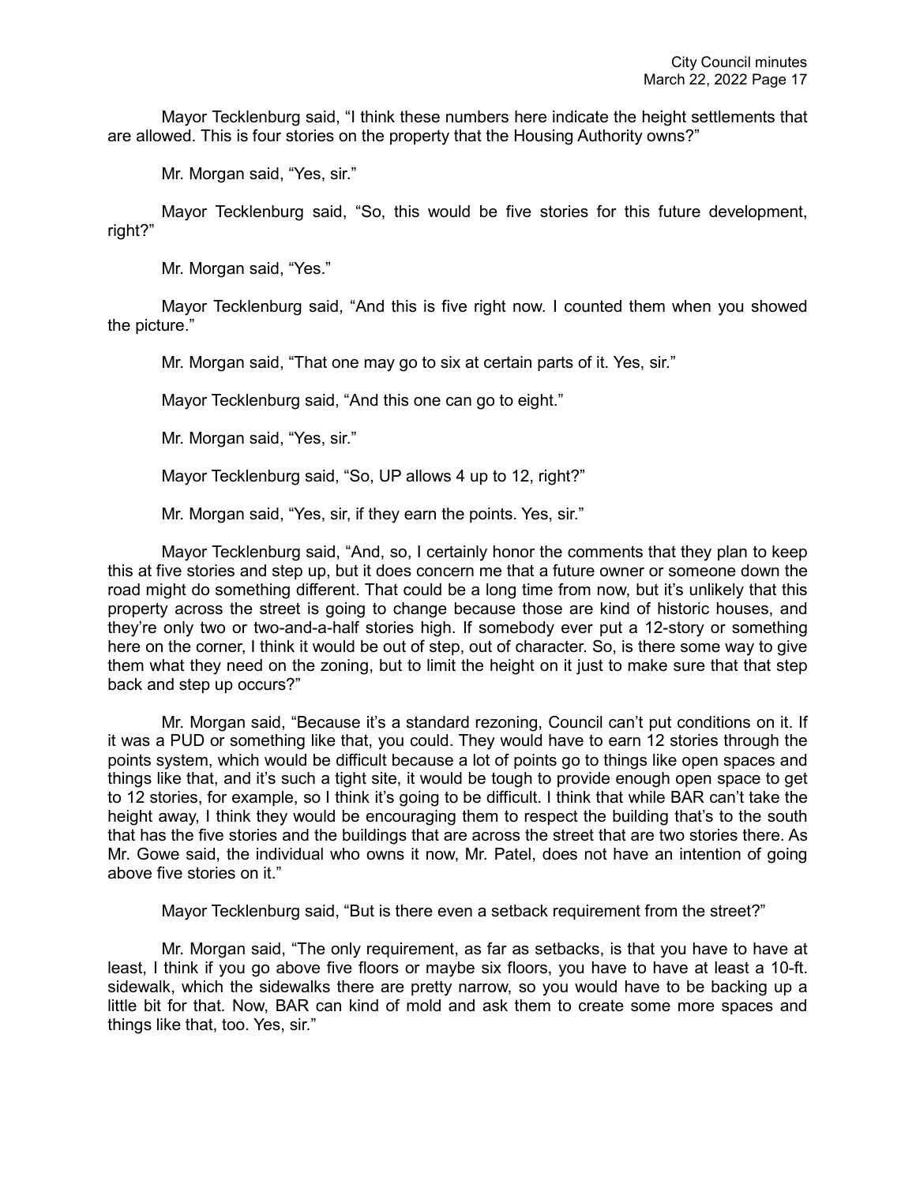Mayor Tecklenburg said, "I think these numbers here indicate the height settlements that are allowed. This is four stories on the property that the Housing Authority owns?"

Mr. Morgan said, "Yes, sir."

Mayor Tecklenburg said, "So, this would be five stories for this future development, right?"

Mr. Morgan said, "Yes."

Mayor Tecklenburg said, "And this is five right now. I counted them when you showed the picture."

Mr. Morgan said, "That one may go to six at certain parts of it. Yes, sir."

Mayor Tecklenburg said, "And this one can go to eight."

Mr. Morgan said, "Yes, sir."

Mayor Tecklenburg said, "So, UP allows 4 up to 12, right?"

Mr. Morgan said, "Yes, sir, if they earn the points. Yes, sir."

Mayor Tecklenburg said, "And, so, I certainly honor the comments that they plan to keep this at five stories and step up, but it does concern me that a future owner or someone down the road might do something different. That could be a long time from now, but it's unlikely that this property across the street is going to change because those are kind of historic houses, and they're only two or two-and-a-half stories high. If somebody ever put a 12-story or something here on the corner, I think it would be out of step, out of character. So, is there some way to give them what they need on the zoning, but to limit the height on it just to make sure that that step back and step up occurs?"

Mr. Morgan said, "Because it's a standard rezoning, Council can't put conditions on it. If it was a PUD or something like that, you could. They would have to earn 12 stories through the points system, which would be difficult because a lot of points go to things like open spaces and things like that, and it's such a tight site, it would be tough to provide enough open space to get to 12 stories, for example, so I think it's going to be difficult. I think that while BAR can't take the height away, I think they would be encouraging them to respect the building that's to the south that has the five stories and the buildings that are across the street that are two stories there. As Mr. Gowe said, the individual who owns it now, Mr. Patel, does not have an intention of going above five stories on it."

Mayor Tecklenburg said, "But is there even a setback requirement from the street?"

Mr. Morgan said, "The only requirement, as far as setbacks, is that you have to have at least, I think if you go above five floors or maybe six floors, you have to have at least a 10-ft. sidewalk, which the sidewalks there are pretty narrow, so you would have to be backing up a little bit for that. Now, BAR can kind of mold and ask them to create some more spaces and things like that, too. Yes, sir."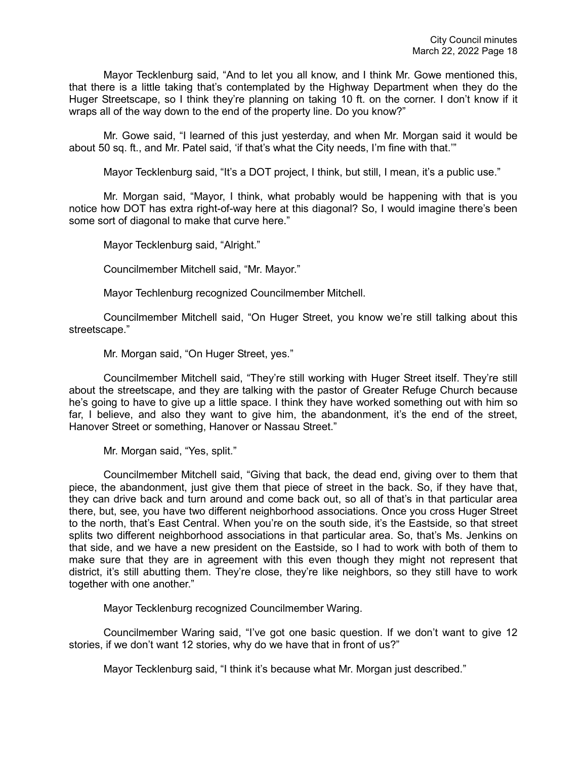Mayor Tecklenburg said, "And to let you all know, and I think Mr. Gowe mentioned this, that there is a little taking that's contemplated by the Highway Department when they do the Huger Streetscape, so I think they're planning on taking 10 ft. on the corner. I don't know if it wraps all of the way down to the end of the property line. Do you know?"

Mr. Gowe said, "I learned of this just yesterday, and when Mr. Morgan said it would be about 50 sq. ft., and Mr. Patel said, 'if that's what the City needs, I'm fine with that.'"

Mayor Tecklenburg said, "It's a DOT project, I think, but still, I mean, it's a public use."

Mr. Morgan said, "Mayor, I think, what probably would be happening with that is you notice how DOT has extra right-of-way here at this diagonal? So, I would imagine there's been some sort of diagonal to make that curve here."

Mayor Tecklenburg said, "Alright."

Councilmember Mitchell said, "Mr. Mayor."

Mayor Techlenburg recognized Councilmember Mitchell.

Councilmember Mitchell said, "On Huger Street, you know we're still talking about this streetscape."

Mr. Morgan said, "On Huger Street, yes."

Councilmember Mitchell said, "They're still working with Huger Street itself. They're still about the streetscape, and they are talking with the pastor of Greater Refuge Church because he's going to have to give up a little space. I think they have worked something out with him so far, I believe, and also they want to give him, the abandonment, it's the end of the street, Hanover Street or something, Hanover or Nassau Street."

Mr. Morgan said, "Yes, split."

Councilmember Mitchell said, "Giving that back, the dead end, giving over to them that piece, the abandonment, just give them that piece of street in the back. So, if they have that, they can drive back and turn around and come back out, so all of that's in that particular area there, but, see, you have two different neighborhood associations. Once you cross Huger Street to the north, that's East Central. When you're on the south side, it's the Eastside, so that street splits two different neighborhood associations in that particular area. So, that's Ms. Jenkins on that side, and we have a new president on the Eastside, so I had to work with both of them to make sure that they are in agreement with this even though they might not represent that district, it's still abutting them. They're close, they're like neighbors, so they still have to work together with one another."

Mayor Tecklenburg recognized Councilmember Waring.

Councilmember Waring said, "I've got one basic question. If we don't want to give 12 stories, if we don't want 12 stories, why do we have that in front of us?"

Mayor Tecklenburg said, "I think it's because what Mr. Morgan just described."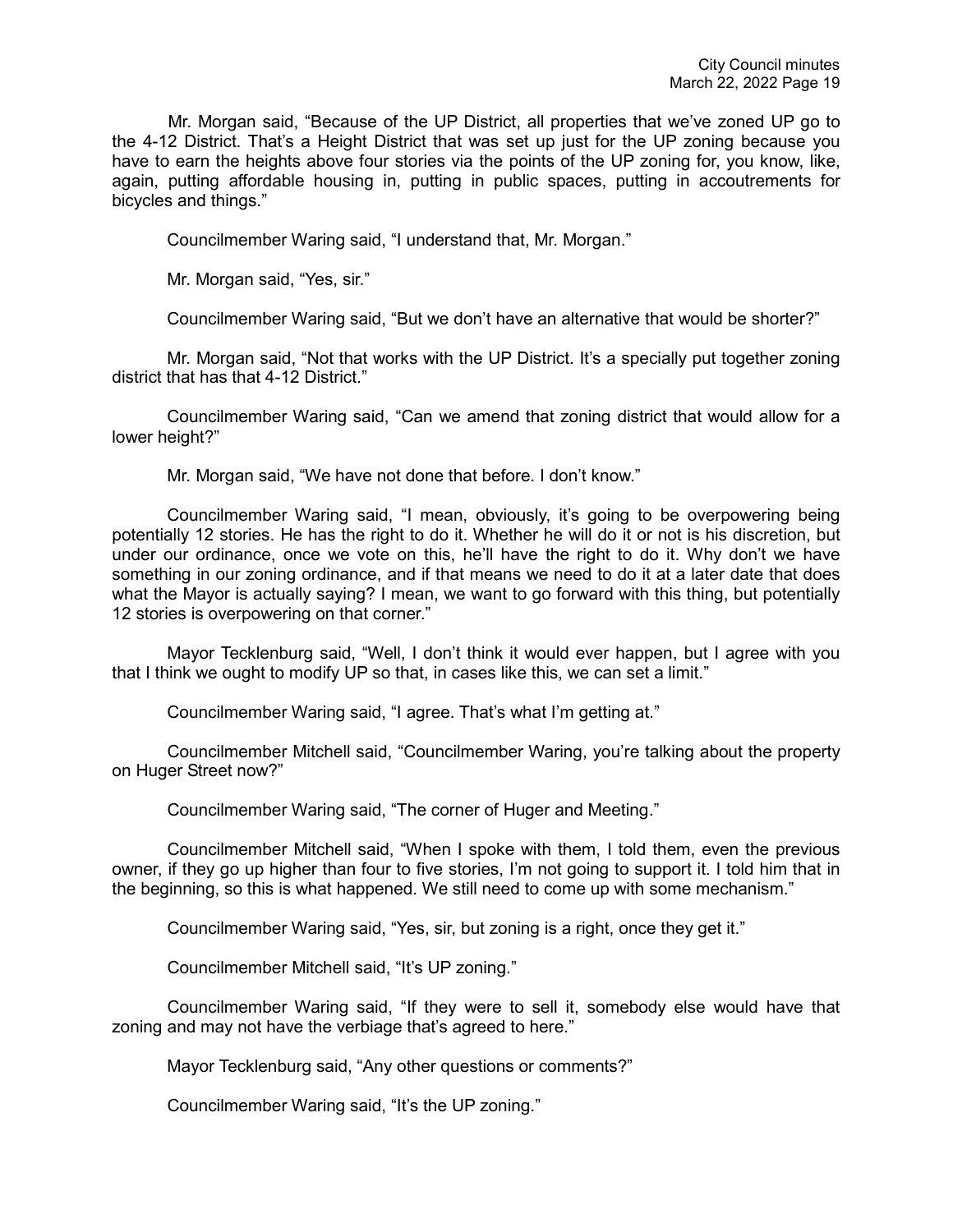Mr. Morgan said, "Because of the UP District, all properties that we've zoned UP go to the 4-12 District. That's a Height District that was set up just for the UP zoning because you have to earn the heights above four stories via the points of the UP zoning for, you know, like, again, putting affordable housing in, putting in public spaces, putting in accoutrements for bicycles and things."

Councilmember Waring said, "I understand that, Mr. Morgan."

Mr. Morgan said, "Yes, sir."

Councilmember Waring said, "But we don't have an alternative that would be shorter?"

Mr. Morgan said, "Not that works with the UP District. It's a specially put together zoning district that has that 4-12 District."

Councilmember Waring said, "Can we amend that zoning district that would allow for a lower height?"

Mr. Morgan said, "We have not done that before. I don't know."

Councilmember Waring said, "I mean, obviously, it's going to be overpowering being potentially 12 stories. He has the right to do it. Whether he will do it or not is his discretion, but under our ordinance, once we vote on this, he'll have the right to do it. Why don't we have something in our zoning ordinance, and if that means we need to do it at a later date that does what the Mayor is actually saying? I mean, we want to go forward with this thing, but potentially 12 stories is overpowering on that corner."

Mayor Tecklenburg said, "Well, I don't think it would ever happen, but I agree with you that I think we ought to modify UP so that, in cases like this, we can set a limit."

Councilmember Waring said, "I agree. That's what I'm getting at."

Councilmember Mitchell said, "Councilmember Waring, you're talking about the property on Huger Street now?"

Councilmember Waring said, "The corner of Huger and Meeting."

Councilmember Mitchell said, "When I spoke with them, I told them, even the previous owner, if they go up higher than four to five stories, I'm not going to support it. I told him that in the beginning, so this is what happened. We still need to come up with some mechanism."

Councilmember Waring said, "Yes, sir, but zoning is a right, once they get it."

Councilmember Mitchell said, "It's UP zoning."

Councilmember Waring said, "If they were to sell it, somebody else would have that zoning and may not have the verbiage that's agreed to here."

Mayor Tecklenburg said, "Any other questions or comments?"

Councilmember Waring said, "It's the UP zoning."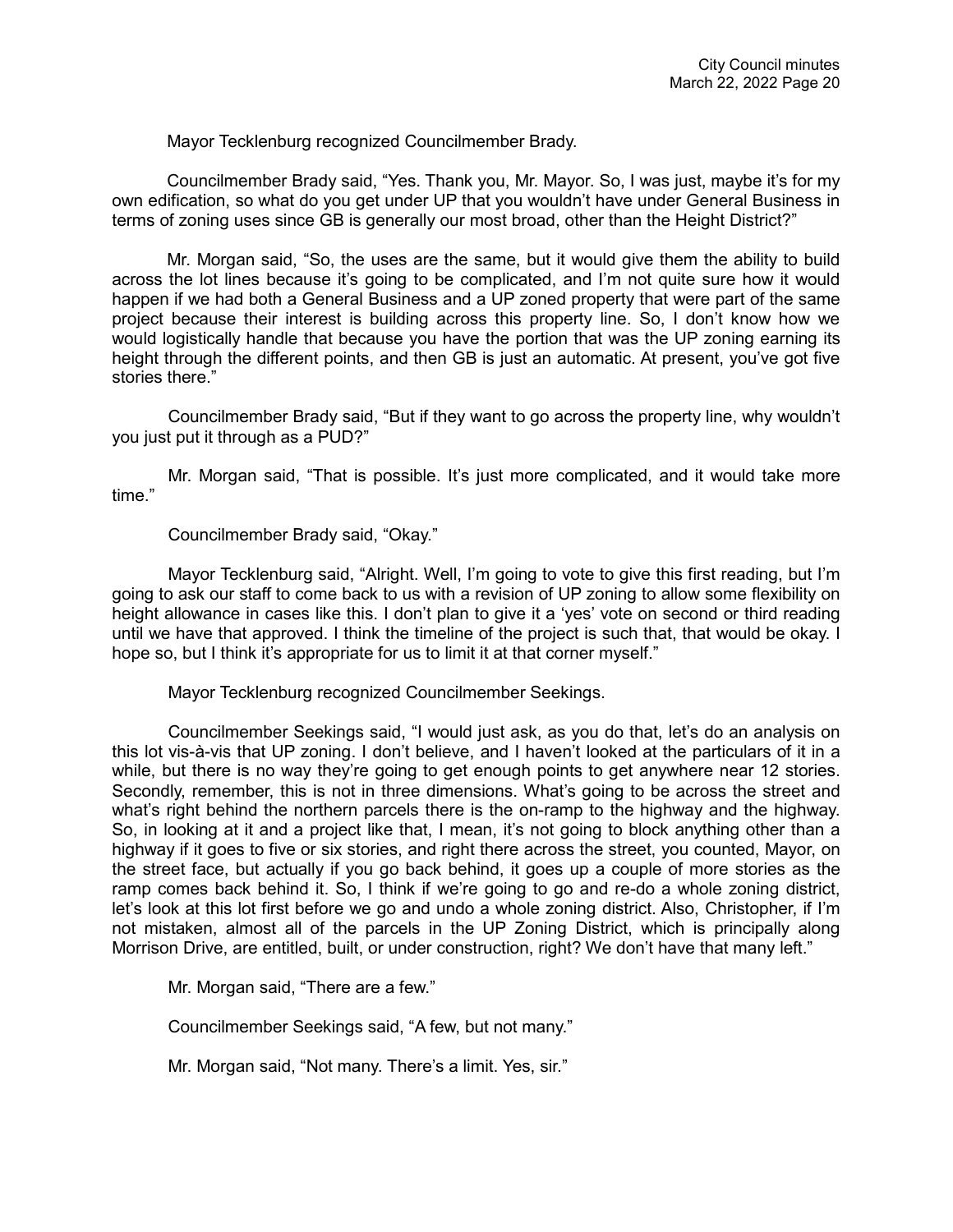Mayor Tecklenburg recognized Councilmember Brady.

Councilmember Brady said, "Yes. Thank you, Mr. Mayor. So, I was just, maybe it's for my own edification, so what do you get under UP that you wouldn't have under General Business in terms of zoning uses since GB is generally our most broad, other than the Height District?"

Mr. Morgan said, "So, the uses are the same, but it would give them the ability to build across the lot lines because it's going to be complicated, and I'm not quite sure how it would happen if we had both a General Business and a UP zoned property that were part of the same project because their interest is building across this property line. So, I don't know how we would logistically handle that because you have the portion that was the UP zoning earning its height through the different points, and then GB is just an automatic. At present, you've got five stories there."

Councilmember Brady said, "But if they want to go across the property line, why wouldn't you just put it through as a PUD?"

Mr. Morgan said, "That is possible. It's just more complicated, and it would take more time."

Councilmember Brady said, "Okay."

Mayor Tecklenburg said, "Alright. Well, I'm going to vote to give this first reading, but I'm going to ask our staff to come back to us with a revision of UP zoning to allow some flexibility on height allowance in cases like this. I don't plan to give it a 'yes' vote on second or third reading until we have that approved. I think the timeline of the project is such that, that would be okay. I hope so, but I think it's appropriate for us to limit it at that corner myself."

Mayor Tecklenburg recognized Councilmember Seekings.

Councilmember Seekings said, "I would just ask, as you do that, let's do an analysis on this lot vis-à-vis that UP zoning. I don't believe, and I haven't looked at the particulars of it in a while, but there is no way they're going to get enough points to get anywhere near 12 stories. Secondly, remember, this is not in three dimensions. What's going to be across the street and what's right behind the northern parcels there is the on-ramp to the highway and the highway. So, in looking at it and a project like that, I mean, it's not going to block anything other than a highway if it goes to five or six stories, and right there across the street, you counted, Mayor, on the street face, but actually if you go back behind, it goes up a couple of more stories as the ramp comes back behind it. So, I think if we're going to go and re-do a whole zoning district, let's look at this lot first before we go and undo a whole zoning district. Also, Christopher, if I'm not mistaken, almost all of the parcels in the UP Zoning District, which is principally along Morrison Drive, are entitled, built, or under construction, right? We don't have that many left."

Mr. Morgan said, "There are a few."

Councilmember Seekings said, "A few, but not many."

Mr. Morgan said, "Not many. There's a limit. Yes, sir."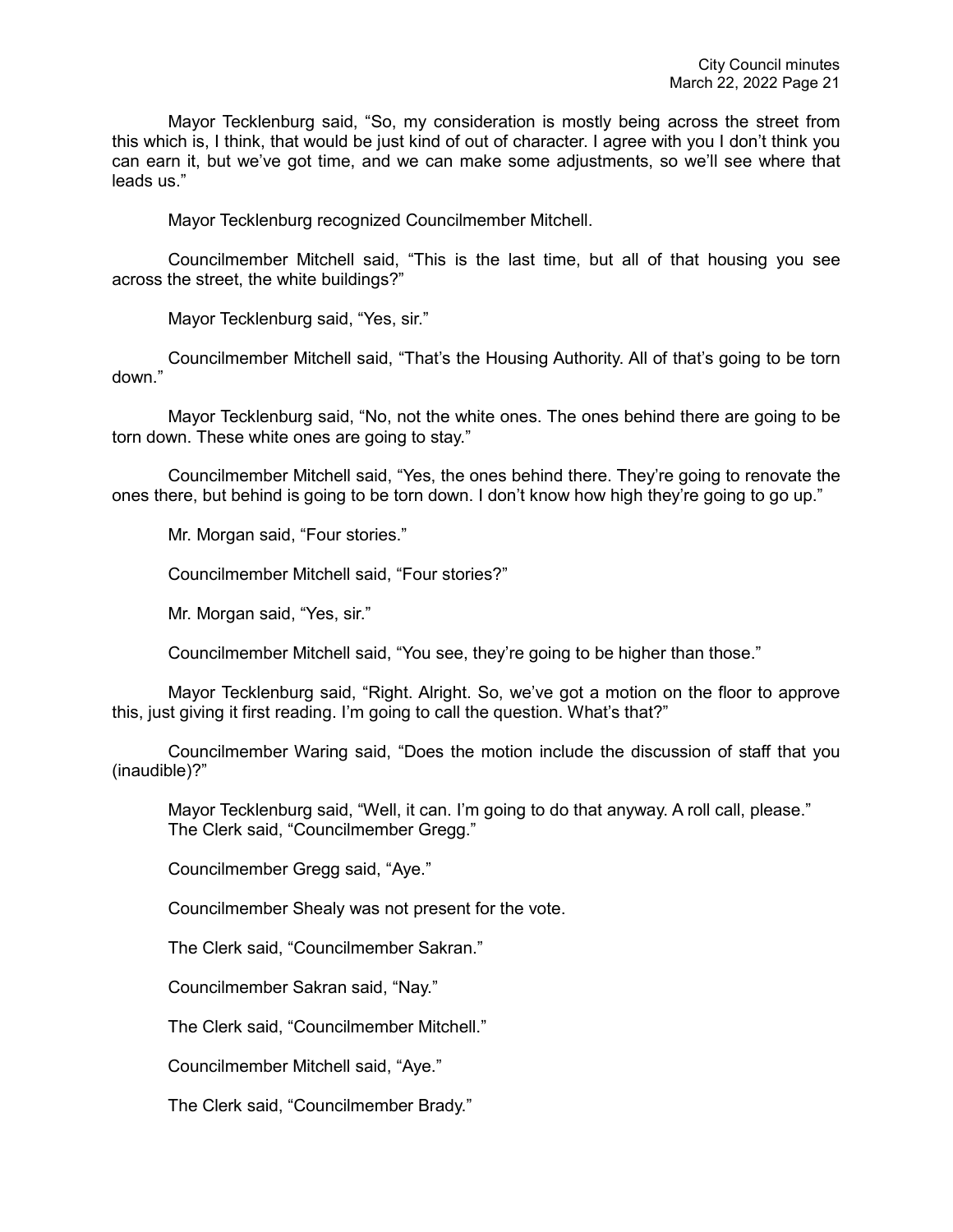Mayor Tecklenburg said, "So, my consideration is mostly being across the street from this which is, I think, that would be just kind of out of character. I agree with you I don't think you can earn it, but we've got time, and we can make some adjustments, so we'll see where that leads us."

Mayor Tecklenburg recognized Councilmember Mitchell.

Councilmember Mitchell said, "This is the last time, but all of that housing you see across the street, the white buildings?"

Mayor Tecklenburg said, "Yes, sir."

Councilmember Mitchell said, "That's the Housing Authority. All of that's going to be torn down."

Mayor Tecklenburg said, "No, not the white ones. The ones behind there are going to be torn down. These white ones are going to stay."

Councilmember Mitchell said, "Yes, the ones behind there. They're going to renovate the ones there, but behind is going to be torn down. I don't know how high they're going to go up."

Mr. Morgan said, "Four stories."

Councilmember Mitchell said, "Four stories?"

Mr. Morgan said, "Yes, sir."

Councilmember Mitchell said, "You see, they're going to be higher than those."

Mayor Tecklenburg said, "Right. Alright. So, we've got a motion on the floor to approve this, just giving it first reading. I'm going to call the question. What's that?"

Councilmember Waring said, "Does the motion include the discussion of staff that you (inaudible)?"

Mayor Tecklenburg said, "Well, it can. I'm going to do that anyway. A roll call, please."
The Clerk said, "Councilmember Gregg."

Councilmember Gregg said, "Aye."

Councilmember Shealy was not present for the vote.

The Clerk said, "Councilmember Sakran."

Councilmember Sakran said, "Nay."

The Clerk said, "Councilmember Mitchell."

Councilmember Mitchell said, "Aye."

The Clerk said, "Councilmember Brady."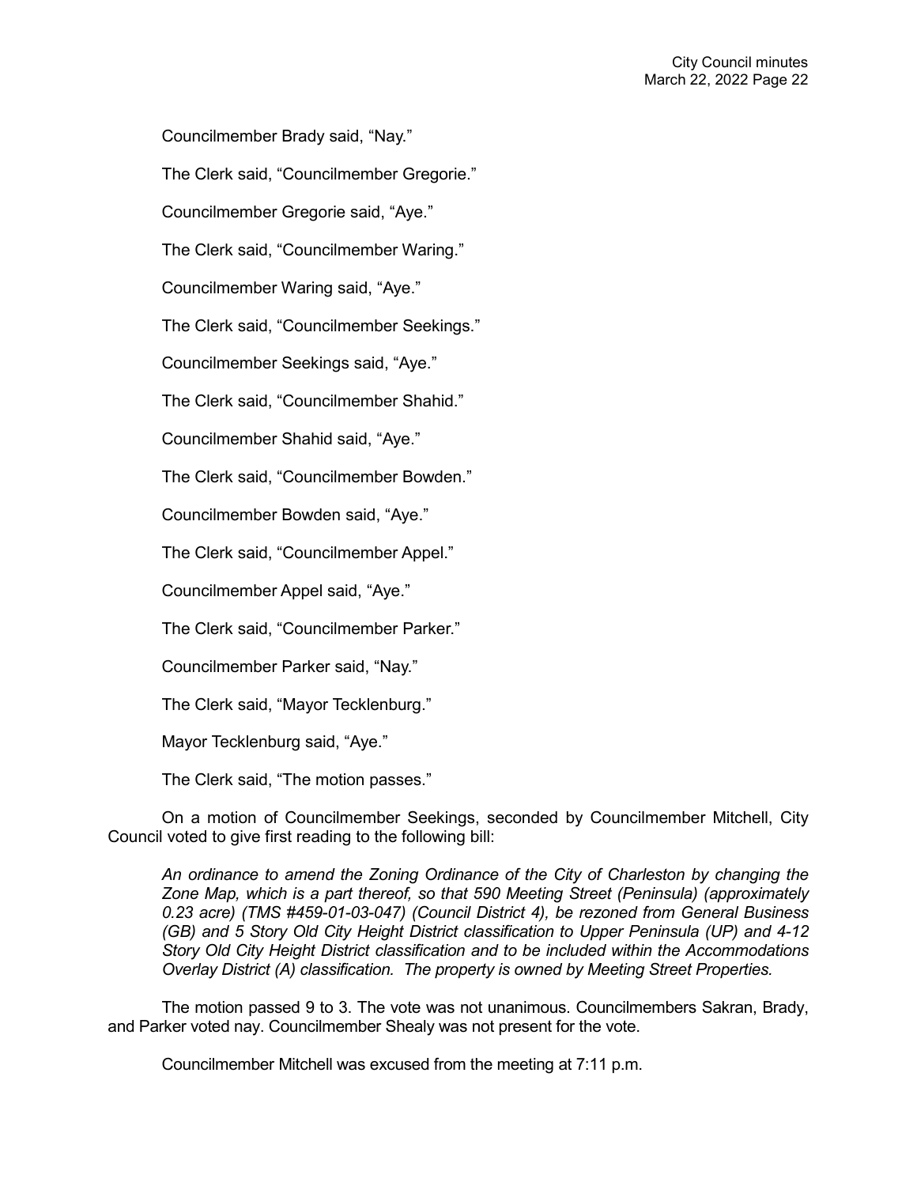Councilmember Brady said, "Nay."

The Clerk said, "Councilmember Gregorie."

Councilmember Gregorie said, "Aye."

The Clerk said, "Councilmember Waring."

Councilmember Waring said, "Aye."

The Clerk said, "Councilmember Seekings."

Councilmember Seekings said, "Aye."

The Clerk said, "Councilmember Shahid."

Councilmember Shahid said, "Aye."

The Clerk said, "Councilmember Bowden."

Councilmember Bowden said, "Aye."

The Clerk said, "Councilmember Appel."

Councilmember Appel said, "Aye."

The Clerk said, "Councilmember Parker."

Councilmember Parker said, "Nay."

The Clerk said, "Mayor Tecklenburg."

Mayor Tecklenburg said, "Aye."

The Clerk said, "The motion passes."

On a motion of Councilmember Seekings, seconded by Councilmember Mitchell, City Council voted to give first reading to the following bill:

*An ordinance to amend the Zoning Ordinance of the City of Charleston by changing the Zone Map, which is a part thereof, so that 590 Meeting Street (Peninsula) (approximately 0.23 acre) (TMS #459-01-03-047) (Council District 4), be rezoned from General Business (GB) and 5 Story Old City Height District classification to Upper Peninsula (UP) and 4-12 Story Old City Height District classification and to be included within the Accommodations Overlay District (A) classification. The property is owned by Meeting Street Properties.*

The motion passed 9 to 3. The vote was not unanimous. Councilmembers Sakran, Brady, and Parker voted nay. Councilmember Shealy was not present for the vote.

Councilmember Mitchell was excused from the meeting at 7:11 p.m.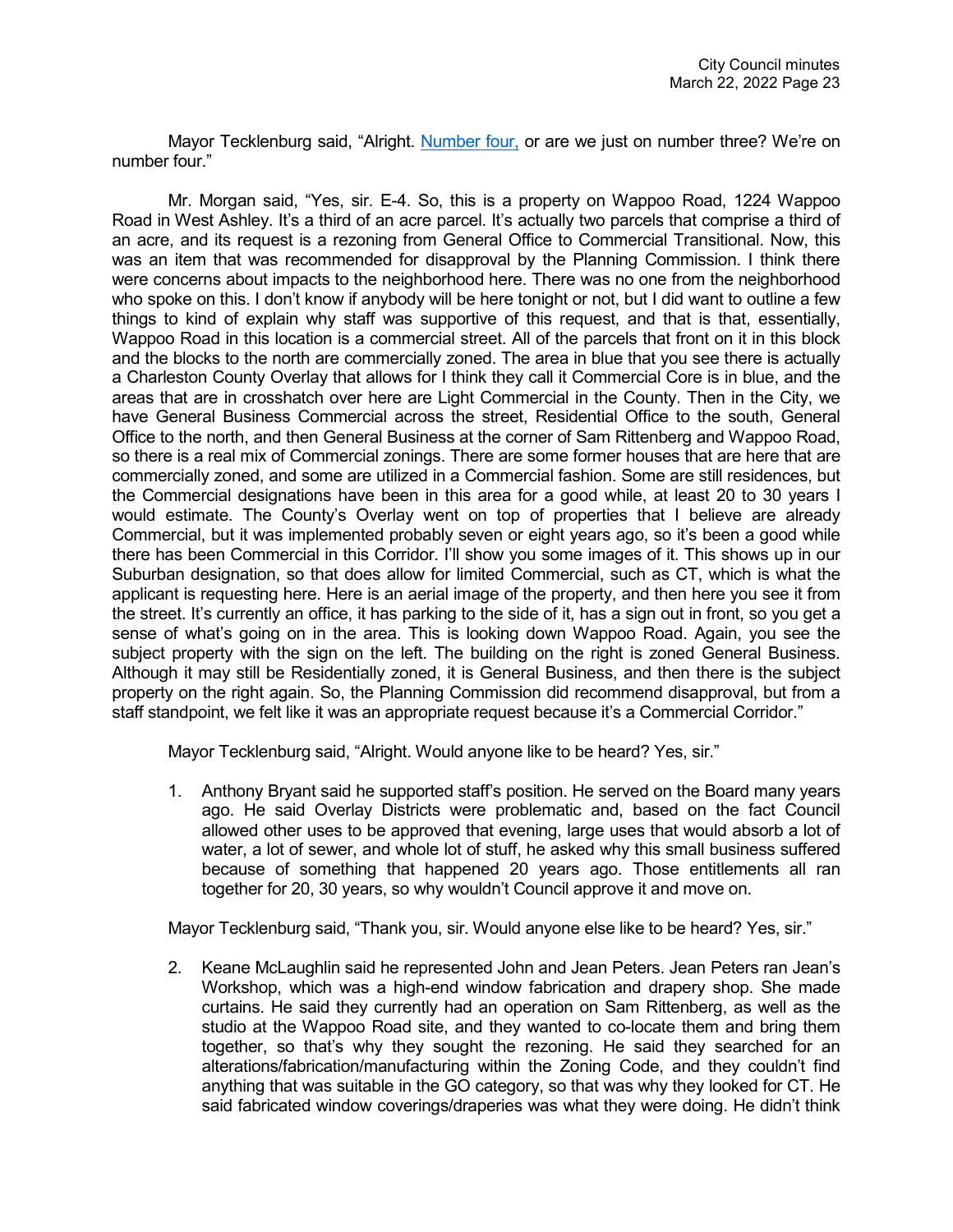Mayor Tecklenburg said, "Alright. Number four, or are we just on number three? We're on number four."

Mr. Morgan said, "Yes, sir. E-4. So, this is a property on Wappoo Road, 1224 Wappoo Road in West Ashley. It's a third of an acre parcel. It's actually two parcels that comprise a third of an acre, and its request is a rezoning from General Office to Commercial Transitional. Now, this was an item that was recommended for disapproval by the Planning Commission. I think there were concerns about impacts to the neighborhood here. There was no one from the neighborhood who spoke on this. I don't know if anybody will be here tonight or not, but I did want to outline a few things to kind of explain why staff was supportive of this request, and that is that, essentially, Wappoo Road in this location is a commercial street. All of the parcels that front on it in this block and the blocks to the north are commercially zoned. The area in blue that you see there is actually a Charleston County Overlay that allows for I think they call it Commercial Core is in blue, and the areas that are in crosshatch over here are Light Commercial in the County. Then in the City, we have General Business Commercial across the street, Residential Office to the south, General Office to the north, and then General Business at the corner of Sam Rittenberg and Wappoo Road, so there is a real mix of Commercial zonings. There are some former houses that are here that are commercially zoned, and some are utilized in a Commercial fashion. Some are still residences, but the Commercial designations have been in this area for a good while, at least 20 to 30 years I would estimate. The County's Overlay went on top of properties that I believe are already Commercial, but it was implemented probably seven or eight years ago, so it's been a good while there has been Commercial in this Corridor. I'll show you some images of it. This shows up in our Suburban designation, so that does allow for limited Commercial, such as CT, which is what the applicant is requesting here. Here is an aerial image of the property, and then here you see it from the street. It's currently an office, it has parking to the side of it, has a sign out in front, so you get a sense of what's going on in the area. This is looking down Wappoo Road. Again, you see the subject property with the sign on the left. The building on the right is zoned General Business. Although it may still be Residentially zoned, it is General Business, and then there is the subject property on the right again. So, the Planning Commission did recommend disapproval, but from a staff standpoint, we felt like it was an appropriate request because it's a Commercial Corridor."

Mayor Tecklenburg said, "Alright. Would anyone like to be heard? Yes, sir."

1. Anthony Bryant said he supported staff's position. He served on the Board many years ago. He said Overlay Districts were problematic and, based on the fact Council allowed other uses to be approved that evening, large uses that would absorb a lot of water, a lot of sewer, and whole lot of stuff, he asked why this small business suffered because of something that happened 20 years ago. Those entitlements all ran together for 20, 30 years, so why wouldn't Council approve it and move on.

Mayor Tecklenburg said, "Thank you, sir. Would anyone else like to be heard? Yes, sir."

2. Keane McLaughlin said he represented John and Jean Peters. Jean Peters ran Jean's Workshop, which was a high-end window fabrication and drapery shop. She made curtains. He said they currently had an operation on Sam Rittenberg, as well as the studio at the Wappoo Road site, and they wanted to co-locate them and bring them together, so that's why they sought the rezoning. He said they searched for an alterations/fabrication/manufacturing within the Zoning Code, and they couldn't find anything that was suitable in the GO category, so that was why they looked for CT. He said fabricated window coverings/draperies was what they were doing. He didn't think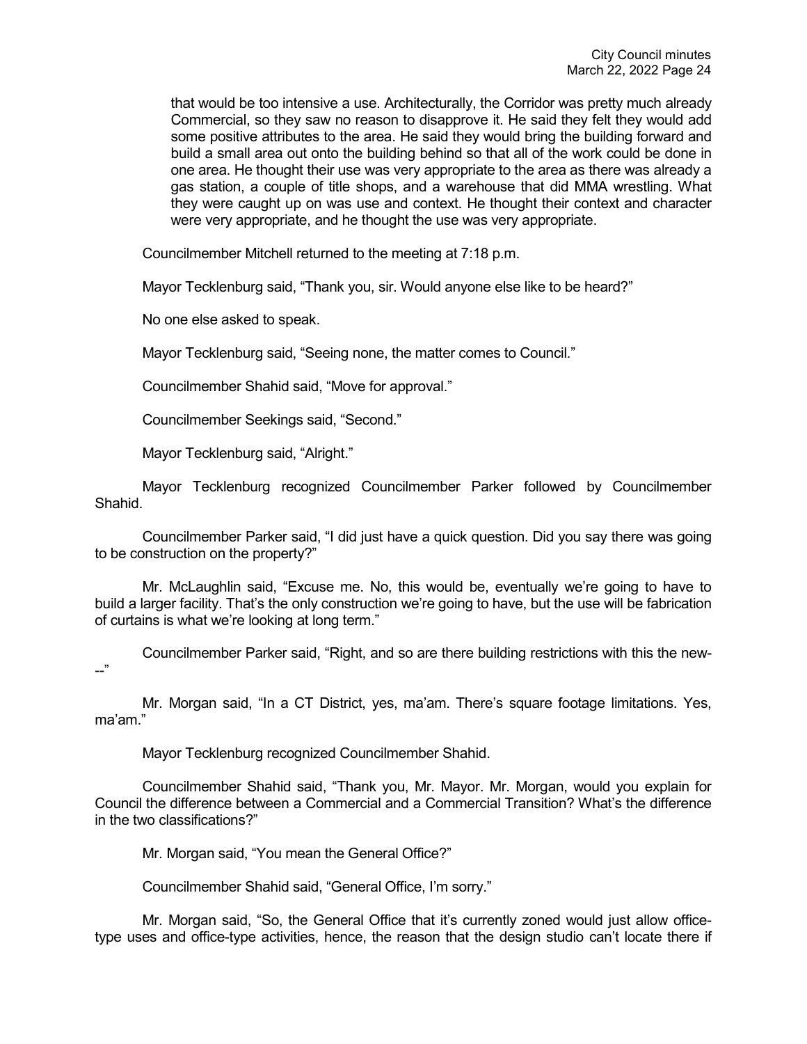that would be too intensive a use. Architecturally, the Corridor was pretty much already Commercial, so they saw no reason to disapprove it. He said they felt they would add some positive attributes to the area. He said they would bring the building forward and build a small area out onto the building behind so that all of the work could be done in one area. He thought their use was very appropriate to the area as there was already a gas station, a couple of title shops, and a warehouse that did MMA wrestling. What they were caught up on was use and context. He thought their context and character were very appropriate, and he thought the use was very appropriate.

Councilmember Mitchell returned to the meeting at 7:18 p.m.

Mayor Tecklenburg said, "Thank you, sir. Would anyone else like to be heard?"

No one else asked to speak.

Mayor Tecklenburg said, "Seeing none, the matter comes to Council."

Councilmember Shahid said, "Move for approval."

Councilmember Seekings said, "Second."

Mayor Tecklenburg said, "Alright."

Mayor Tecklenburg recognized Councilmember Parker followed by Councilmember Shahid.

Councilmember Parker said, "I did just have a quick question. Did you say there was going to be construction on the property?"

Mr. McLaughlin said, "Excuse me. No, this would be, eventually we're going to have to build a larger facility. That's the only construction we're going to have, but the use will be fabrication of curtains is what we're looking at long term."

Councilmember Parker said, "Right, and so are there building restrictions with this the new---"

Mr. Morgan said, "In a CT District, yes, ma'am. There's square footage limitations. Yes, ma'am."

Mayor Tecklenburg recognized Councilmember Shahid.

Councilmember Shahid said, "Thank you, Mr. Mayor. Mr. Morgan, would you explain for Council the difference between a Commercial and a Commercial Transition? What's the difference in the two classifications?"

Mr. Morgan said, "You mean the General Office?"

Councilmember Shahid said, "General Office, I'm sorry."

Mr. Morgan said, "So, the General Office that it's currently zoned would just allow office-type uses and office-type activities, hence, the reason that the design studio can't locate there if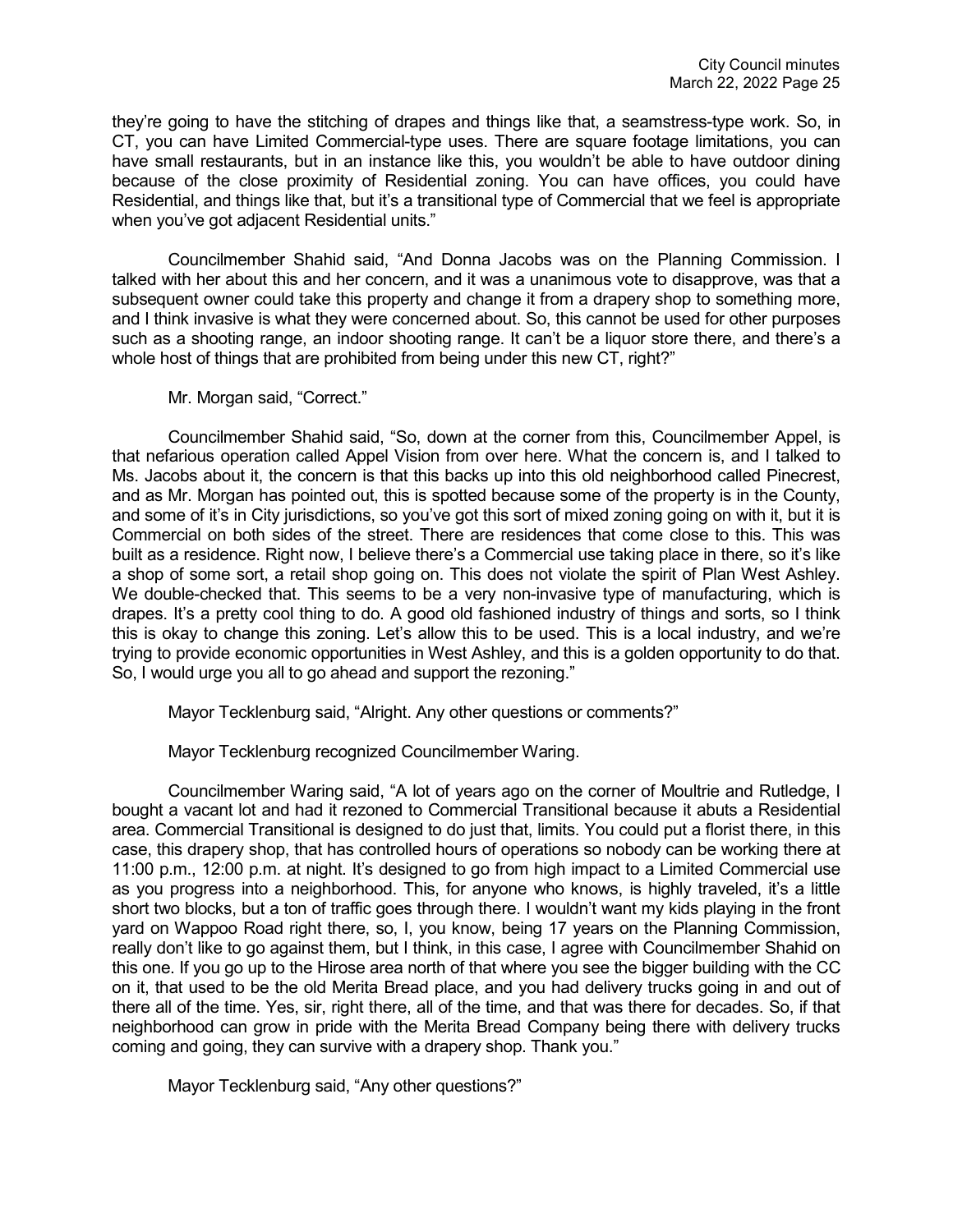they're going to have the stitching of drapes and things like that, a seamstress-type work. So, in CT, you can have Limited Commercial-type uses. There are square footage limitations, you can have small restaurants, but in an instance like this, you wouldn't be able to have outdoor dining because of the close proximity of Residential zoning. You can have offices, you could have Residential, and things like that, but it's a transitional type of Commercial that we feel is appropriate when you've got adjacent Residential units."

Councilmember Shahid said, "And Donna Jacobs was on the Planning Commission. I talked with her about this and her concern, and it was a unanimous vote to disapprove, was that a subsequent owner could take this property and change it from a drapery shop to something more, and I think invasive is what they were concerned about. So, this cannot be used for other purposes such as a shooting range, an indoor shooting range. It can't be a liquor store there, and there's a whole host of things that are prohibited from being under this new CT, right?"

Mr. Morgan said, "Correct."

Councilmember Shahid said, "So, down at the corner from this, Councilmember Appel, is that nefarious operation called Appel Vision from over here. What the concern is, and I talked to Ms. Jacobs about it, the concern is that this backs up into this old neighborhood called Pinecrest, and as Mr. Morgan has pointed out, this is spotted because some of the property is in the County, and some of it's in City jurisdictions, so you've got this sort of mixed zoning going on with it, but it is Commercial on both sides of the street. There are residences that come close to this. This was built as a residence. Right now, I believe there's a Commercial use taking place in there, so it's like a shop of some sort, a retail shop going on. This does not violate the spirit of Plan West Ashley. We double-checked that. This seems to be a very non-invasive type of manufacturing, which is drapes. It's a pretty cool thing to do. A good old fashioned industry of things and sorts, so I think this is okay to change this zoning. Let's allow this to be used. This is a local industry, and we're trying to provide economic opportunities in West Ashley, and this is a golden opportunity to do that. So, I would urge you all to go ahead and support the rezoning."

Mayor Tecklenburg said, "Alright. Any other questions or comments?"

Mayor Tecklenburg recognized Councilmember Waring.

Councilmember Waring said, "A lot of years ago on the corner of Moultrie and Rutledge, I bought a vacant lot and had it rezoned to Commercial Transitional because it abuts a Residential area. Commercial Transitional is designed to do just that, limits. You could put a florist there, in this case, this drapery shop, that has controlled hours of operations so nobody can be working there at 11:00 p.m., 12:00 p.m. at night. It's designed to go from high impact to a Limited Commercial use as you progress into a neighborhood. This, for anyone who knows, is highly traveled, it's a little short two blocks, but a ton of traffic goes through there. I wouldn't want my kids playing in the front yard on Wappoo Road right there, so, I, you know, being 17 years on the Planning Commission, really don't like to go against them, but I think, in this case, I agree with Councilmember Shahid on this one. If you go up to the Hirose area north of that where you see the bigger building with the CC on it, that used to be the old Merita Bread place, and you had delivery trucks going in and out of there all of the time. Yes, sir, right there, all of the time, and that was there for decades. So, if that neighborhood can grow in pride with the Merita Bread Company being there with delivery trucks coming and going, they can survive with a drapery shop. Thank you."

Mayor Tecklenburg said, "Any other questions?"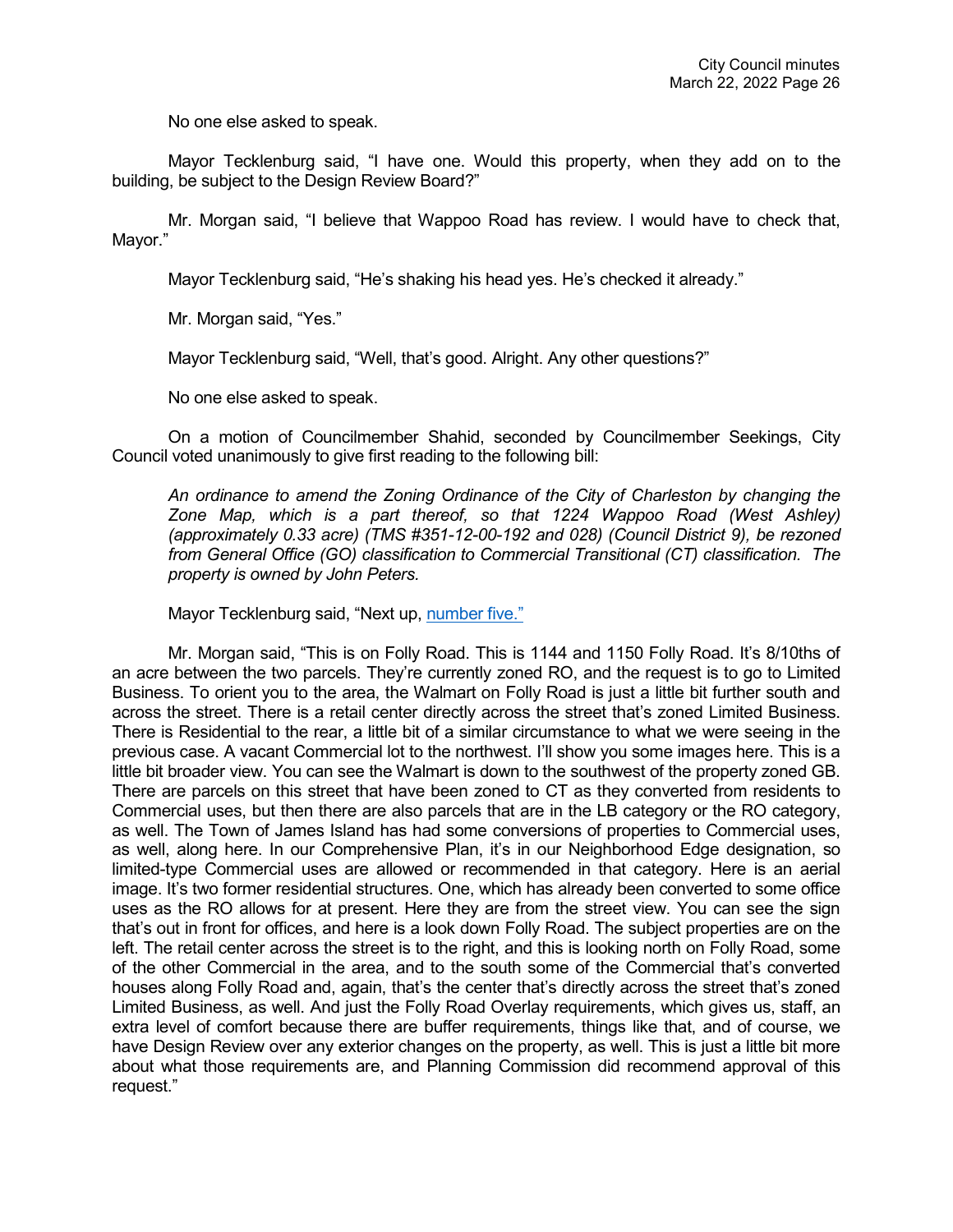No one else asked to speak.

Mayor Tecklenburg said, "I have one. Would this property, when they add on to the building, be subject to the Design Review Board?"

Mr. Morgan said, "I believe that Wappoo Road has review. I would have to check that, Mayor."

Mayor Tecklenburg said, "He's shaking his head yes. He's checked it already."

Mr. Morgan said, "Yes."

Mayor Tecklenburg said, "Well, that's good. Alright. Any other questions?"

No one else asked to speak.

On a motion of Councilmember Shahid, seconded by Councilmember Seekings, City Council voted unanimously to give first reading to the following bill:

*An ordinance to amend the Zoning Ordinance of the City of Charleston by changing the Zone Map, which is a part thereof, so that 1224 Wappoo Road (West Ashley) (approximately 0.33 acre) (TMS #351-12-00-192 and 028) (Council District 9), be rezoned from General Office (GO) classification to Commercial Transitional (CT) classification. The property is owned by John Peters.*

Mayor Tecklenburg said, "Next up, number five."

Mr. Morgan said, "This is on Folly Road. This is 1144 and 1150 Folly Road. It's 8/10ths of an acre between the two parcels. They're currently zoned RO, and the request is to go to Limited Business. To orient you to the area, the Walmart on Folly Road is just a little bit further south and across the street. There is a retail center directly across the street that's zoned Limited Business. There is Residential to the rear, a little bit of a similar circumstance to what we were seeing in the previous case. A vacant Commercial lot to the northwest. I'll show you some images here. This is a little bit broader view. You can see the Walmart is down to the southwest of the property zoned GB. There are parcels on this street that have been zoned to CT as they converted from residents to Commercial uses, but then there are also parcels that are in the LB category or the RO category, as well. The Town of James Island has had some conversions of properties to Commercial uses, as well, along here. In our Comprehensive Plan, it's in our Neighborhood Edge designation, so limited-type Commercial uses are allowed or recommended in that category. Here is an aerial image. It's two former residential structures. One, which has already been converted to some office uses as the RO allows for at present. Here they are from the street view. You can see the sign that's out in front for offices, and here is a look down Folly Road. The subject properties are on the left. The retail center across the street is to the right, and this is looking north on Folly Road, some of the other Commercial in the area, and to the south some of the Commercial that's converted houses along Folly Road and, again, that's the center that's directly across the street that's zoned Limited Business, as well. And just the Folly Road Overlay requirements, which gives us, staff, an extra level of comfort because there are buffer requirements, things like that, and of course, we have Design Review over any exterior changes on the property, as well. This is just a little bit more about what those requirements are, and Planning Commission did recommend approval of this request."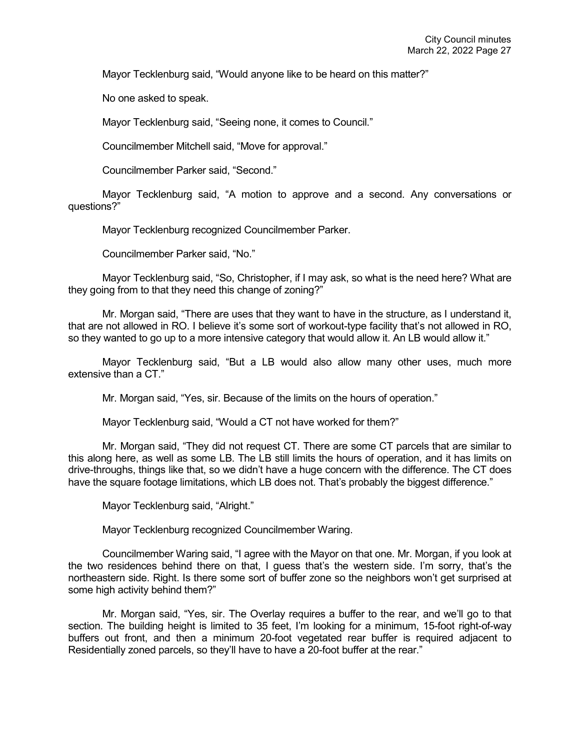Mayor Tecklenburg said, “Would anyone like to be heard on this matter?”

No one asked to speak.

Mayor Tecklenburg said, “Seeing none, it comes to Council.”

Councilmember Mitchell said, “Move for approval.”

Councilmember Parker said, “Second.”

Mayor Tecklenburg said, “A motion to approve and a second. Any conversations or questions?”

Mayor Tecklenburg recognized Councilmember Parker.

Councilmember Parker said, “No.”

Mayor Tecklenburg said, “So, Christopher, if I may ask, so what is the need here? What are they going from to that they need this change of zoning?”

Mr. Morgan said, “There are uses that they want to have in the structure, as I understand it, that are not allowed in RO. I believe it’s some sort of workout-type facility that’s not allowed in RO, so they wanted to go up to a more intensive category that would allow it. An LB would allow it.”

Mayor Tecklenburg said, “But a LB would also allow many other uses, much more extensive than a CT.”

Mr. Morgan said, “Yes, sir. Because of the limits on the hours of operation.”

Mayor Tecklenburg said, “Would a CT not have worked for them?”

Mr. Morgan said, “They did not request CT. There are some CT parcels that are similar to this along here, as well as some LB. The LB still limits the hours of operation, and it has limits on drive-throughs, things like that, so we didn’t have a huge concern with the difference. The CT does have the square footage limitations, which LB does not. That’s probably the biggest difference.”

Mayor Tecklenburg said, “Alright.”

Mayor Tecklenburg recognized Councilmember Waring.

Councilmember Waring said, “I agree with the Mayor on that one. Mr. Morgan, if you look at the two residences behind there on that, I guess that’s the western side. I’m sorry, that’s the northeastern side. Right. Is there some sort of buffer zone so the neighbors won’t get surprised at some high activity behind them?”

Mr. Morgan said, “Yes, sir. The Overlay requires a buffer to the rear, and we’ll go to that section. The building height is limited to 35 feet, I’m looking for a minimum, 15-foot right-of-way buffers out front, and then a minimum 20-foot vegetated rear buffer is required adjacent to Residentially zoned parcels, so they’ll have to have a 20-foot buffer at the rear.”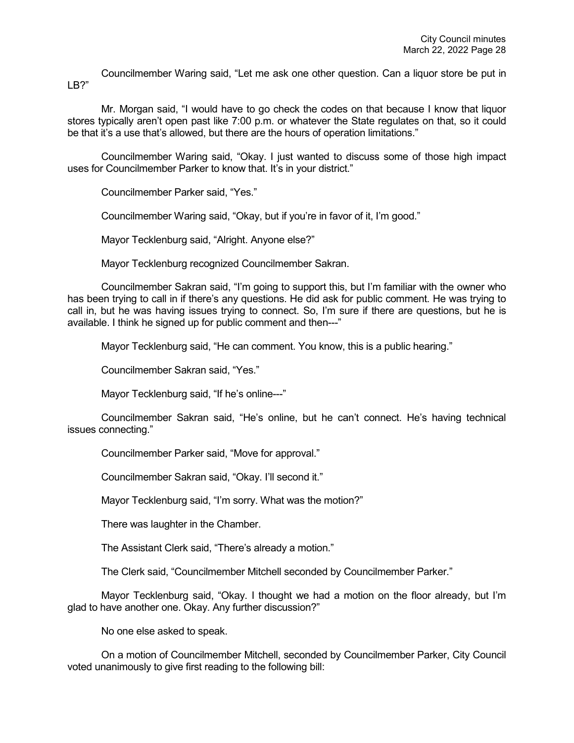Councilmember Waring said, "Let me ask one other question. Can a liquor store be put in LB?"

Mr. Morgan said, "I would have to go check the codes on that because I know that liquor stores typically aren't open past like 7:00 p.m. or whatever the State regulates on that, so it could be that it's a use that's allowed, but there are the hours of operation limitations."

Councilmember Waring said, "Okay. I just wanted to discuss some of those high impact uses for Councilmember Parker to know that. It's in your district."

Councilmember Parker said, "Yes."

Councilmember Waring said, "Okay, but if you're in favor of it, I'm good."

Mayor Tecklenburg said, "Alright. Anyone else?"

Mayor Tecklenburg recognized Councilmember Sakran.

Councilmember Sakran said, "I'm going to support this, but I'm familiar with the owner who has been trying to call in if there's any questions. He did ask for public comment. He was trying to call in, but he was having issues trying to connect. So, I'm sure if there are questions, but he is available. I think he signed up for public comment and then---"

Mayor Tecklenburg said, "He can comment. You know, this is a public hearing."

Councilmember Sakran said, "Yes."

Mayor Tecklenburg said, "If he's online---"

Councilmember Sakran said, "He's online, but he can't connect. He's having technical issues connecting."

Councilmember Parker said, "Move for approval."

Councilmember Sakran said, "Okay. I'll second it."

Mayor Tecklenburg said, "I'm sorry. What was the motion?"

There was laughter in the Chamber.

The Assistant Clerk said, "There's already a motion."

The Clerk said, "Councilmember Mitchell seconded by Councilmember Parker."

Mayor Tecklenburg said, "Okay. I thought we had a motion on the floor already, but I'm glad to have another one. Okay. Any further discussion?"

No one else asked to speak.

On a motion of Councilmember Mitchell, seconded by Councilmember Parker, City Council voted unanimously to give first reading to the following bill: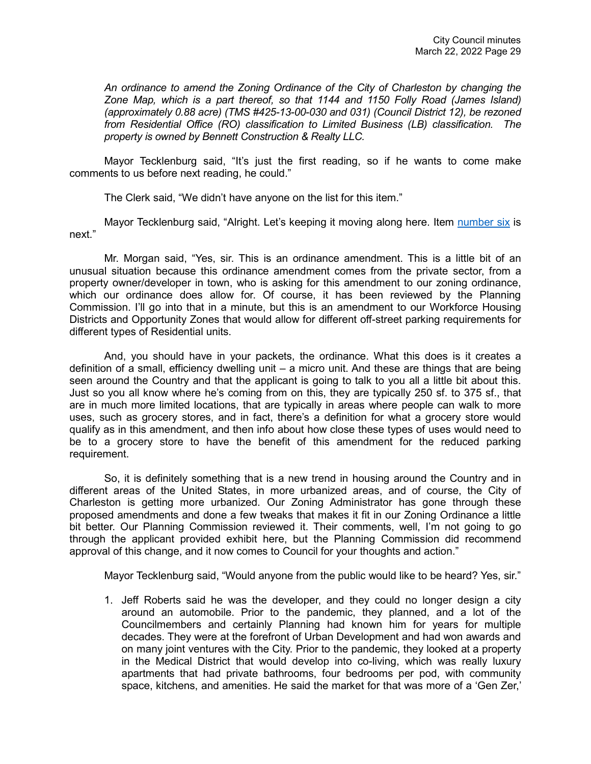*An ordinance to amend the Zoning Ordinance of the City of Charleston by changing the Zone Map, which is a part thereof, so that 1144 and 1150 Folly Road (James Island) (approximately 0.88 acre) (TMS #425-13-00-030 and 031) (Council District 12), be rezoned from Residential Office (RO) classification to Limited Business (LB) classification. The property is owned by Bennett Construction & Realty LLC.*

Mayor Tecklenburg said, "It's just the first reading, so if he wants to come make comments to us before next reading, he could."

The Clerk said, "We didn't have anyone on the list for this item."

Mayor Tecklenburg said, "Alright. Let's keeping it moving along here. Item number six is next."

Mr. Morgan said, "Yes, sir. This is an ordinance amendment. This is a little bit of an unusual situation because this ordinance amendment comes from the private sector, from a property owner/developer in town, who is asking for this amendment to our zoning ordinance, which our ordinance does allow for. Of course, it has been reviewed by the Planning Commission. I'll go into that in a minute, but this is an amendment to our Workforce Housing Districts and Opportunity Zones that would allow for different off-street parking requirements for different types of Residential units.

And, you should have in your packets, the ordinance. What this does is it creates a definition of a small, efficiency dwelling unit – a micro unit. And these are things that are being seen around the Country and that the applicant is going to talk to you all a little bit about this. Just so you all know where he's coming from on this, they are typically 250 sf. to 375 sf., that are in much more limited locations, that are typically in areas where people can walk to more uses, such as grocery stores, and in fact, there's a definition for what a grocery store would qualify as in this amendment, and then info about how close these types of uses would need to be to a grocery store to have the benefit of this amendment for the reduced parking requirement.

So, it is definitely something that is a new trend in housing around the Country and in different areas of the United States, in more urbanized areas, and of course, the City of Charleston is getting more urbanized. Our Zoning Administrator has gone through these proposed amendments and done a few tweaks that makes it fit in our Zoning Ordinance a little bit better. Our Planning Commission reviewed it. Their comments, well, I'm not going to go through the applicant provided exhibit here, but the Planning Commission did recommend approval of this change, and it now comes to Council for your thoughts and action."

Mayor Tecklenburg said, "Would anyone from the public would like to be heard? Yes, sir."

1. Jeff Roberts said he was the developer, and they could no longer design a city around an automobile. Prior to the pandemic, they planned, and a lot of the Councilmembers and certainly Planning had known him for years for multiple decades. They were at the forefront of Urban Development and had won awards and on many joint ventures with the City. Prior to the pandemic, they looked at a property in the Medical District that would develop into co-living, which was really luxury apartments that had private bathrooms, four bedrooms per pod, with community space, kitchens, and amenities. He said the market for that was more of a 'Gen Zer,'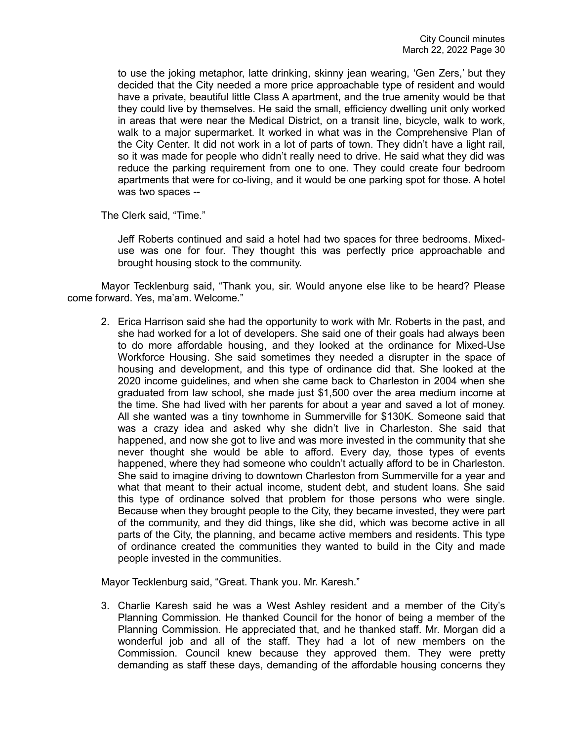to use the joking metaphor, latte drinking, skinny jean wearing, 'Gen Zers,' but they decided that the City needed a more price approachable type of resident and would have a private, beautiful little Class A apartment, and the true amenity would be that they could live by themselves. He said the small, efficiency dwelling unit only worked in areas that were near the Medical District, on a transit line, bicycle, walk to work, walk to a major supermarket. It worked in what was in the Comprehensive Plan of the City Center. It did not work in a lot of parts of town. They didn't have a light rail, so it was made for people who didn't really need to drive. He said what they did was reduce the parking requirement from one to one. They could create four bedroom apartments that were for co-living, and it would be one parking spot for those. A hotel was two spaces --

The Clerk said, "Time."

Jeff Roberts continued and said a hotel had two spaces for three bedrooms. Mixed-use was one for four. They thought this was perfectly price approachable and brought housing stock to the community.

Mayor Tecklenburg said, "Thank you, sir. Would anyone else like to be heard? Please come forward. Yes, ma'am. Welcome."

2. Erica Harrison said she had the opportunity to work with Mr. Roberts in the past, and she had worked for a lot of developers. She said one of their goals had always been to do more affordable housing, and they looked at the ordinance for Mixed-Use Workforce Housing. She said sometimes they needed a disrupter in the space of housing and development, and this type of ordinance did that. She looked at the 2020 income guidelines, and when she came back to Charleston in 2004 when she graduated from law school, she made just $1,500 over the area medium income at the time. She had lived with her parents for about a year and saved a lot of money. All she wanted was a tiny townhome in Summerville for $130K. Someone said that was a crazy idea and asked why she didn't live in Charleston. She said that happened, and now she got to live and was more invested in the community that she never thought she would be able to afford. Every day, those types of events happened, where they had someone who couldn't actually afford to be in Charleston. She said to imagine driving to downtown Charleston from Summerville for a year and what that meant to their actual income, student debt, and student loans. She said this type of ordinance solved that problem for those persons who were single. Because when they brought people to the City, they became invested, they were part of the community, and they did things, like she did, which was become active in all parts of the City, the planning, and became active members and residents. This type of ordinance created the communities they wanted to build in the City and made people invested in the communities.

Mayor Tecklenburg said, "Great. Thank you. Mr. Karesh."

3. Charlie Karesh said he was a West Ashley resident and a member of the City's Planning Commission. He thanked Council for the honor of being a member of the Planning Commission. He appreciated that, and he thanked staff. Mr. Morgan did a wonderful job and all of the staff. They had a lot of new members on the Commission. Council knew because they approved them. They were pretty demanding as staff these days, demanding of the affordable housing concerns they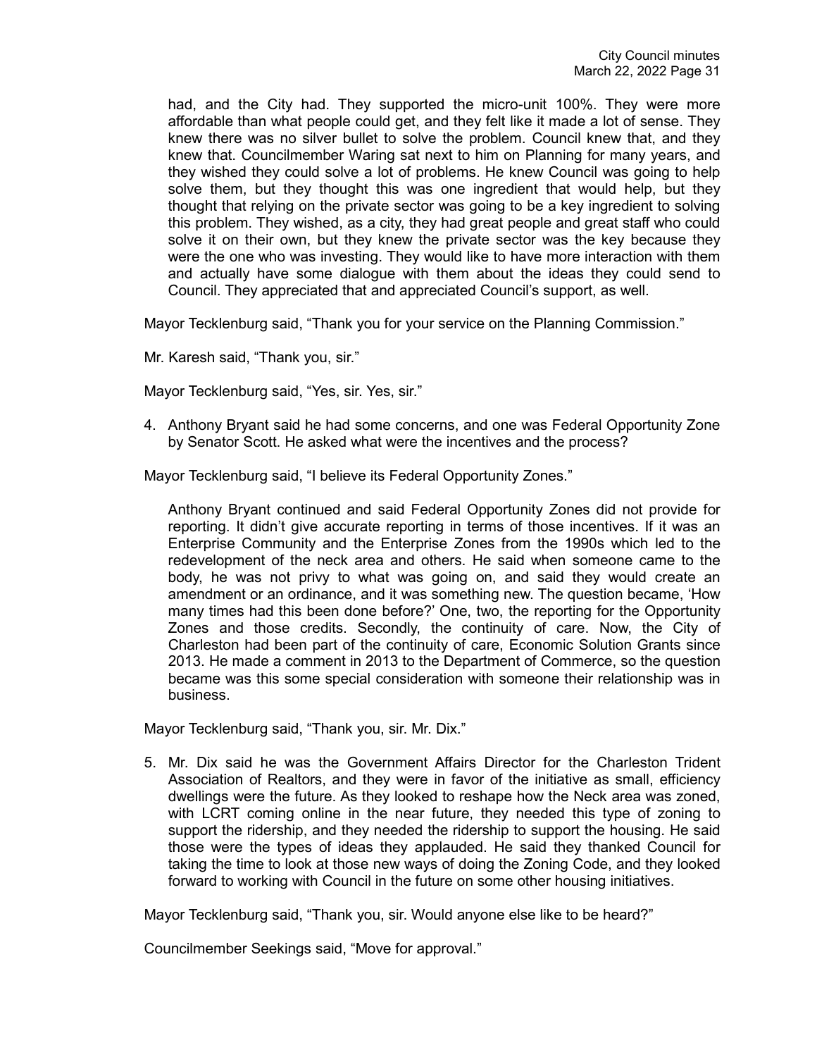had, and the City had. They supported the micro-unit 100%. They were more affordable than what people could get, and they felt like it made a lot of sense. They knew there was no silver bullet to solve the problem. Council knew that, and they knew that. Councilmember Waring sat next to him on Planning for many years, and they wished they could solve a lot of problems. He knew Council was going to help solve them, but they thought this was one ingredient that would help, but they thought that relying on the private sector was going to be a key ingredient to solving this problem. They wished, as a city, they had great people and great staff who could solve it on their own, but they knew the private sector was the key because they were the one who was investing. They would like to have more interaction with them and actually have some dialogue with them about the ideas they could send to Council. They appreciated that and appreciated Council's support, as well.

Mayor Tecklenburg said, "Thank you for your service on the Planning Commission."

Mr. Karesh said, "Thank you, sir."

Mayor Tecklenburg said, "Yes, sir. Yes, sir."

4. Anthony Bryant said he had some concerns, and one was Federal Opportunity Zone by Senator Scott. He asked what were the incentives and the process?

Mayor Tecklenburg said, "I believe its Federal Opportunity Zones."

Anthony Bryant continued and said Federal Opportunity Zones did not provide for reporting. It didn't give accurate reporting in terms of those incentives. If it was an Enterprise Community and the Enterprise Zones from the 1990s which led to the redevelopment of the neck area and others. He said when someone came to the body, he was not privy to what was going on, and said they would create an amendment or an ordinance, and it was something new. The question became, 'How many times had this been done before?' One, two, the reporting for the Opportunity Zones and those credits. Secondly, the continuity of care. Now, the City of Charleston had been part of the continuity of care, Economic Solution Grants since 2013. He made a comment in 2013 to the Department of Commerce, so the question became was this some special consideration with someone their relationship was in business.

Mayor Tecklenburg said, "Thank you, sir. Mr. Dix."

5. Mr. Dix said he was the Government Affairs Director for the Charleston Trident Association of Realtors, and they were in favor of the initiative as small, efficiency dwellings were the future. As they looked to reshape how the Neck area was zoned, with LCRT coming online in the near future, they needed this type of zoning to support the ridership, and they needed the ridership to support the housing. He said those were the types of ideas they applauded. He said they thanked Council for taking the time to look at those new ways of doing the Zoning Code, and they looked forward to working with Council in the future on some other housing initiatives.

Mayor Tecklenburg said, "Thank you, sir. Would anyone else like to be heard?"

Councilmember Seekings said, "Move for approval."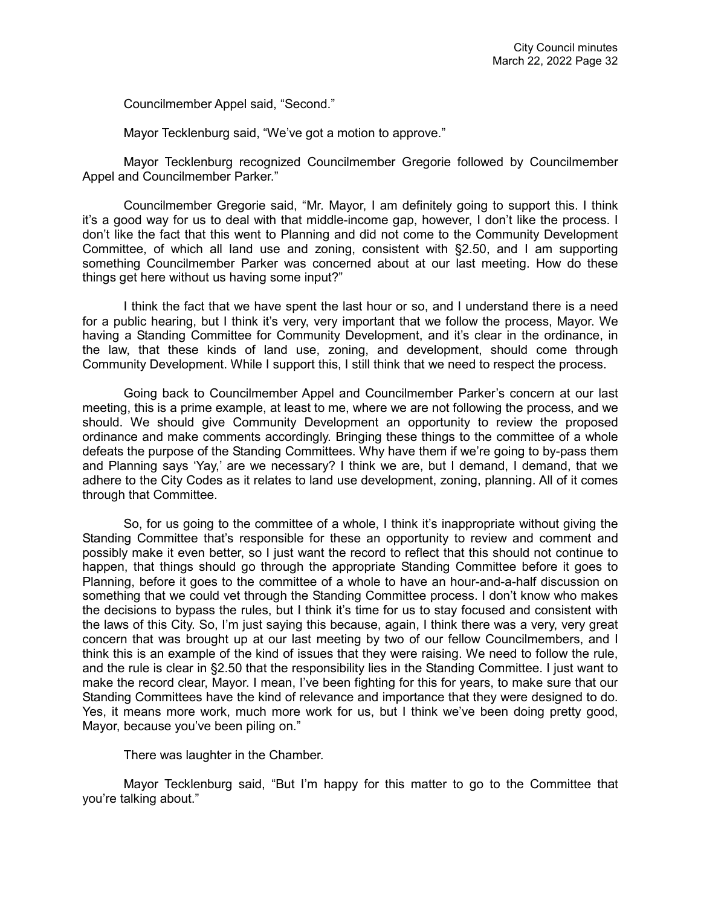Councilmember Appel said, "Second."

Mayor Tecklenburg said, "We've got a motion to approve."

Mayor Tecklenburg recognized Councilmember Gregorie followed by Councilmember Appel and Councilmember Parker."

Councilmember Gregorie said, "Mr. Mayor, I am definitely going to support this. I think it's a good way for us to deal with that middle-income gap, however, I don't like the process. I don't like the fact that this went to Planning and did not come to the Community Development Committee, of which all land use and zoning, consistent with §2.50, and I am supporting something Councilmember Parker was concerned about at our last meeting. How do these things get here without us having some input?"

I think the fact that we have spent the last hour or so, and I understand there is a need for a public hearing, but I think it's very, very important that we follow the process, Mayor. We having a Standing Committee for Community Development, and it's clear in the ordinance, in the law, that these kinds of land use, zoning, and development, should come through Community Development. While I support this, I still think that we need to respect the process.

Going back to Councilmember Appel and Councilmember Parker's concern at our last meeting, this is a prime example, at least to me, where we are not following the process, and we should. We should give Community Development an opportunity to review the proposed ordinance and make comments accordingly. Bringing these things to the committee of a whole defeats the purpose of the Standing Committees. Why have them if we're going to by-pass them and Planning says 'Yay,' are we necessary? I think we are, but I demand, I demand, that we adhere to the City Codes as it relates to land use development, zoning, planning. All of it comes through that Committee.

So, for us going to the committee of a whole, I think it's inappropriate without giving the Standing Committee that's responsible for these an opportunity to review and comment and possibly make it even better, so I just want the record to reflect that this should not continue to happen, that things should go through the appropriate Standing Committee before it goes to Planning, before it goes to the committee of a whole to have an hour-and-a-half discussion on something that we could vet through the Standing Committee process. I don't know who makes the decisions to bypass the rules, but I think it's time for us to stay focused and consistent with the laws of this City. So, I'm just saying this because, again, I think there was a very, very great concern that was brought up at our last meeting by two of our fellow Councilmembers, and I think this is an example of the kind of issues that they were raising. We need to follow the rule, and the rule is clear in §2.50 that the responsibility lies in the Standing Committee. I just want to make the record clear, Mayor. I mean, I've been fighting for this for years, to make sure that our Standing Committees have the kind of relevance and importance that they were designed to do. Yes, it means more work, much more work for us, but I think we've been doing pretty good, Mayor, because you've been piling on."

There was laughter in the Chamber.

Mayor Tecklenburg said, "But I'm happy for this matter to go to the Committee that you're talking about."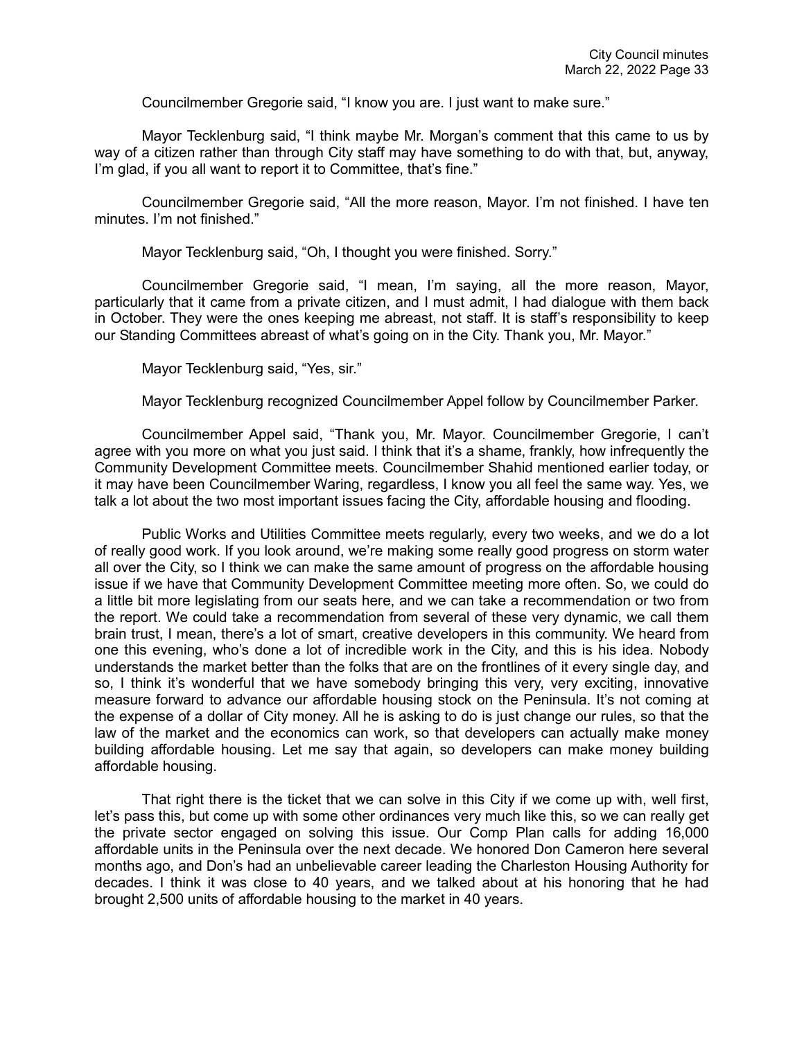Councilmember Gregorie said, "I know you are. I just want to make sure."

Mayor Tecklenburg said, "I think maybe Mr. Morgan's comment that this came to us by way of a citizen rather than through City staff may have something to do with that, but, anyway, I'm glad, if you all want to report it to Committee, that's fine."

Councilmember Gregorie said, "All the more reason, Mayor. I'm not finished. I have ten minutes. I'm not finished."

Mayor Tecklenburg said, "Oh, I thought you were finished. Sorry."

Councilmember Gregorie said, "I mean, I'm saying, all the more reason, Mayor, particularly that it came from a private citizen, and I must admit, I had dialogue with them back in October. They were the ones keeping me abreast, not staff. It is staff's responsibility to keep our Standing Committees abreast of what's going on in the City. Thank you, Mr. Mayor."

Mayor Tecklenburg said, "Yes, sir."

Mayor Tecklenburg recognized Councilmember Appel follow by Councilmember Parker.

Councilmember Appel said, "Thank you, Mr. Mayor. Councilmember Gregorie, I can't agree with you more on what you just said. I think that it's a shame, frankly, how infrequently the Community Development Committee meets. Councilmember Shahid mentioned earlier today, or it may have been Councilmember Waring, regardless, I know you all feel the same way. Yes, we talk a lot about the two most important issues facing the City, affordable housing and flooding.

Public Works and Utilities Committee meets regularly, every two weeks, and we do a lot of really good work. If you look around, we're making some really good progress on storm water all over the City, so I think we can make the same amount of progress on the affordable housing issue if we have that Community Development Committee meeting more often. So, we could do a little bit more legislating from our seats here, and we can take a recommendation or two from the report. We could take a recommendation from several of these very dynamic, we call them brain trust, I mean, there's a lot of smart, creative developers in this community. We heard from one this evening, who's done a lot of incredible work in the City, and this is his idea. Nobody understands the market better than the folks that are on the frontlines of it every single day, and so, I think it's wonderful that we have somebody bringing this very, very exciting, innovative measure forward to advance our affordable housing stock on the Peninsula. It's not coming at the expense of a dollar of City money. All he is asking to do is just change our rules, so that the law of the market and the economics can work, so that developers can actually make money building affordable housing. Let me say that again, so developers can make money building affordable housing.

That right there is the ticket that we can solve in this City if we come up with, well first, let's pass this, but come up with some other ordinances very much like this, so we can really get the private sector engaged on solving this issue. Our Comp Plan calls for adding 16,000 affordable units in the Peninsula over the next decade. We honored Don Cameron here several months ago, and Don's had an unbelievable career leading the Charleston Housing Authority for decades. I think it was close to 40 years, and we talked about at his honoring that he had brought 2,500 units of affordable housing to the market in 40 years.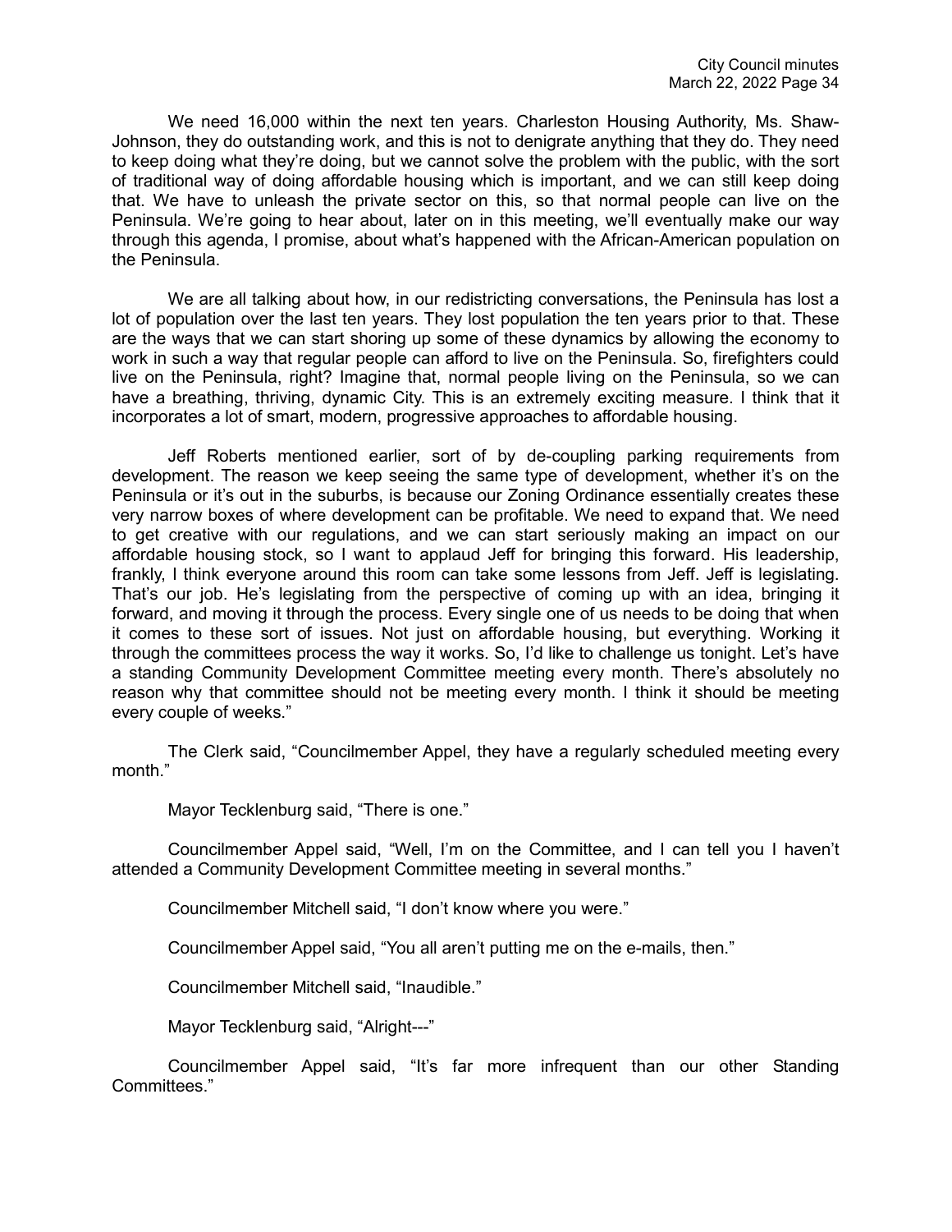We need 16,000 within the next ten years. Charleston Housing Authority, Ms. Shaw-Johnson, they do outstanding work, and this is not to denigrate anything that they do. They need to keep doing what they're doing, but we cannot solve the problem with the public, with the sort of traditional way of doing affordable housing which is important, and we can still keep doing that. We have to unleash the private sector on this, so that normal people can live on the Peninsula. We're going to hear about, later on in this meeting, we'll eventually make our way through this agenda, I promise, about what's happened with the African-American population on the Peninsula.

We are all talking about how, in our redistricting conversations, the Peninsula has lost a lot of population over the last ten years. They lost population the ten years prior to that. These are the ways that we can start shoring up some of these dynamics by allowing the economy to work in such a way that regular people can afford to live on the Peninsula. So, firefighters could live on the Peninsula, right? Imagine that, normal people living on the Peninsula, so we can have a breathing, thriving, dynamic City. This is an extremely exciting measure. I think that it incorporates a lot of smart, modern, progressive approaches to affordable housing.

Jeff Roberts mentioned earlier, sort of by de-coupling parking requirements from development. The reason we keep seeing the same type of development, whether it's on the Peninsula or it's out in the suburbs, is because our Zoning Ordinance essentially creates these very narrow boxes of where development can be profitable. We need to expand that. We need to get creative with our regulations, and we can start seriously making an impact on our affordable housing stock, so I want to applaud Jeff for bringing this forward. His leadership, frankly, I think everyone around this room can take some lessons from Jeff. Jeff is legislating. That's our job. He's legislating from the perspective of coming up with an idea, bringing it forward, and moving it through the process. Every single one of us needs to be doing that when it comes to these sort of issues. Not just on affordable housing, but everything. Working it through the committees process the way it works. So, I'd like to challenge us tonight. Let's have a standing Community Development Committee meeting every month. There's absolutely no reason why that committee should not be meeting every month. I think it should be meeting every couple of weeks."

The Clerk said, "Councilmember Appel, they have a regularly scheduled meeting every month."

Mayor Tecklenburg said, "There is one."

Councilmember Appel said, "Well, I'm on the Committee, and I can tell you I haven't attended a Community Development Committee meeting in several months."

Councilmember Mitchell said, "I don't know where you were."

Councilmember Appel said, "You all aren't putting me on the e-mails, then."

Councilmember Mitchell said, "Inaudible."

Mayor Tecklenburg said, "Alright---"

Councilmember Appel said, "It's far more infrequent than our other Standing Committees."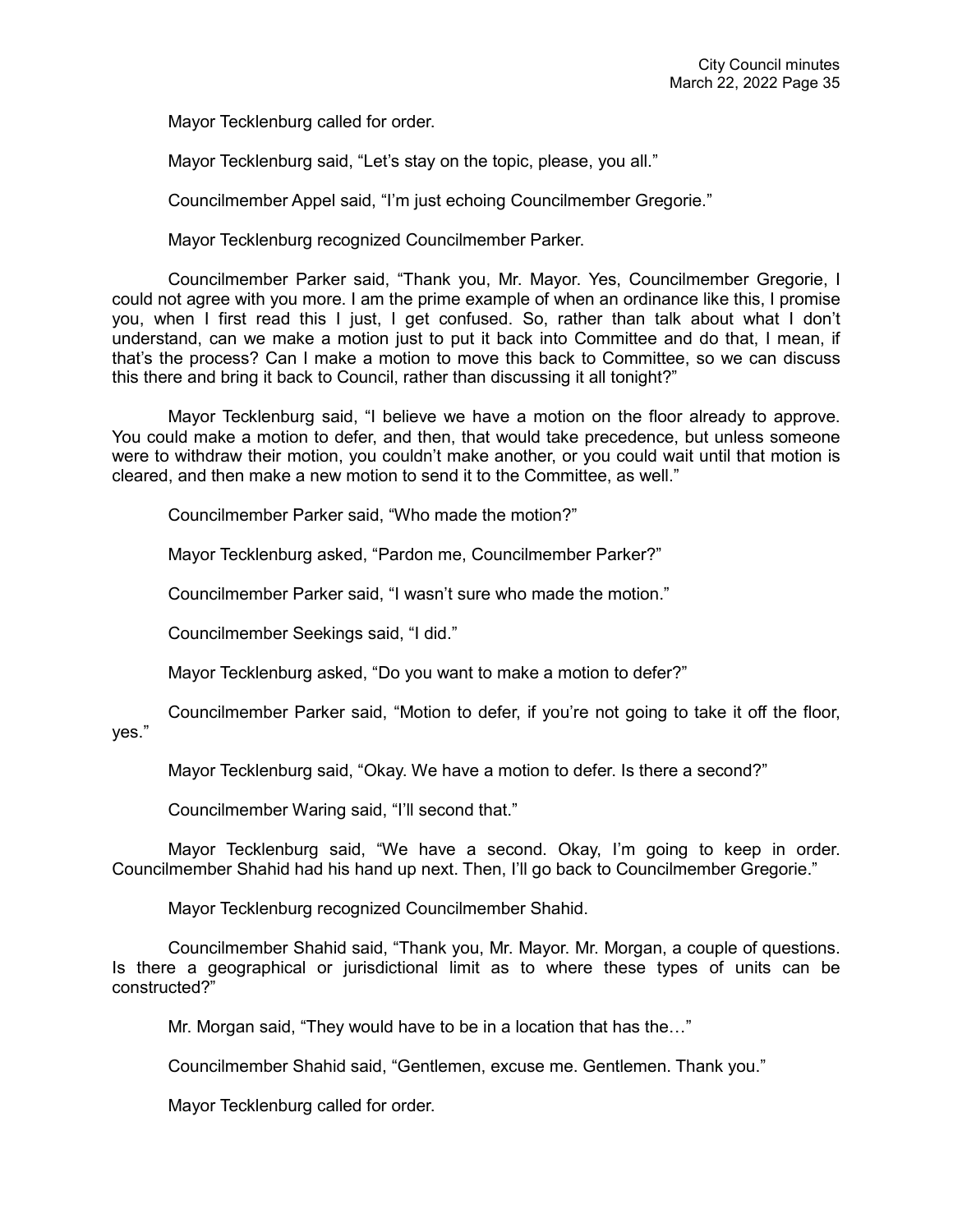Mayor Tecklenburg called for order.

Mayor Tecklenburg said, "Let's stay on the topic, please, you all."

Councilmember Appel said, "I'm just echoing Councilmember Gregorie."

Mayor Tecklenburg recognized Councilmember Parker.

Councilmember Parker said, "Thank you, Mr. Mayor. Yes, Councilmember Gregorie, I could not agree with you more. I am the prime example of when an ordinance like this, I promise you, when I first read this I just, I get confused. So, rather than talk about what I don't understand, can we make a motion just to put it back into Committee and do that, I mean, if that's the process? Can I make a motion to move this back to Committee, so we can discuss this there and bring it back to Council, rather than discussing it all tonight?"

Mayor Tecklenburg said, "I believe we have a motion on the floor already to approve. You could make a motion to defer, and then, that would take precedence, but unless someone were to withdraw their motion, you couldn't make another, or you could wait until that motion is cleared, and then make a new motion to send it to the Committee, as well."

Councilmember Parker said, "Who made the motion?"

Mayor Tecklenburg asked, "Pardon me, Councilmember Parker?"

Councilmember Parker said, "I wasn't sure who made the motion."

Councilmember Seekings said, "I did."

Mayor Tecklenburg asked, "Do you want to make a motion to defer?"

Councilmember Parker said, "Motion to defer, if you're not going to take it off the floor, yes."

Mayor Tecklenburg said, "Okay. We have a motion to defer. Is there a second?"

Councilmember Waring said, "I'll second that."

Mayor Tecklenburg said, "We have a second. Okay, I'm going to keep in order. Councilmember Shahid had his hand up next. Then, I'll go back to Councilmember Gregorie."

Mayor Tecklenburg recognized Councilmember Shahid.

Councilmember Shahid said, "Thank you, Mr. Mayor. Mr. Morgan, a couple of questions. Is there a geographical or jurisdictional limit as to where these types of units can be constructed?"

Mr. Morgan said, "They would have to be in a location that has the…"

Councilmember Shahid said, "Gentlemen, excuse me. Gentlemen. Thank you."

Mayor Tecklenburg called for order.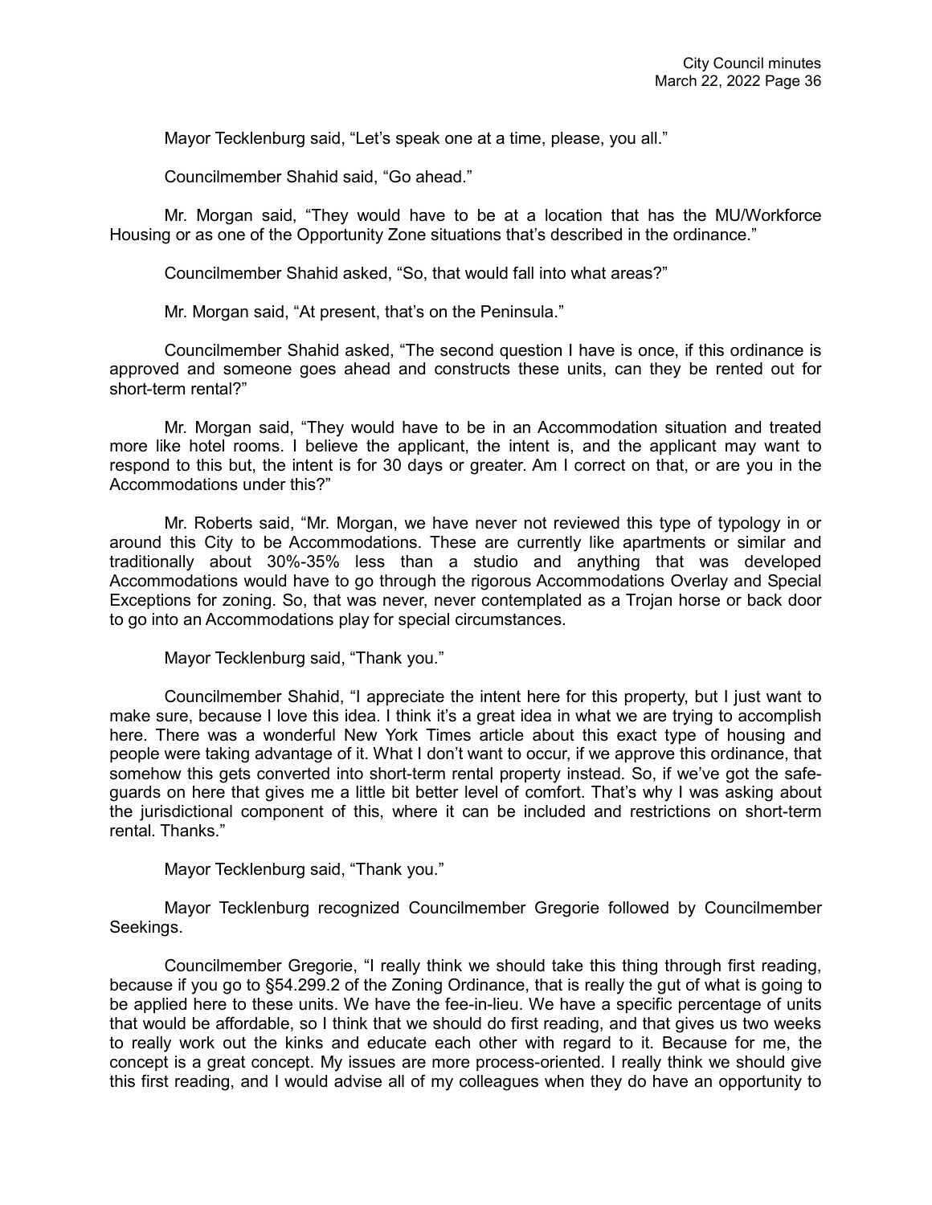Mayor Tecklenburg said, "Let's speak one at a time, please, you all."

Councilmember Shahid said, "Go ahead."

Mr. Morgan said, "They would have to be at a location that has the MU/Workforce Housing or as one of the Opportunity Zone situations that's described in the ordinance."

Councilmember Shahid asked, "So, that would fall into what areas?"

Mr. Morgan said, "At present, that's on the Peninsula."

Councilmember Shahid asked, "The second question I have is once, if this ordinance is approved and someone goes ahead and constructs these units, can they be rented out for short-term rental?"

Mr. Morgan said, "They would have to be in an Accommodation situation and treated more like hotel rooms. I believe the applicant, the intent is, and the applicant may want to respond to this but, the intent is for 30 days or greater. Am I correct on that, or are you in the Accommodations under this?"

Mr. Roberts said, "Mr. Morgan, we have never not reviewed this type of typology in or around this City to be Accommodations. These are currently like apartments or similar and traditionally about 30%-35% less than a studio and anything that was developed Accommodations would have to go through the rigorous Accommodations Overlay and Special Exceptions for zoning. So, that was never, never contemplated as a Trojan horse or back door to go into an Accommodations play for special circumstances.

Mayor Tecklenburg said, "Thank you."

Councilmember Shahid, "I appreciate the intent here for this property, but I just want to make sure, because I love this idea. I think it's a great idea in what we are trying to accomplish here. There was a wonderful New York Times article about this exact type of housing and people were taking advantage of it. What I don't want to occur, if we approve this ordinance, that somehow this gets converted into short-term rental property instead. So, if we've got the safe-guards on here that gives me a little bit better level of comfort. That's why I was asking about the jurisdictional component of this, where it can be included and restrictions on short-term rental. Thanks."

Mayor Tecklenburg said, "Thank you."

Mayor Tecklenburg recognized Councilmember Gregorie followed by Councilmember Seekings.

Councilmember Gregorie, "I really think we should take this thing through first reading, because if you go to §54.299.2 of the Zoning Ordinance, that is really the gut of what is going to be applied here to these units. We have the fee-in-lieu. We have a specific percentage of units that would be affordable, so I think that we should do first reading, and that gives us two weeks to really work out the kinks and educate each other with regard to it. Because for me, the concept is a great concept. My issues are more process-oriented. I really think we should give this first reading, and I would advise all of my colleagues when they do have an opportunity to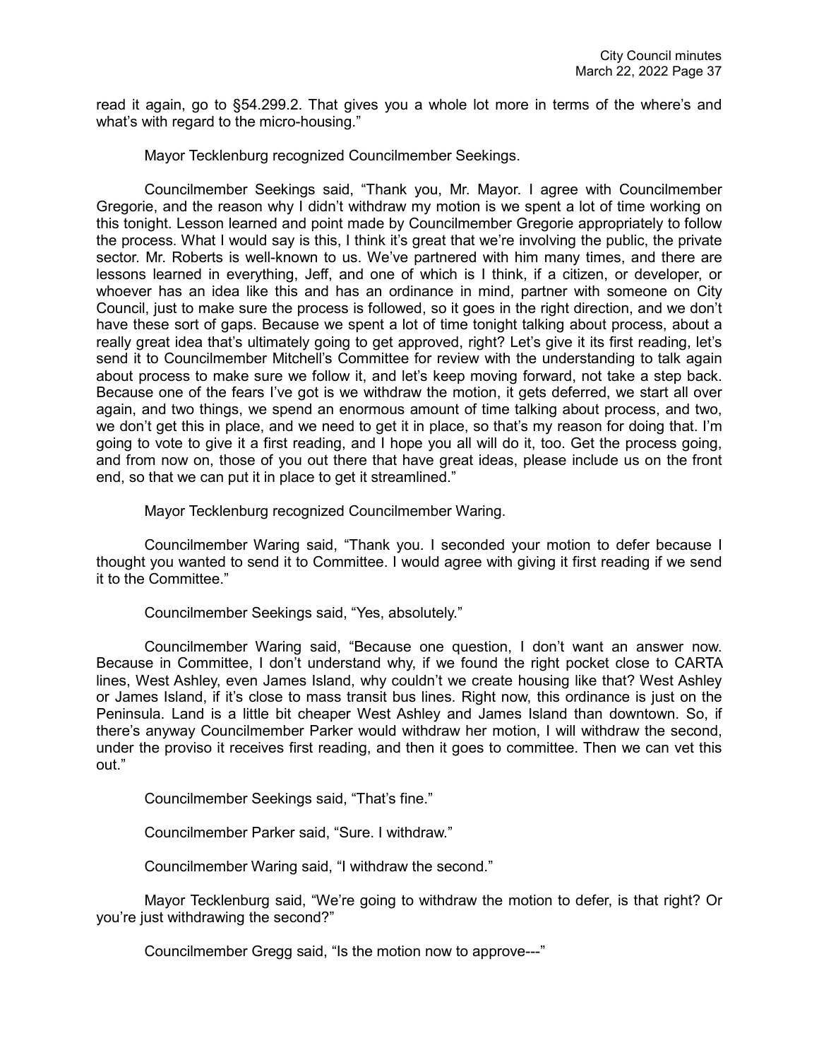read it again, go to §54.299.2. That gives you a whole lot more in terms of the where's and what's with regard to the micro-housing."

Mayor Tecklenburg recognized Councilmember Seekings.

Councilmember Seekings said, "Thank you, Mr. Mayor. I agree with Councilmember Gregorie, and the reason why I didn't withdraw my motion is we spent a lot of time working on this tonight. Lesson learned and point made by Councilmember Gregorie appropriately to follow the process. What I would say is this, I think it's great that we're involving the public, the private sector. Mr. Roberts is well-known to us. We've partnered with him many times, and there are lessons learned in everything, Jeff, and one of which is I think, if a citizen, or developer, or whoever has an idea like this and has an ordinance in mind, partner with someone on City Council, just to make sure the process is followed, so it goes in the right direction, and we don't have these sort of gaps. Because we spent a lot of time tonight talking about process, about a really great idea that's ultimately going to get approved, right? Let's give it its first reading, let's send it to Councilmember Mitchell's Committee for review with the understanding to talk again about process to make sure we follow it, and let's keep moving forward, not take a step back. Because one of the fears I've got is we withdraw the motion, it gets deferred, we start all over again, and two things, we spend an enormous amount of time talking about process, and two, we don't get this in place, and we need to get it in place, so that's my reason for doing that. I'm going to vote to give it a first reading, and I hope you all will do it, too. Get the process going, and from now on, those of you out there that have great ideas, please include us on the front end, so that we can put it in place to get it streamlined."

Mayor Tecklenburg recognized Councilmember Waring.

Councilmember Waring said, "Thank you. I seconded your motion to defer because I thought you wanted to send it to Committee. I would agree with giving it first reading if we send it to the Committee."

Councilmember Seekings said, "Yes, absolutely."

Councilmember Waring said, "Because one question, I don't want an answer now. Because in Committee, I don't understand why, if we found the right pocket close to CARTA lines, West Ashley, even James Island, why couldn't we create housing like that? West Ashley or James Island, if it's close to mass transit bus lines. Right now, this ordinance is just on the Peninsula. Land is a little bit cheaper West Ashley and James Island than downtown. So, if there's anyway Councilmember Parker would withdraw her motion, I will withdraw the second, under the proviso it receives first reading, and then it goes to committee. Then we can vet this out."

Councilmember Seekings said, "That's fine."

Councilmember Parker said, "Sure. I withdraw."

Councilmember Waring said, "I withdraw the second."

Mayor Tecklenburg said, "We're going to withdraw the motion to defer, is that right? Or you're just withdrawing the second?"

Councilmember Gregg said, "Is the motion now to approve---"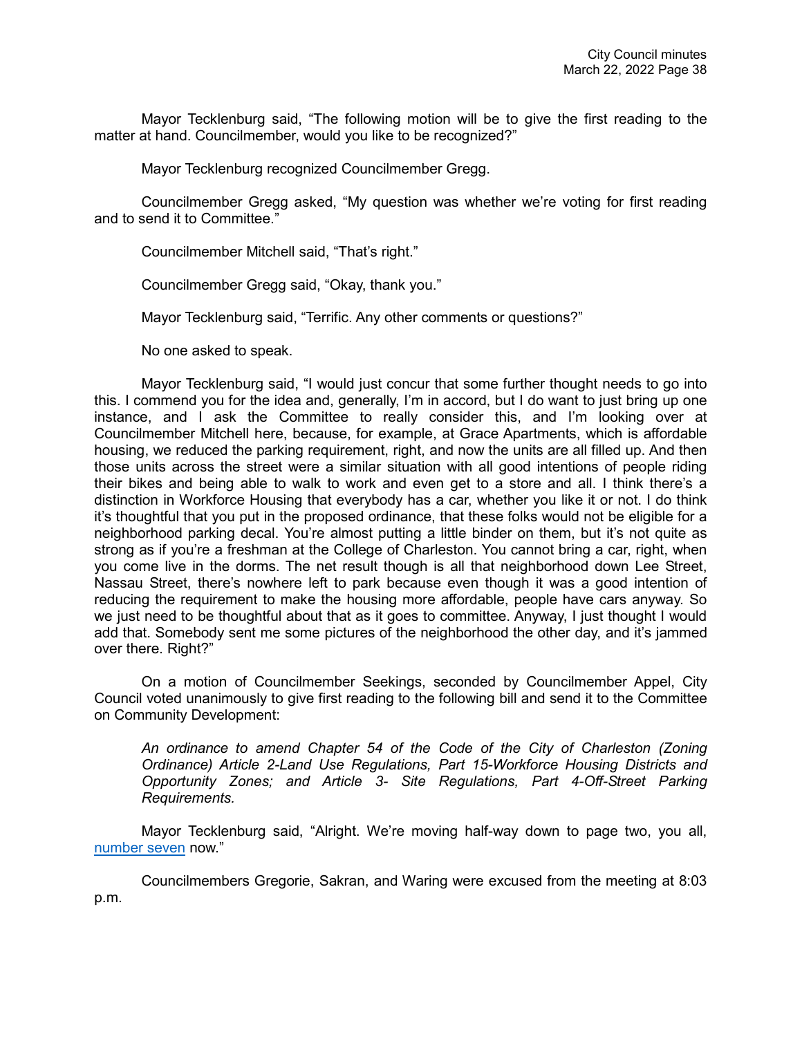Mayor Tecklenburg said, "The following motion will be to give the first reading to the matter at hand. Councilmember, would you like to be recognized?"

Mayor Tecklenburg recognized Councilmember Gregg.

Councilmember Gregg asked, "My question was whether we're voting for first reading and to send it to Committee."

Councilmember Mitchell said, "That's right."

Councilmember Gregg said, "Okay, thank you."

Mayor Tecklenburg said, "Terrific. Any other comments or questions?"

No one asked to speak.

Mayor Tecklenburg said, "I would just concur that some further thought needs to go into this. I commend you for the idea and, generally, I'm in accord, but I do want to just bring up one instance, and I ask the Committee to really consider this, and I'm looking over at Councilmember Mitchell here, because, for example, at Grace Apartments, which is affordable housing, we reduced the parking requirement, right, and now the units are all filled up. And then those units across the street were a similar situation with all good intentions of people riding their bikes and being able to walk to work and even get to a store and all. I think there's a distinction in Workforce Housing that everybody has a car, whether you like it or not. I do think it's thoughtful that you put in the proposed ordinance, that these folks would not be eligible for a neighborhood parking decal. You're almost putting a little binder on them, but it's not quite as strong as if you're a freshman at the College of Charleston. You cannot bring a car, right, when you come live in the dorms. The net result though is all that neighborhood down Lee Street, Nassau Street, there's nowhere left to park because even though it was a good intention of reducing the requirement to make the housing more affordable, people have cars anyway. So we just need to be thoughtful about that as it goes to committee. Anyway, I just thought I would add that. Somebody sent me some pictures of the neighborhood the other day, and it's jammed over there. Right?"

On a motion of Councilmember Seekings, seconded by Councilmember Appel, City Council voted unanimously to give first reading to the following bill and send it to the Committee on Community Development:

*An ordinance to amend Chapter 54 of the Code of the City of Charleston (Zoning Ordinance) Article 2-Land Use Regulations, Part 15-Workforce Housing Districts and Opportunity Zones; and Article 3- Site Regulations, Part 4-Off-Street Parking Requirements.*

Mayor Tecklenburg said, "Alright. We're moving half-way down to page two, you all, number seven now."

Councilmembers Gregorie, Sakran, and Waring were excused from the meeting at 8:03 p.m.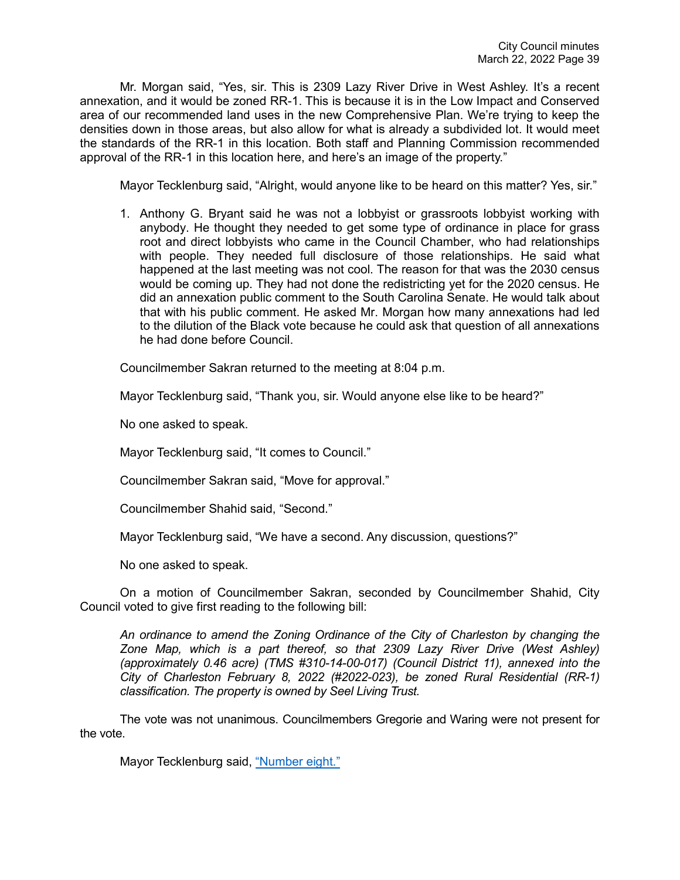Mr. Morgan said, "Yes, sir. This is 2309 Lazy River Drive in West Ashley. It's a recent annexation, and it would be zoned RR-1. This is because it is in the Low Impact and Conserved area of our recommended land uses in the new Comprehensive Plan. We're trying to keep the densities down in those areas, but also allow for what is already a subdivided lot. It would meet the standards of the RR-1 in this location. Both staff and Planning Commission recommended approval of the RR-1 in this location here, and here's an image of the property."

Mayor Tecklenburg said, "Alright, would anyone like to be heard on this matter? Yes, sir."

1. Anthony G. Bryant said he was not a lobbyist or grassroots lobbyist working with anybody. He thought they needed to get some type of ordinance in place for grass root and direct lobbyists who came in the Council Chamber, who had relationships with people. They needed full disclosure of those relationships. He said what happened at the last meeting was not cool. The reason for that was the 2030 census would be coming up. They had not done the redistricting yet for the 2020 census. He did an annexation public comment to the South Carolina Senate. He would talk about that with his public comment. He asked Mr. Morgan how many annexations had led to the dilution of the Black vote because he could ask that question of all annexations he had done before Council.

Councilmember Sakran returned to the meeting at 8:04 p.m.

Mayor Tecklenburg said, "Thank you, sir. Would anyone else like to be heard?"

No one asked to speak.

Mayor Tecklenburg said, "It comes to Council."

Councilmember Sakran said, "Move for approval."

Councilmember Shahid said, "Second."

Mayor Tecklenburg said, "We have a second. Any discussion, questions?"

No one asked to speak.

On a motion of Councilmember Sakran, seconded by Councilmember Shahid, City Council voted to give first reading to the following bill:

*An ordinance to amend the Zoning Ordinance of the City of Charleston by changing the Zone Map, which is a part thereof, so that 2309 Lazy River Drive (West Ashley) (approximately 0.46 acre) (TMS #310-14-00-017) (Council District 11), annexed into the City of Charleston February 8, 2022 (#2022-023), be zoned Rural Residential (RR-1) classification. The property is owned by Seel Living Trust.*

The vote was not unanimous. Councilmembers Gregorie and Waring were not present for the vote.

Mayor Tecklenburg said, "Number eight."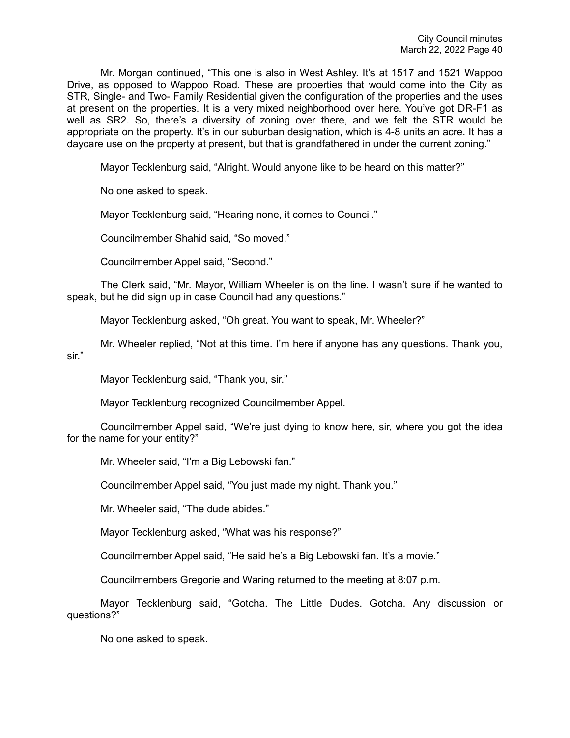Mr. Morgan continued, "This one is also in West Ashley. It's at 1517 and 1521 Wappoo Drive, as opposed to Wappoo Road. These are properties that would come into the City as STR, Single- and Two- Family Residential given the configuration of the properties and the uses at present on the properties. It is a very mixed neighborhood over here. You've got DR-F1 as well as SR2. So, there's a diversity of zoning over there, and we felt the STR would be appropriate on the property. It's in our suburban designation, which is 4-8 units an acre. It has a daycare use on the property at present, but that is grandfathered in under the current zoning."

Mayor Tecklenburg said, "Alright. Would anyone like to be heard on this matter?"

No one asked to speak.

Mayor Tecklenburg said, "Hearing none, it comes to Council."

Councilmember Shahid said, "So moved."

Councilmember Appel said, "Second."

The Clerk said, "Mr. Mayor, William Wheeler is on the line. I wasn't sure if he wanted to speak, but he did sign up in case Council had any questions."

Mayor Tecklenburg asked, "Oh great. You want to speak, Mr. Wheeler?"

Mr. Wheeler replied, "Not at this time. I'm here if anyone has any questions. Thank you, sir."

Mayor Tecklenburg said, "Thank you, sir."

Mayor Tecklenburg recognized Councilmember Appel.

Councilmember Appel said, "We're just dying to know here, sir, where you got the idea for the name for your entity?"

Mr. Wheeler said, "I'm a Big Lebowski fan."

Councilmember Appel said, "You just made my night. Thank you."

Mr. Wheeler said, "The dude abides."

Mayor Tecklenburg asked, "What was his response?"

Councilmember Appel said, "He said he's a Big Lebowski fan. It's a movie."

Councilmembers Gregorie and Waring returned to the meeting at 8:07 p.m.

Mayor Tecklenburg said, "Gotcha. The Little Dudes. Gotcha. Any discussion or questions?"

No one asked to speak.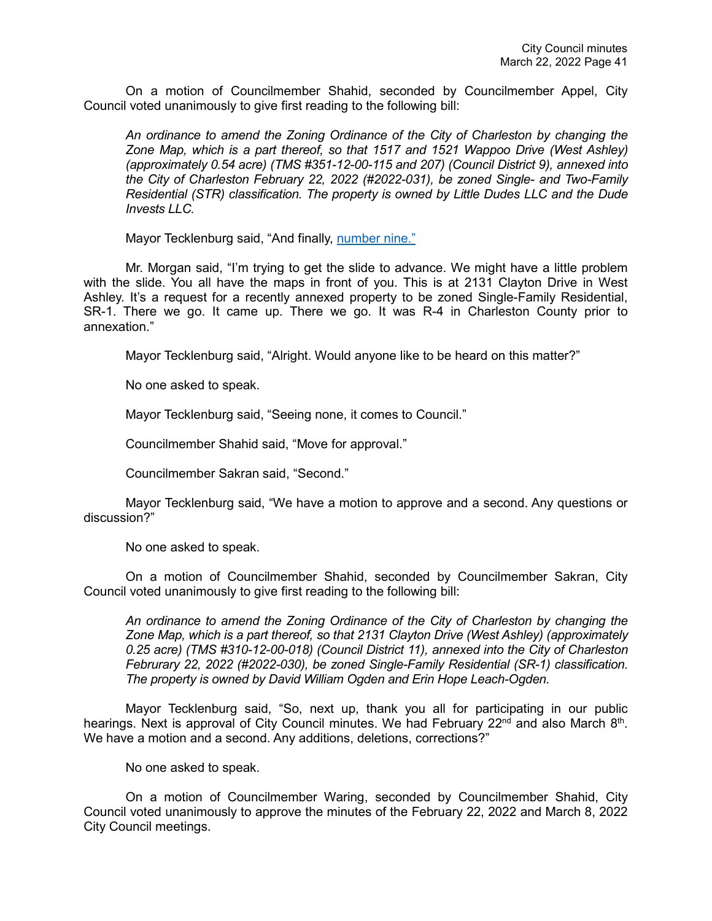On a motion of Councilmember Shahid, seconded by Councilmember Appel, City Council voted unanimously to give first reading to the following bill:

*An ordinance to amend the Zoning Ordinance of the City of Charleston by changing the Zone Map, which is a part thereof, so that 1517 and 1521 Wappoo Drive (West Ashley) (approximately 0.54 acre) (TMS #351-12-00-115 and 207) (Council District 9), annexed into the City of Charleston February 22, 2022 (#2022-031), be zoned Single- and Two-Family Residential (STR) classification. The property is owned by Little Dudes LLC and the Dude Invests LLC.*

Mayor Tecklenburg said, "And finally, number nine."

Mr. Morgan said, "I'm trying to get the slide to advance. We might have a little problem with the slide. You all have the maps in front of you. This is at 2131 Clayton Drive in West Ashley. It's a request for a recently annexed property to be zoned Single-Family Residential, SR-1. There we go. It came up. There we go. It was R-4 in Charleston County prior to annexation."

Mayor Tecklenburg said, "Alright. Would anyone like to be heard on this matter?"

No one asked to speak.

Mayor Tecklenburg said, "Seeing none, it comes to Council."

Councilmember Shahid said, "Move for approval."

Councilmember Sakran said, "Second."

Mayor Tecklenburg said, "We have a motion to approve and a second. Any questions or discussion?"

No one asked to speak.

On a motion of Councilmember Shahid, seconded by Councilmember Sakran, City Council voted unanimously to give first reading to the following bill:

*An ordinance to amend the Zoning Ordinance of the City of Charleston by changing the Zone Map, which is a part thereof, so that 2131 Clayton Drive (West Ashley) (approximately 0.25 acre) (TMS #310-12-00-018) (Council District 11), annexed into the City of Charleston Februrary 22, 2022 (#2022-030), be zoned Single-Family Residential (SR-1) classification. The property is owned by David William Ogden and Erin Hope Leach-Ogden.*

Mayor Tecklenburg said, "So, next up, thank you all for participating in our public hearings. Next is approval of City Council minutes. We had February 22nd and also March 8th. We have a motion and a second. Any additions, deletions, corrections?"

No one asked to speak.

On a motion of Councilmember Waring, seconded by Councilmember Shahid, City Council voted unanimously to approve the minutes of the February 22, 2022 and March 8, 2022 City Council meetings.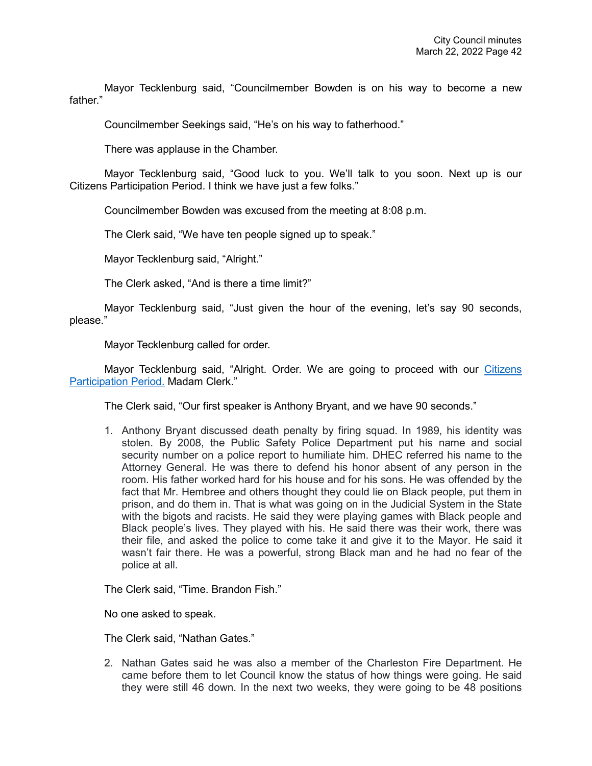Mayor Tecklenburg said, "Councilmember Bowden is on his way to become a new father."

Councilmember Seekings said, "He's on his way to fatherhood."

There was applause in the Chamber.

Mayor Tecklenburg said, "Good luck to you. We'll talk to you soon. Next up is our Citizens Participation Period. I think we have just a few folks."

Councilmember Bowden was excused from the meeting at 8:08 p.m.

The Clerk said, "We have ten people signed up to speak."

Mayor Tecklenburg said, "Alright."

The Clerk asked, "And is there a time limit?"

Mayor Tecklenburg said, "Just given the hour of the evening, let's say 90 seconds, please."

Mayor Tecklenburg called for order.

Mayor Tecklenburg said, "Alright. Order. We are going to proceed with our Citizens Participation Period. Madam Clerk."

The Clerk said, "Our first speaker is Anthony Bryant, and we have 90 seconds."

1. Anthony Bryant discussed death penalty by firing squad. In 1989, his identity was stolen. By 2008, the Public Safety Police Department put his name and social security number on a police report to humiliate him. DHEC referred his name to the Attorney General. He was there to defend his honor absent of any person in the room. His father worked hard for his house and for his sons. He was offended by the fact that Mr. Hembree and others thought they could lie on Black people, put them in prison, and do them in. That is what was going on in the Judicial System in the State with the bigots and racists. He said they were playing games with Black people and Black people's lives. They played with his. He said there was their work, there was their file, and asked the police to come take it and give it to the Mayor. He said it wasn't fair there. He was a powerful, strong Black man and he had no fear of the police at all.

The Clerk said, "Time. Brandon Fish."

No one asked to speak.

The Clerk said, "Nathan Gates."

2. Nathan Gates said he was also a member of the Charleston Fire Department. He came before them to let Council know the status of how things were going. He said they were still 46 down. In the next two weeks, they were going to be 48 positions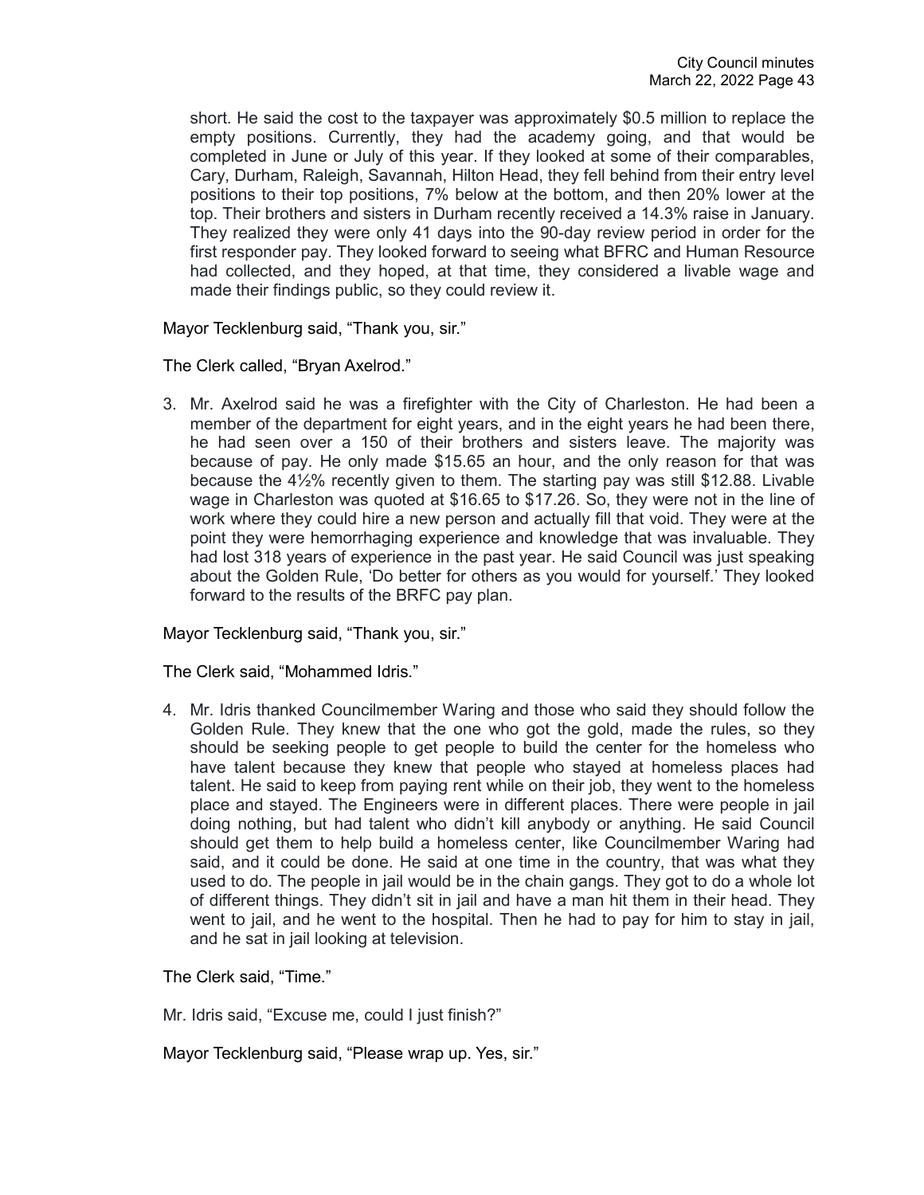short. He said the cost to the taxpayer was approximately $0.5 million to replace the empty positions. Currently, they had the academy going, and that would be completed in June or July of this year. If they looked at some of their comparables, Cary, Durham, Raleigh, Savannah, Hilton Head, they fell behind from their entry level positions to their top positions, 7% below at the bottom, and then 20% lower at the top. Their brothers and sisters in Durham recently received a 14.3% raise in January. They realized they were only 41 days into the 90-day review period in order for the first responder pay. They looked forward to seeing what BFRC and Human Resource had collected, and they hoped, at that time, they considered a livable wage and made their findings public, so they could review it.

Mayor Tecklenburg said, "Thank you, sir."

The Clerk called, "Bryan Axelrod."

3. Mr. Axelrod said he was a firefighter with the City of Charleston. He had been a member of the department for eight years, and in the eight years he had been there, he had seen over a 150 of their brothers and sisters leave. The majority was because of pay. He only made $15.65 an hour, and the only reason for that was because the 4½% recently given to them. The starting pay was still $12.88. Livable wage in Charleston was quoted at $16.65 to $17.26. So, they were not in the line of work where they could hire a new person and actually fill that void. They were at the point they were hemorrhaging experience and knowledge that was invaluable. They had lost 318 years of experience in the past year. He said Council was just speaking about the Golden Rule, 'Do better for others as you would for yourself.' They looked forward to the results of the BRFC pay plan.

Mayor Tecklenburg said, "Thank you, sir."

The Clerk said, "Mohammed Idris."

4. Mr. Idris thanked Councilmember Waring and those who said they should follow the Golden Rule. They knew that the one who got the gold, made the rules, so they should be seeking people to get people to build the center for the homeless who have talent because they knew that people who stayed at homeless places had talent. He said to keep from paying rent while on their job, they went to the homeless place and stayed. The Engineers were in different places. There were people in jail doing nothing, but had talent who didn't kill anybody or anything. He said Council should get them to help build a homeless center, like Councilmember Waring had said, and it could be done. He said at one time in the country, that was what they used to do. The people in jail would be in the chain gangs. They got to do a whole lot of different things. They didn't sit in jail and have a man hit them in their head. They went to jail, and he went to the hospital. Then he had to pay for him to stay in jail, and he sat in jail looking at television.

The Clerk said, "Time."

Mr. Idris said, "Excuse me, could I just finish?"

Mayor Tecklenburg said, "Please wrap up. Yes, sir."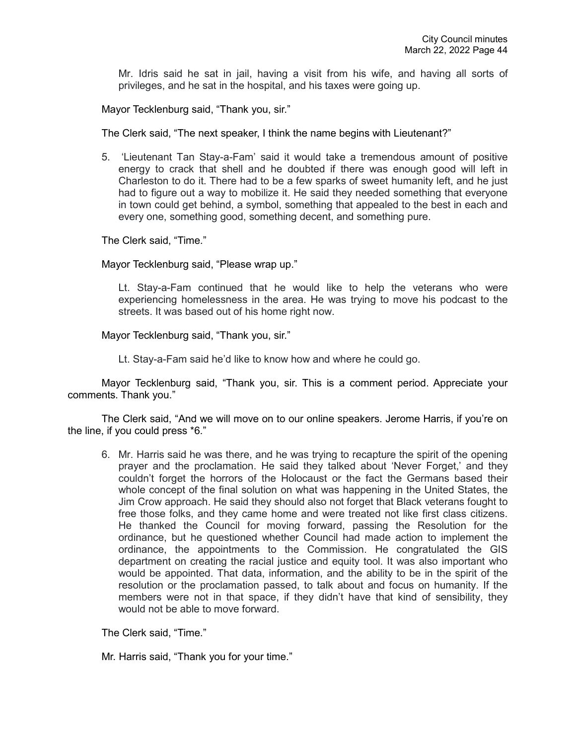Mr. Idris said he sat in jail, having a visit from his wife, and having all sorts of privileges, and he sat in the hospital, and his taxes were going up.

Mayor Tecklenburg said, "Thank you, sir."

The Clerk said, "The next speaker, I think the name begins with Lieutenant?"

5. 'Lieutenant Tan Stay-a-Fam' said it would take a tremendous amount of positive energy to crack that shell and he doubted if there was enough good will left in Charleston to do it. There had to be a few sparks of sweet humanity left, and he just had to figure out a way to mobilize it. He said they needed something that everyone in town could get behind, a symbol, something that appealed to the best in each and every one, something good, something decent, and something pure.

The Clerk said, "Time."

Mayor Tecklenburg said, "Please wrap up."

Lt. Stay-a-Fam continued that he would like to help the veterans who were experiencing homelessness in the area. He was trying to move his podcast to the streets. It was based out of his home right now.

Mayor Tecklenburg said, "Thank you, sir."

Lt. Stay-a-Fam said he'd like to know how and where he could go.

Mayor Tecklenburg said, "Thank you, sir. This is a comment period. Appreciate your comments. Thank you."

The Clerk said, "And we will move on to our online speakers. Jerome Harris, if you're on the line, if you could press *6."

6. Mr. Harris said he was there, and he was trying to recapture the spirit of the opening prayer and the proclamation. He said they talked about 'Never Forget,' and they couldn't forget the horrors of the Holocaust or the fact the Germans based their whole concept of the final solution on what was happening in the United States, the Jim Crow approach. He said they should also not forget that Black veterans fought to free those folks, and they came home and were treated not like first class citizens. He thanked the Council for moving forward, passing the Resolution for the ordinance, but he questioned whether Council had made action to implement the ordinance, the appointments to the Commission. He congratulated the GIS department on creating the racial justice and equity tool. It was also important who would be appointed. That data, information, and the ability to be in the spirit of the resolution or the proclamation passed, to talk about and focus on humanity. If the members were not in that space, if they didn't have that kind of sensibility, they would not be able to move forward.

The Clerk said, "Time."

Mr. Harris said, "Thank you for your time."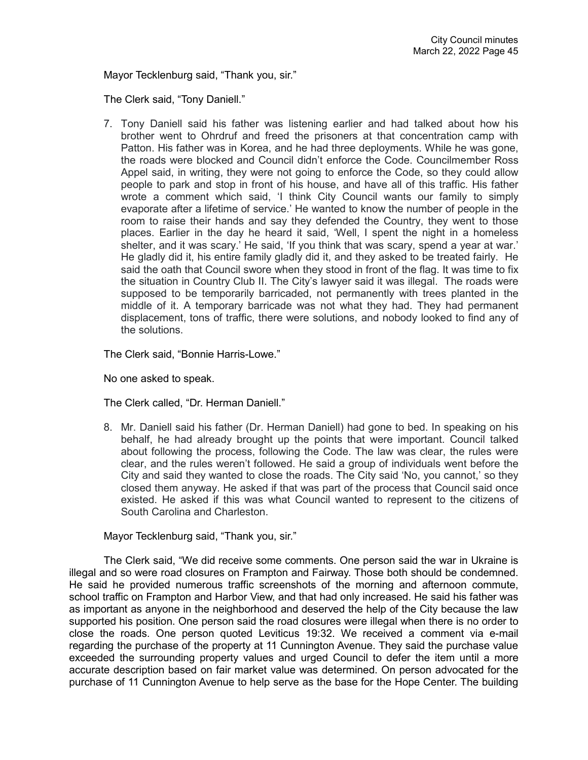Mayor Tecklenburg said, "Thank you, sir."

The Clerk said, "Tony Daniell."

7. Tony Daniell said his father was listening earlier and had talked about how his brother went to Ohrdruf and freed the prisoners at that concentration camp with Patton. His father was in Korea, and he had three deployments. While he was gone, the roads were blocked and Council didn't enforce the Code. Councilmember Ross Appel said, in writing, they were not going to enforce the Code, so they could allow people to park and stop in front of his house, and have all of this traffic. His father wrote a comment which said, 'I think City Council wants our family to simply evaporate after a lifetime of service.' He wanted to know the number of people in the room to raise their hands and say they defended the Country, they went to those places. Earlier in the day he heard it said, 'Well, I spent the night in a homeless shelter, and it was scary.' He said, 'If you think that was scary, spend a year at war.' He gladly did it, his entire family gladly did it, and they asked to be treated fairly. He said the oath that Council swore when they stood in front of the flag. It was time to fix the situation in Country Club II. The City's lawyer said it was illegal. The roads were supposed to be temporarily barricaded, not permanently with trees planted in the middle of it. A temporary barricade was not what they had. They had permanent displacement, tons of traffic, there were solutions, and nobody looked to find any of the solutions.

The Clerk said, "Bonnie Harris-Lowe."

No one asked to speak.

The Clerk called, "Dr. Herman Daniell."

8. Mr. Daniell said his father (Dr. Herman Daniell) had gone to bed. In speaking on his behalf, he had already brought up the points that were important. Council talked about following the process, following the Code. The law was clear, the rules were clear, and the rules weren't followed. He said a group of individuals went before the City and said they wanted to close the roads. The City said 'No, you cannot,' so they closed them anyway. He asked if that was part of the process that Council said once existed. He asked if this was what Council wanted to represent to the citizens of South Carolina and Charleston.

Mayor Tecklenburg said, "Thank you, sir."

The Clerk said, "We did receive some comments. One person said the war in Ukraine is illegal and so were road closures on Frampton and Fairway. Those both should be condemned. He said he provided numerous traffic screenshots of the morning and afternoon commute, school traffic on Frampton and Harbor View, and that had only increased. He said his father was as important as anyone in the neighborhood and deserved the help of the City because the law supported his position. One person said the road closures were illegal when there is no order to close the roads. One person quoted Leviticus 19:32. We received a comment via e-mail regarding the purchase of the property at 11 Cunnington Avenue. They said the purchase value exceeded the surrounding property values and urged Council to defer the item until a more accurate description based on fair market value was determined. On person advocated for the purchase of 11 Cunnington Avenue to help serve as the base for the Hope Center. The building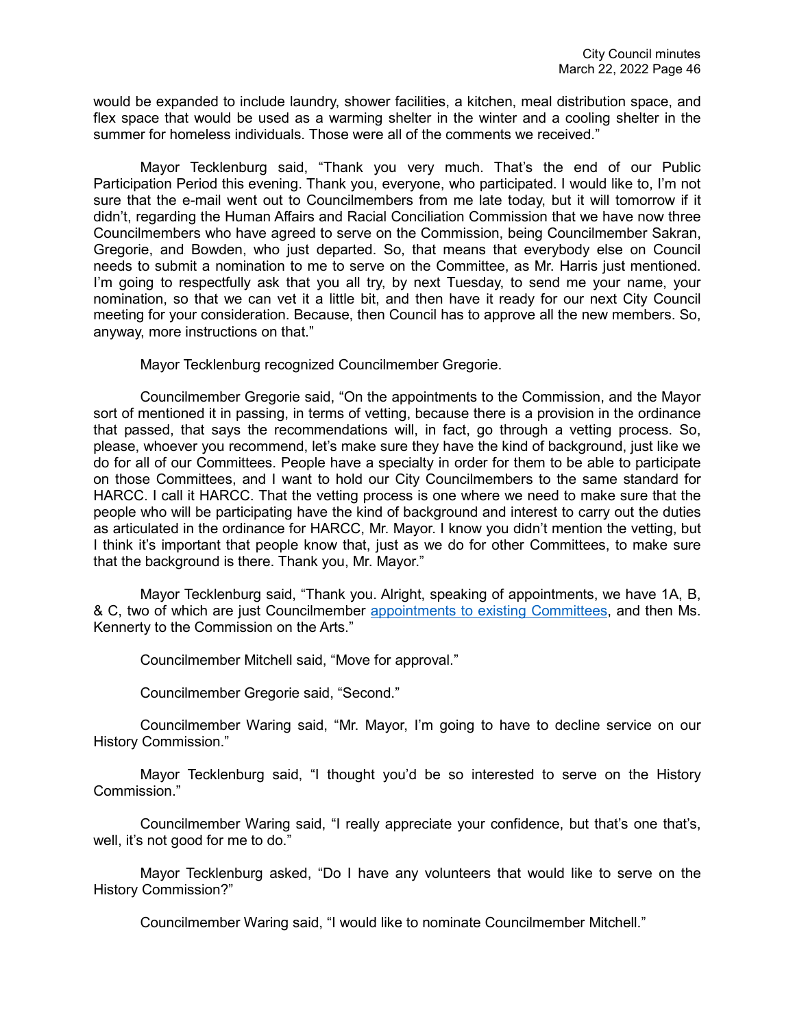would be expanded to include laundry, shower facilities, a kitchen, meal distribution space, and flex space that would be used as a warming shelter in the winter and a cooling shelter in the summer for homeless individuals. Those were all of the comments we received."

Mayor Tecklenburg said, "Thank you very much. That's the end of our Public Participation Period this evening. Thank you, everyone, who participated. I would like to, I'm not sure that the e-mail went out to Councilmembers from me late today, but it will tomorrow if it didn't, regarding the Human Affairs and Racial Conciliation Commission that we have now three Councilmembers who have agreed to serve on the Commission, being Councilmember Sakran, Gregorie, and Bowden, who just departed. So, that means that everybody else on Council needs to submit a nomination to me to serve on the Committee, as Mr. Harris just mentioned. I'm going to respectfully ask that you all try, by next Tuesday, to send me your name, your nomination, so that we can vet it a little bit, and then have it ready for our next City Council meeting for your consideration. Because, then Council has to approve all the new members. So, anyway, more instructions on that."

Mayor Tecklenburg recognized Councilmember Gregorie.

Councilmember Gregorie said, "On the appointments to the Commission, and the Mayor sort of mentioned it in passing, in terms of vetting, because there is a provision in the ordinance that passed, that says the recommendations will, in fact, go through a vetting process. So, please, whoever you recommend, let's make sure they have the kind of background, just like we do for all of our Committees. People have a specialty in order for them to be able to participate on those Committees, and I want to hold our City Councilmembers to the same standard for HARCC. I call it HARCC. That the vetting process is one where we need to make sure that the people who will be participating have the kind of background and interest to carry out the duties as articulated in the ordinance for HARCC, Mr. Mayor. I know you didn't mention the vetting, but I think it's important that people know that, just as we do for other Committees, to make sure that the background is there. Thank you, Mr. Mayor."

Mayor Tecklenburg said, "Thank you. Alright, speaking of appointments, we have 1A, B, & C, two of which are just Councilmember appointments to existing Committees, and then Ms. Kennerty to the Commission on the Arts."

Councilmember Mitchell said, "Move for approval."

Councilmember Gregorie said, "Second."

Councilmember Waring said, "Mr. Mayor, I'm going to have to decline service on our History Commission."

Mayor Tecklenburg said, "I thought you'd be so interested to serve on the History Commission."

Councilmember Waring said, "I really appreciate your confidence, but that's one that's, well, it's not good for me to do."

Mayor Tecklenburg asked, "Do I have any volunteers that would like to serve on the History Commission?"

Councilmember Waring said, "I would like to nominate Councilmember Mitchell."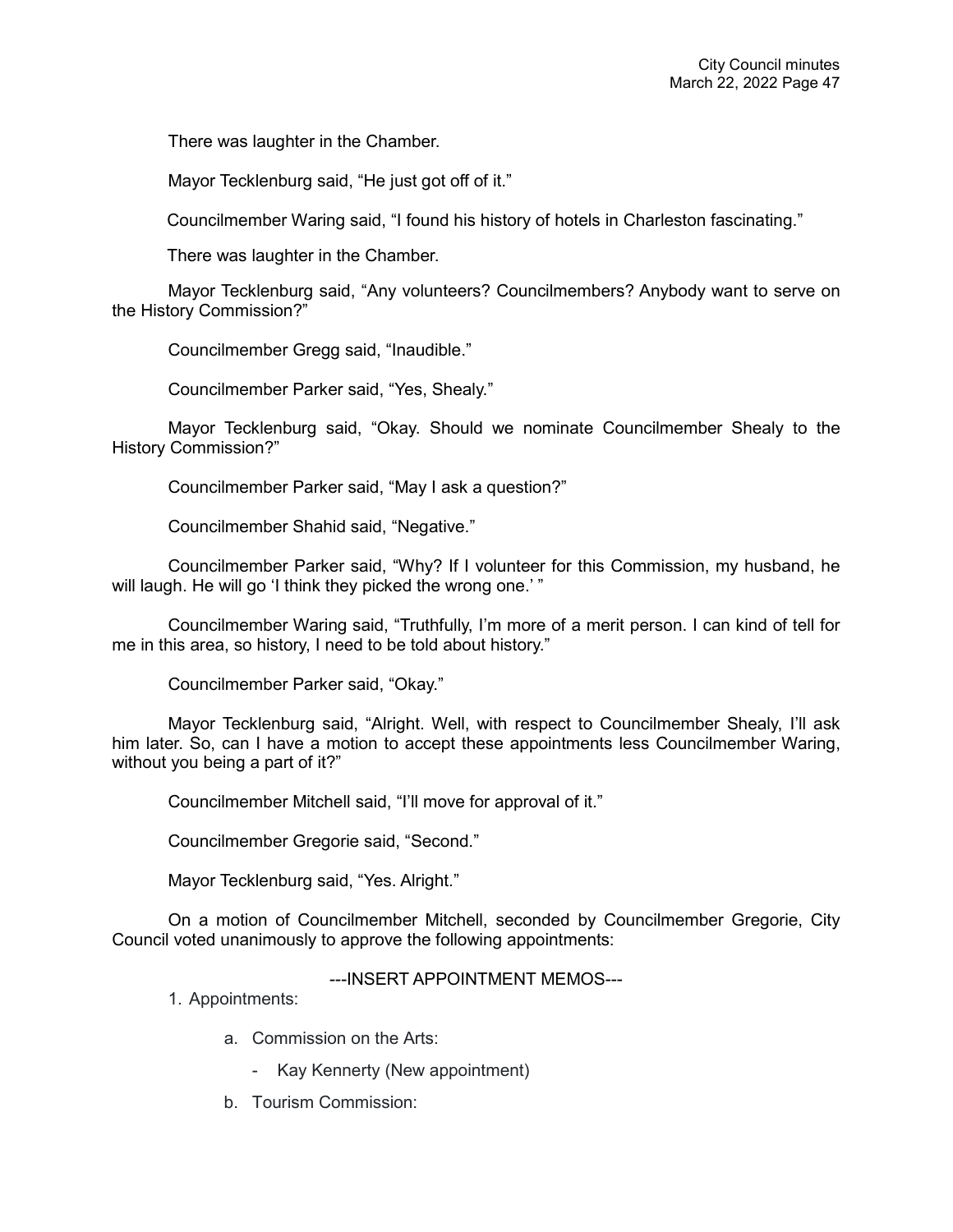There was laughter in the Chamber.

Mayor Tecklenburg said, "He just got off of it."

Councilmember Waring said, "I found his history of hotels in Charleston fascinating."

There was laughter in the Chamber.

Mayor Tecklenburg said, "Any volunteers? Councilmembers? Anybody want to serve on the History Commission?"

Councilmember Gregg said, "Inaudible."

Councilmember Parker said, "Yes, Shealy."

Mayor Tecklenburg said, "Okay. Should we nominate Councilmember Shealy to the History Commission?"

Councilmember Parker said, "May I ask a question?"

Councilmember Shahid said, "Negative."

Councilmember Parker said, "Why? If I volunteer for this Commission, my husband, he will laugh. He will go 'I think they picked the wrong one.' "

Councilmember Waring said, "Truthfully, I'm more of a merit person. I can kind of tell for me in this area, so history, I need to be told about history."

Councilmember Parker said, "Okay."

Mayor Tecklenburg said, "Alright. Well, with respect to Councilmember Shealy, I'll ask him later. So, can I have a motion to accept these appointments less Councilmember Waring, without you being a part of it?"

Councilmember Mitchell said, "I'll move for approval of it."

Councilmember Gregorie said, "Second."

Mayor Tecklenburg said, "Yes. Alright."

On a motion of Councilmember Mitchell, seconded by Councilmember Gregorie, City Council voted unanimously to approve the following appointments:

---INSERT APPOINTMENT MEMOS---

1. Appointments:
   a. Commission on the Arts:
      - Kay Kennerty (New appointment)
   b. Tourism Commission: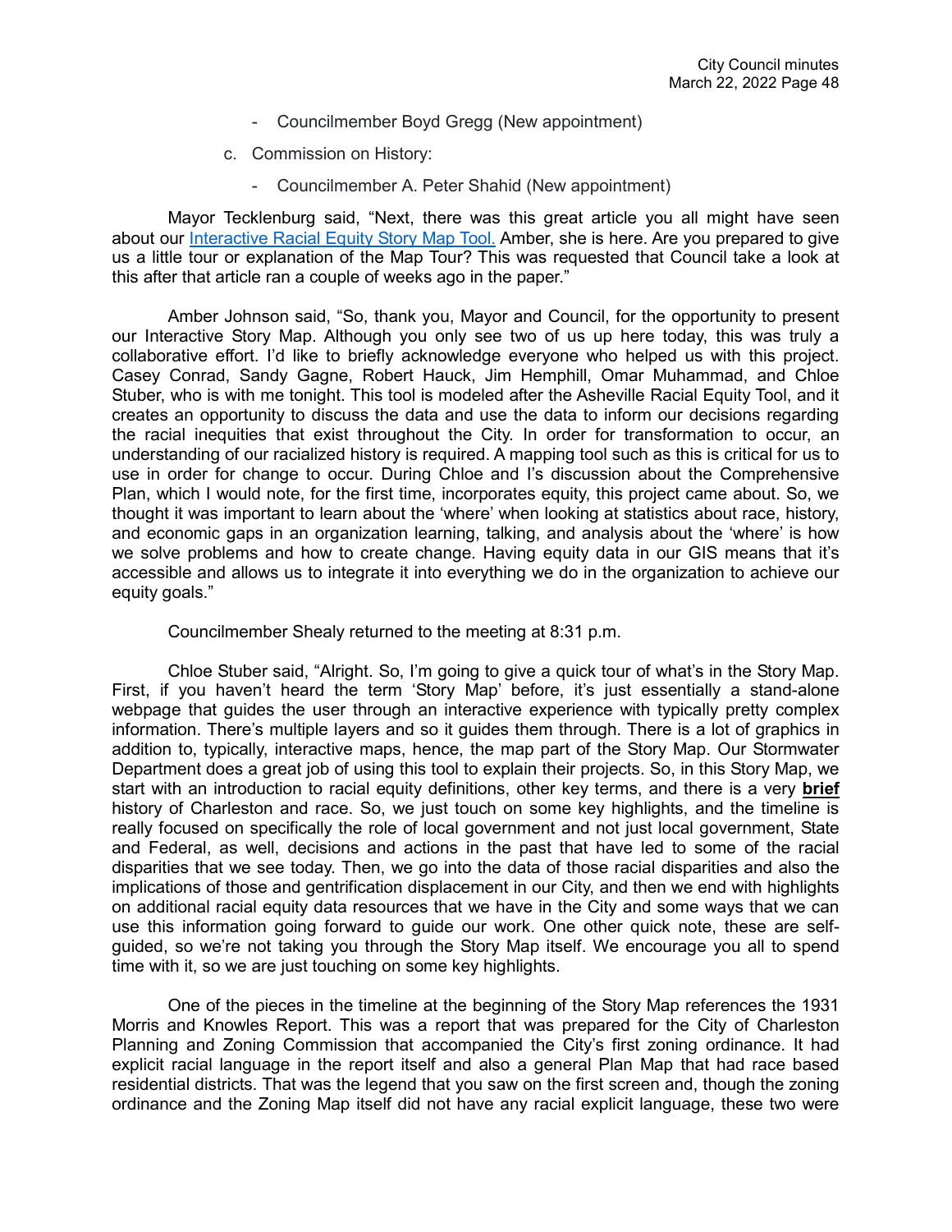- Councilmember Boyd Gregg (New appointment)

c. Commission on History:

- Councilmember A. Peter Shahid (New appointment)

Mayor Tecklenburg said, "Next, there was this great article you all might have seen about our Interactive Racial Equity Story Map Tool. Amber, she is here. Are you prepared to give us a little tour or explanation of the Map Tour? This was requested that Council take a look at this after that article ran a couple of weeks ago in the paper."

Amber Johnson said, "So, thank you, Mayor and Council, for the opportunity to present our Interactive Story Map. Although you only see two of us up here today, this was truly a collaborative effort. I'd like to briefly acknowledge everyone who helped us with this project. Casey Conrad, Sandy Gagne, Robert Hauck, Jim Hemphill, Omar Muhammad, and Chloe Stuber, who is with me tonight. This tool is modeled after the Asheville Racial Equity Tool, and it creates an opportunity to discuss the data and use the data to inform our decisions regarding the racial inequities that exist throughout the City. In order for transformation to occur, an understanding of our racialized history is required. A mapping tool such as this is critical for us to use in order for change to occur. During Chloe and I's discussion about the Comprehensive Plan, which I would note, for the first time, incorporates equity, this project came about. So, we thought it was important to learn about the 'where' when looking at statistics about race, history, and economic gaps in an organization learning, talking, and analysis about the 'where' is how we solve problems and how to create change. Having equity data in our GIS means that it's accessible and allows us to integrate it into everything we do in the organization to achieve our equity goals."

Councilmember Shealy returned to the meeting at 8:31 p.m.

Chloe Stuber said, "Alright. So, I'm going to give a quick tour of what's in the Story Map. First, if you haven't heard the term 'Story Map' before, it's just essentially a stand-alone webpage that guides the user through an interactive experience with typically pretty complex information. There's multiple layers and so it guides them through. There is a lot of graphics in addition to, typically, interactive maps, hence, the map part of the Story Map. Our Stormwater Department does a great job of using this tool to explain their projects. So, in this Story Map, we start with an introduction to racial equity definitions, other key terms, and there is a very **brief** history of Charleston and race. So, we just touch on some key highlights, and the timeline is really focused on specifically the role of local government and not just local government, State and Federal, as well, decisions and actions in the past that have led to some of the racial disparities that we see today. Then, we go into the data of those racial disparities and also the implications of those and gentrification displacement in our City, and then we end with highlights on additional racial equity data resources that we have in the City and some ways that we can use this information going forward to guide our work. One other quick note, these are self-guided, so we're not taking you through the Story Map itself. We encourage you all to spend time with it, so we are just touching on some key highlights.

One of the pieces in the timeline at the beginning of the Story Map references the 1931 Morris and Knowles Report. This was a report that was prepared for the City of Charleston Planning and Zoning Commission that accompanied the City's first zoning ordinance. It had explicit racial language in the report itself and also a general Plan Map that had race based residential districts. That was the legend that you saw on the first screen and, though the zoning ordinance and the Zoning Map itself did not have any racial explicit language, these two were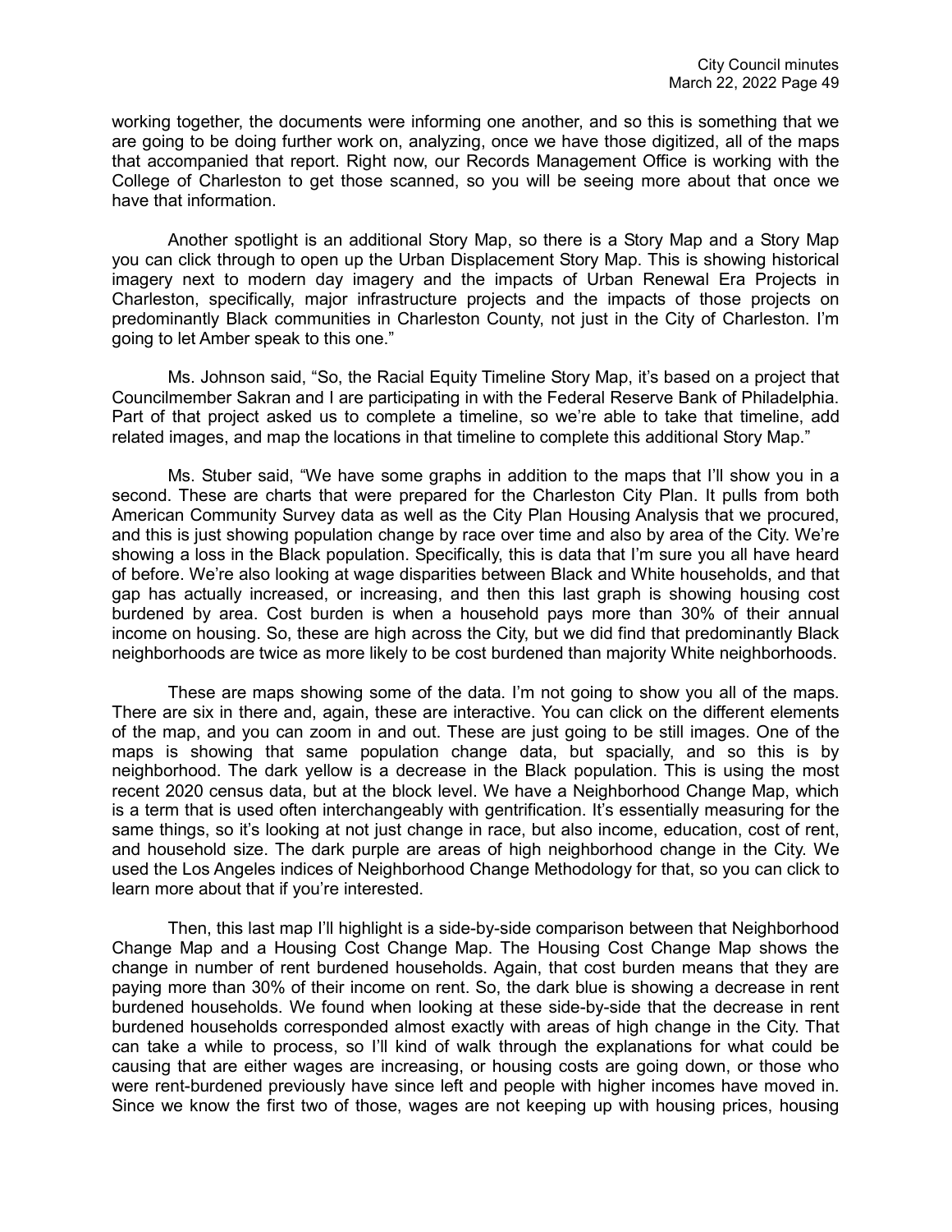working together, the documents were informing one another, and so this is something that we are going to be doing further work on, analyzing, once we have those digitized, all of the maps that accompanied that report. Right now, our Records Management Office is working with the College of Charleston to get those scanned, so you will be seeing more about that once we have that information.

Another spotlight is an additional Story Map, so there is a Story Map and a Story Map you can click through to open up the Urban Displacement Story Map. This is showing historical imagery next to modern day imagery and the impacts of Urban Renewal Era Projects in Charleston, specifically, major infrastructure projects and the impacts of those projects on predominantly Black communities in Charleston County, not just in the City of Charleston. I'm going to let Amber speak to this one."

Ms. Johnson said, "So, the Racial Equity Timeline Story Map, it's based on a project that Councilmember Sakran and I are participating in with the Federal Reserve Bank of Philadelphia. Part of that project asked us to complete a timeline, so we're able to take that timeline, add related images, and map the locations in that timeline to complete this additional Story Map."

Ms. Stuber said, "We have some graphs in addition to the maps that I'll show you in a second. These are charts that were prepared for the Charleston City Plan. It pulls from both American Community Survey data as well as the City Plan Housing Analysis that we procured, and this is just showing population change by race over time and also by area of the City. We're showing a loss in the Black population. Specifically, this is data that I'm sure you all have heard of before. We're also looking at wage disparities between Black and White households, and that gap has actually increased, or increasing, and then this last graph is showing housing cost burdened by area. Cost burden is when a household pays more than 30% of their annual income on housing. So, these are high across the City, but we did find that predominantly Black neighborhoods are twice as more likely to be cost burdened than majority White neighborhoods.

These are maps showing some of the data. I'm not going to show you all of the maps. There are six in there and, again, these are interactive. You can click on the different elements of the map, and you can zoom in and out. These are just going to be still images. One of the maps is showing that same population change data, but spacially, and so this is by neighborhood. The dark yellow is a decrease in the Black population. This is using the most recent 2020 census data, but at the block level. We have a Neighborhood Change Map, which is a term that is used often interchangeably with gentrification. It's essentially measuring for the same things, so it's looking at not just change in race, but also income, education, cost of rent, and household size. The dark purple are areas of high neighborhood change in the City. We used the Los Angeles indices of Neighborhood Change Methodology for that, so you can click to learn more about that if you're interested.

Then, this last map I'll highlight is a side-by-side comparison between that Neighborhood Change Map and a Housing Cost Change Map. The Housing Cost Change Map shows the change in number of rent burdened households. Again, that cost burden means that they are paying more than 30% of their income on rent. So, the dark blue is showing a decrease in rent burdened households. We found when looking at these side-by-side that the decrease in rent burdened households corresponded almost exactly with areas of high change in the City. That can take a while to process, so I'll kind of walk through the explanations for what could be causing that are either wages are increasing, or housing costs are going down, or those who were rent-burdened previously have since left and people with higher incomes have moved in. Since we know the first two of those, wages are not keeping up with housing prices, housing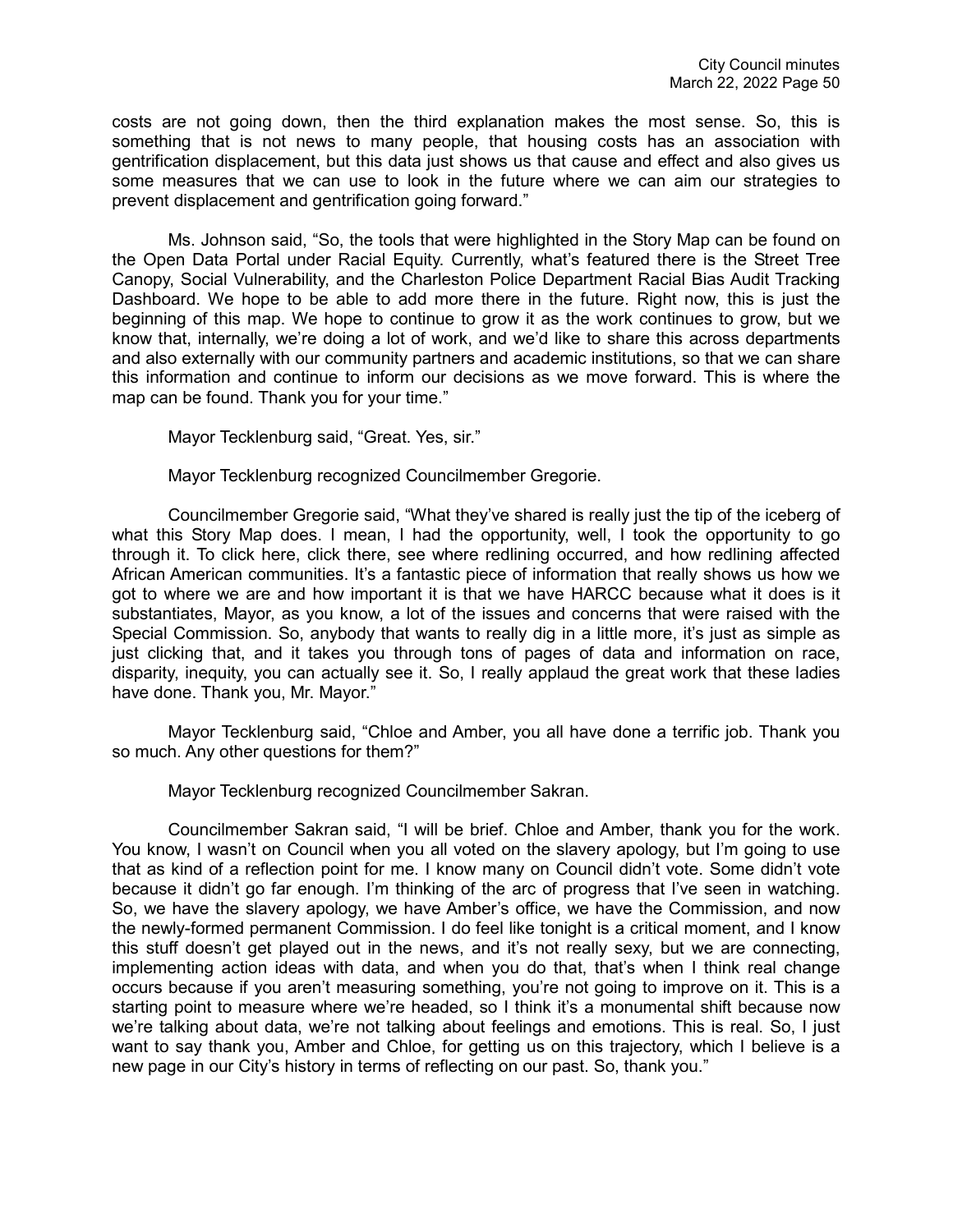costs are not going down, then the third explanation makes the most sense. So, this is something that is not news to many people, that housing costs has an association with gentrification displacement, but this data just shows us that cause and effect and also gives us some measures that we can use to look in the future where we can aim our strategies to prevent displacement and gentrification going forward."

Ms. Johnson said, "So, the tools that were highlighted in the Story Map can be found on the Open Data Portal under Racial Equity. Currently, what's featured there is the Street Tree Canopy, Social Vulnerability, and the Charleston Police Department Racial Bias Audit Tracking Dashboard. We hope to be able to add more there in the future. Right now, this is just the beginning of this map. We hope to continue to grow it as the work continues to grow, but we know that, internally, we're doing a lot of work, and we'd like to share this across departments and also externally with our community partners and academic institutions, so that we can share this information and continue to inform our decisions as we move forward. This is where the map can be found. Thank you for your time."

Mayor Tecklenburg said, "Great. Yes, sir."

Mayor Tecklenburg recognized Councilmember Gregorie.

Councilmember Gregorie said, "What they've shared is really just the tip of the iceberg of what this Story Map does. I mean, I had the opportunity, well, I took the opportunity to go through it. To click here, click there, see where redlining occurred, and how redlining affected African American communities. It's a fantastic piece of information that really shows us how we got to where we are and how important it is that we have HARCC because what it does is it substantiates, Mayor, as you know, a lot of the issues and concerns that were raised with the Special Commission. So, anybody that wants to really dig in a little more, it's just as simple as just clicking that, and it takes you through tons of pages of data and information on race, disparity, inequity, you can actually see it. So, I really applaud the great work that these ladies have done. Thank you, Mr. Mayor."

Mayor Tecklenburg said, "Chloe and Amber, you all have done a terrific job. Thank you so much. Any other questions for them?"

Mayor Tecklenburg recognized Councilmember Sakran.

Councilmember Sakran said, "I will be brief. Chloe and Amber, thank you for the work. You know, I wasn't on Council when you all voted on the slavery apology, but I'm going to use that as kind of a reflection point for me. I know many on Council didn't vote. Some didn't vote because it didn't go far enough. I'm thinking of the arc of progress that I've seen in watching. So, we have the slavery apology, we have Amber's office, we have the Commission, and now the newly-formed permanent Commission. I do feel like tonight is a critical moment, and I know this stuff doesn't get played out in the news, and it's not really sexy, but we are connecting, implementing action ideas with data, and when you do that, that's when I think real change occurs because if you aren't measuring something, you're not going to improve on it. This is a starting point to measure where we're headed, so I think it's a monumental shift because now we're talking about data, we're not talking about feelings and emotions. This is real. So, I just want to say thank you, Amber and Chloe, for getting us on this trajectory, which I believe is a new page in our City's history in terms of reflecting on our past. So, thank you."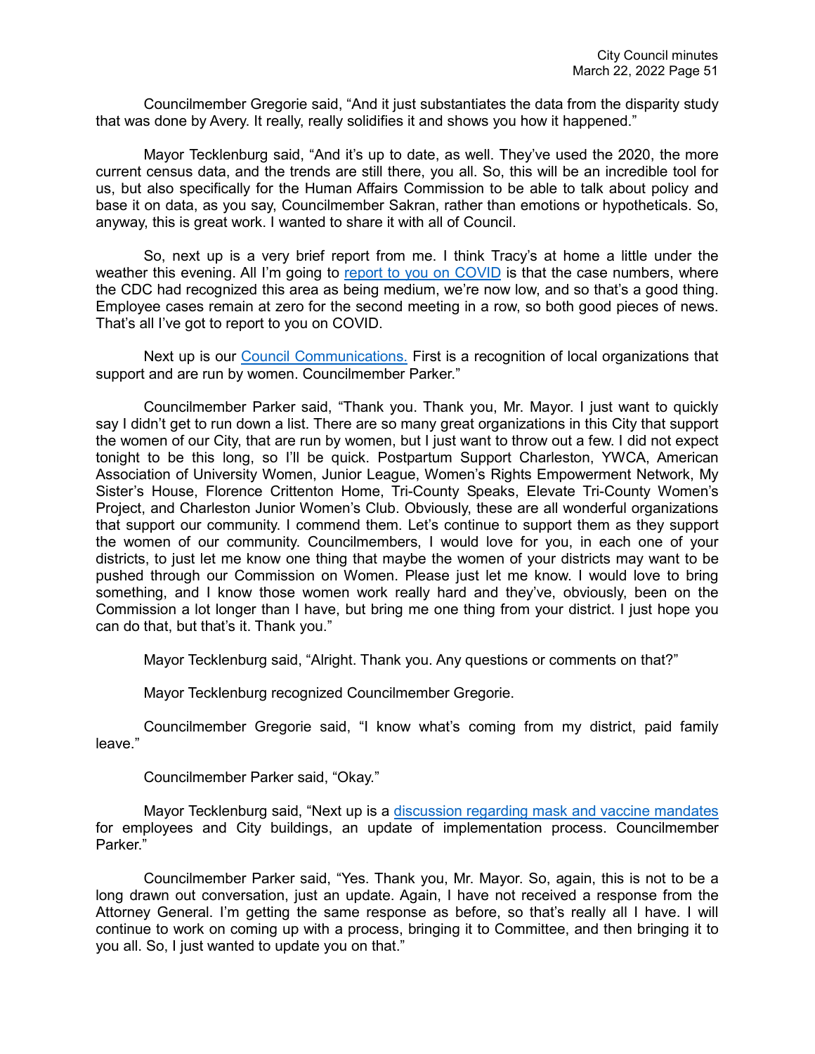Councilmember Gregorie said, "And it just substantiates the data from the disparity study that was done by Avery. It really, really solidifies it and shows you how it happened."

Mayor Tecklenburg said, "And it's up to date, as well. They've used the 2020, the more current census data, and the trends are still there, you all. So, this will be an incredible tool for us, but also specifically for the Human Affairs Commission to be able to talk about policy and base it on data, as you say, Councilmember Sakran, rather than emotions or hypotheticals. So, anyway, this is great work. I wanted to share it with all of Council.

So, next up is a very brief report from me. I think Tracy's at home a little under the weather this evening. All I'm going to report to you on COVID is that the case numbers, where the CDC had recognized this area as being medium, we're now low, and so that's a good thing. Employee cases remain at zero for the second meeting in a row, so both good pieces of news. That's all I've got to report to you on COVID.

Next up is our Council Communications. First is a recognition of local organizations that support and are run by women. Councilmember Parker."

Councilmember Parker said, "Thank you. Thank you, Mr. Mayor. I just want to quickly say I didn't get to run down a list. There are so many great organizations in this City that support the women of our City, that are run by women, but I just want to throw out a few. I did not expect tonight to be this long, so I'll be quick. Postpartum Support Charleston, YWCA, American Association of University Women, Junior League, Women's Rights Empowerment Network, My Sister's House, Florence Crittenton Home, Tri-County Speaks, Elevate Tri-County Women's Project, and Charleston Junior Women's Club. Obviously, these are all wonderful organizations that support our community. I commend them. Let's continue to support them as they support the women of our community. Councilmembers, I would love for you, in each one of your districts, to just let me know one thing that maybe the women of your districts may want to be pushed through our Commission on Women. Please just let me know. I would love to bring something, and I know those women work really hard and they've, obviously, been on the Commission a lot longer than I have, but bring me one thing from your district. I just hope you can do that, but that's it. Thank you."

Mayor Tecklenburg said, "Alright. Thank you. Any questions or comments on that?"

Mayor Tecklenburg recognized Councilmember Gregorie.

Councilmember Gregorie said, "I know what's coming from my district, paid family leave."

Councilmember Parker said, "Okay."

Mayor Tecklenburg said, "Next up is a discussion regarding mask and vaccine mandates for employees and City buildings, an update of implementation process. Councilmember Parker."

Councilmember Parker said, "Yes. Thank you, Mr. Mayor. So, again, this is not to be a long drawn out conversation, just an update. Again, I have not received a response from the Attorney General. I'm getting the same response as before, so that's really all I have. I will continue to work on coming up with a process, bringing it to Committee, and then bringing it to you all. So, I just wanted to update you on that."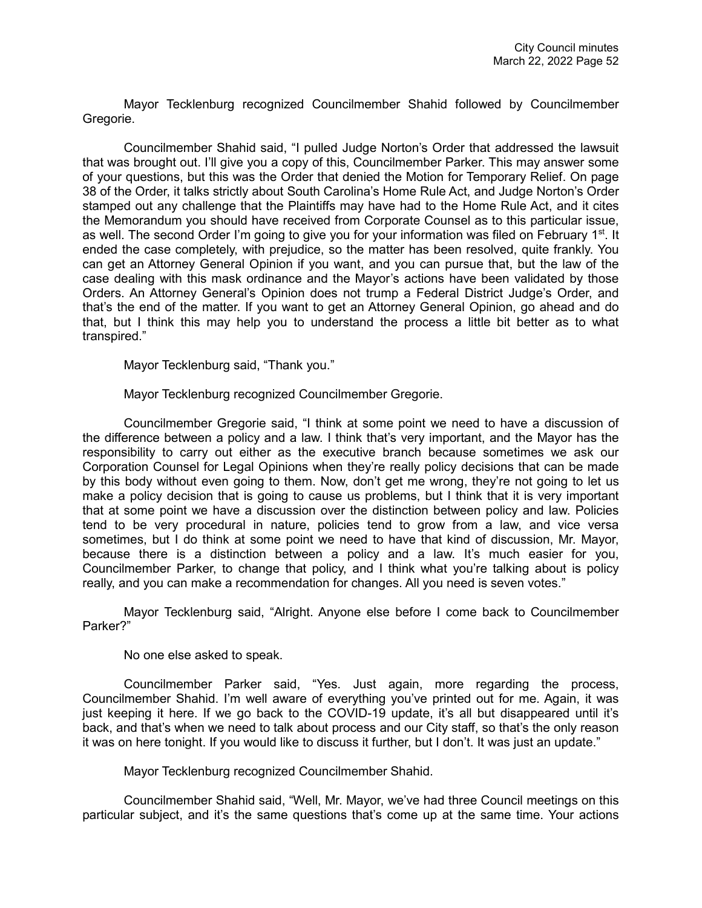Mayor Tecklenburg recognized Councilmember Shahid followed by Councilmember Gregorie.

Councilmember Shahid said, "I pulled Judge Norton's Order that addressed the lawsuit that was brought out. I'll give you a copy of this, Councilmember Parker. This may answer some of your questions, but this was the Order that denied the Motion for Temporary Relief. On page 38 of the Order, it talks strictly about South Carolina's Home Rule Act, and Judge Norton's Order stamped out any challenge that the Plaintiffs may have had to the Home Rule Act, and it cites the Memorandum you should have received from Corporate Counsel as to this particular issue, as well. The second Order I'm going to give you for your information was filed on February 1st. It ended the case completely, with prejudice, so the matter has been resolved, quite frankly. You can get an Attorney General Opinion if you want, and you can pursue that, but the law of the case dealing with this mask ordinance and the Mayor's actions have been validated by those Orders. An Attorney General's Opinion does not trump a Federal District Judge's Order, and that's the end of the matter. If you want to get an Attorney General Opinion, go ahead and do that, but I think this may help you to understand the process a little bit better as to what transpired."

Mayor Tecklenburg said, "Thank you."

Mayor Tecklenburg recognized Councilmember Gregorie.

Councilmember Gregorie said, "I think at some point we need to have a discussion of the difference between a policy and a law. I think that's very important, and the Mayor has the responsibility to carry out either as the executive branch because sometimes we ask our Corporation Counsel for Legal Opinions when they're really policy decisions that can be made by this body without even going to them. Now, don't get me wrong, they're not going to let us make a policy decision that is going to cause us problems, but I think that it is very important that at some point we have a discussion over the distinction between policy and law. Policies tend to be very procedural in nature, policies tend to grow from a law, and vice versa sometimes, but I do think at some point we need to have that kind of discussion, Mr. Mayor, because there is a distinction between a policy and a law. It's much easier for you, Councilmember Parker, to change that policy, and I think what you're talking about is policy really, and you can make a recommendation for changes. All you need is seven votes."

Mayor Tecklenburg said, "Alright. Anyone else before I come back to Councilmember Parker?"

No one else asked to speak.

Councilmember Parker said, "Yes. Just again, more regarding the process, Councilmember Shahid. I'm well aware of everything you've printed out for me. Again, it was just keeping it here. If we go back to the COVID-19 update, it's all but disappeared until it's back, and that's when we need to talk about process and our City staff, so that's the only reason it was on here tonight. If you would like to discuss it further, but I don't. It was just an update."

Mayor Tecklenburg recognized Councilmember Shahid.

Councilmember Shahid said, "Well, Mr. Mayor, we've had three Council meetings on this particular subject, and it's the same questions that's come up at the same time. Your actions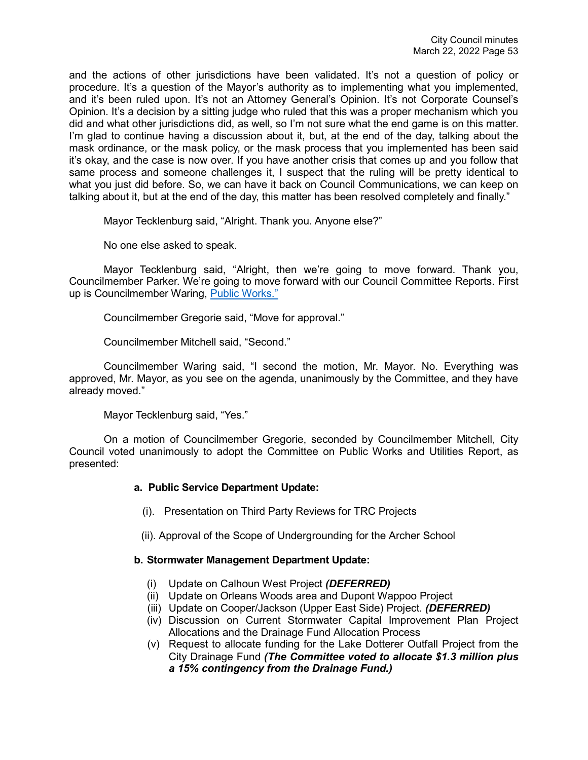and the actions of other jurisdictions have been validated. It's not a question of policy or procedure. It's a question of the Mayor's authority as to implementing what you implemented, and it's been ruled upon. It's not an Attorney General's Opinion. It's not Corporate Counsel's Opinion. It's a decision by a sitting judge who ruled that this was a proper mechanism which you did and what other jurisdictions did, as well, so I'm not sure what the end game is on this matter. I'm glad to continue having a discussion about it, but, at the end of the day, talking about the mask ordinance, or the mask policy, or the mask process that you implemented has been said it's okay, and the case is now over. If you have another crisis that comes up and you follow that same process and someone challenges it, I suspect that the ruling will be pretty identical to what you just did before. So, we can have it back on Council Communications, we can keep on talking about it, but at the end of the day, this matter has been resolved completely and finally."

Mayor Tecklenburg said, "Alright. Thank you. Anyone else?"

No one else asked to speak.

Mayor Tecklenburg said, "Alright, then we're going to move forward. Thank you, Councilmember Parker. We're going to move forward with our Council Committee Reports. First up is Councilmember Waring, Public Works."

Councilmember Gregorie said, "Move for approval."

Councilmember Mitchell said, "Second."

Councilmember Waring said, "I second the motion, Mr. Mayor. No. Everything was approved, Mr. Mayor, as you see on the agenda, unanimously by the Committee, and they have already moved."

Mayor Tecklenburg said, "Yes."

On a motion of Councilmember Gregorie, seconded by Councilmember Mitchell, City Council voted unanimously to adopt the Committee on Public Works and Utilities Report, as presented:

**a. Public Service Department Update:**

(i). Presentation on Third Party Reviews for TRC Projects

(ii). Approval of the Scope of Undergrounding for the Archer School

**b. Stormwater Management Department Update:**

(i) Update on Calhoun West Project ***(DEFERRED)***
(ii) Update on Orleans Woods area and Dupont Wappoo Project
(iii) Update on Cooper/Jackson (Upper East Side) Project. ***(DEFERRED)***
(iv) Discussion on Current Stormwater Capital Improvement Plan Project Allocations and the Drainage Fund Allocation Process
(v) Request to allocate funding for the Lake Dotterer Outfall Project from the City Drainage Fund ***(The Committee voted to allocate $1.3 million plus a 15% contingency from the Drainage Fund.)***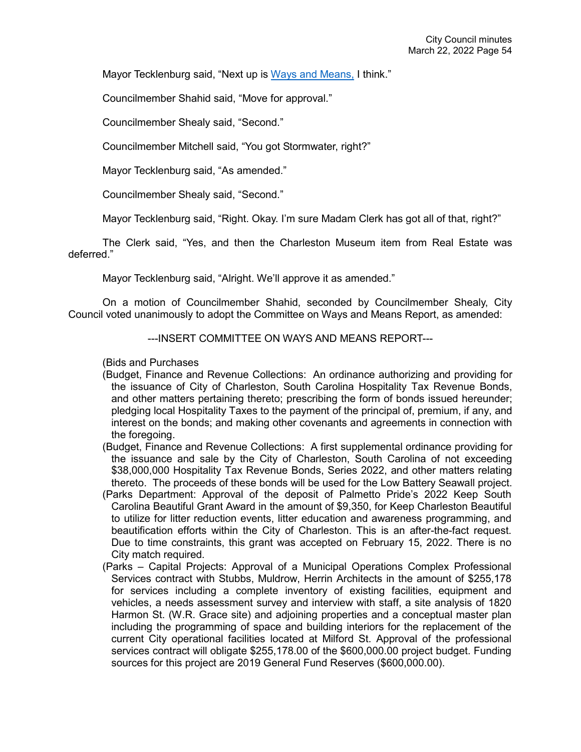Mayor Tecklenburg said, "Next up is Ways and Means, I think."

Councilmember Shahid said, "Move for approval."

Councilmember Shealy said, "Second."

Councilmember Mitchell said, "You got Stormwater, right?"

Mayor Tecklenburg said, "As amended."

Councilmember Shealy said, "Second."

Mayor Tecklenburg said, "Right. Okay. I'm sure Madam Clerk has got all of that, right?"

The Clerk said, "Yes, and then the Charleston Museum item from Real Estate was deferred."

Mayor Tecklenburg said, "Alright. We'll approve it as amended."

On a motion of Councilmember Shahid, seconded by Councilmember Shealy, City Council voted unanimously to adopt the Committee on Ways and Means Report, as amended:

---INSERT COMMITTEE ON WAYS AND MEANS REPORT---

(Bids and Purchases

(Budget, Finance and Revenue Collections: An ordinance authorizing and providing for the issuance of City of Charleston, South Carolina Hospitality Tax Revenue Bonds, and other matters pertaining thereto; prescribing the form of bonds issued hereunder; pledging local Hospitality Taxes to the payment of the principal of, premium, if any, and interest on the bonds; and making other covenants and agreements in connection with the foregoing.

(Budget, Finance and Revenue Collections: A first supplemental ordinance providing for the issuance and sale by the City of Charleston, South Carolina of not exceeding $38,000,000 Hospitality Tax Revenue Bonds, Series 2022, and other matters relating thereto. The proceeds of these bonds will be used for the Low Battery Seawall project.

(Parks Department: Approval of the deposit of Palmetto Pride's 2022 Keep South Carolina Beautiful Grant Award in the amount of $9,350, for Keep Charleston Beautiful to utilize for litter reduction events, litter education and awareness programming, and beautification efforts within the City of Charleston. This is an after-the-fact request. Due to time constraints, this grant was accepted on February 15, 2022. There is no City match required.

(Parks – Capital Projects: Approval of a Municipal Operations Complex Professional Services contract with Stubbs, Muldrow, Herrin Architects in the amount of $255,178 for services including a complete inventory of existing facilities, equipment and vehicles, a needs assessment survey and interview with staff, a site analysis of 1820 Harmon St. (W.R. Grace site) and adjoining properties and a conceptual master plan including the programming of space and building interiors for the replacement of the current City operational facilities located at Milford St. Approval of the professional services contract will obligate $255,178.00 of the $600,000.00 project budget. Funding sources for this project are 2019 General Fund Reserves ($600,000.00).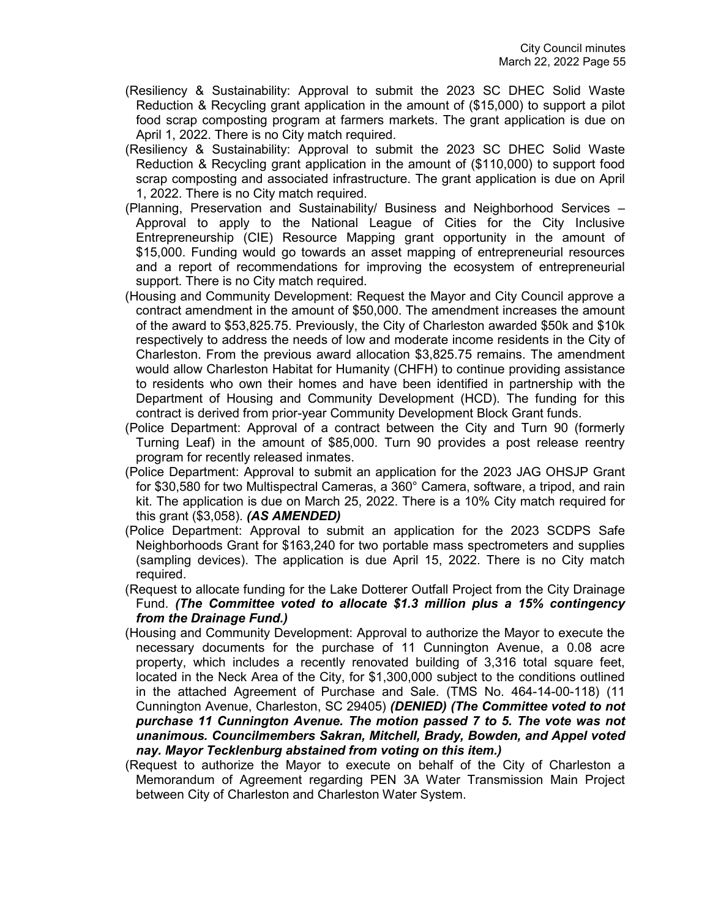(Resiliency & Sustainability: Approval to submit the 2023 SC DHEC Solid Waste Reduction & Recycling grant application in the amount of ($15,000) to support a pilot food scrap composting program at farmers markets. The grant application is due on April 1, 2022. There is no City match required.

(Resiliency & Sustainability: Approval to submit the 2023 SC DHEC Solid Waste Reduction & Recycling grant application in the amount of ($110,000) to support food scrap composting and associated infrastructure. The grant application is due on April 1, 2022. There is no City match required.

(Planning, Preservation and Sustainability/ Business and Neighborhood Services – Approval to apply to the National League of Cities for the City Inclusive Entrepreneurship (CIE) Resource Mapping grant opportunity in the amount of $15,000. Funding would go towards an asset mapping of entrepreneurial resources and a report of recommendations for improving the ecosystem of entrepreneurial support. There is no City match required.

(Housing and Community Development: Request the Mayor and City Council approve a contract amendment in the amount of $50,000. The amendment increases the amount of the award to $53,825.75. Previously, the City of Charleston awarded $50k and $10k respectively to address the needs of low and moderate income residents in the City of Charleston. From the previous award allocation $3,825.75 remains. The amendment would allow Charleston Habitat for Humanity (CHFH) to continue providing assistance to residents who own their homes and have been identified in partnership with the Department of Housing and Community Development (HCD). The funding for this contract is derived from prior-year Community Development Block Grant funds.

(Police Department: Approval of a contract between the City and Turn 90 (formerly Turning Leaf) in the amount of $85,000. Turn 90 provides a post release reentry program for recently released inmates.

(Police Department: Approval to submit an application for the 2023 JAG OHSJP Grant for $30,580 for two Multispectral Cameras, a 360° Camera, software, a tripod, and rain kit. The application is due on March 25, 2022. There is a 10% City match required for this grant ($3,058). ***(AS AMENDED)***

(Police Department: Approval to submit an application for the 2023 SCDPS Safe Neighborhoods Grant for $163,240 for two portable mass spectrometers and supplies (sampling devices). The application is due April 15, 2022. There is no City match required.

(Request to allocate funding for the Lake Dotterer Outfall Project from the City Drainage Fund. ***(The Committee voted to allocate $1.3 million plus a 15% contingency from the Drainage Fund.)***

(Housing and Community Development: Approval to authorize the Mayor to execute the necessary documents for the purchase of 11 Cunnington Avenue, a 0.08 acre property, which includes a recently renovated building of 3,316 total square feet, located in the Neck Area of the City, for $1,300,000 subject to the conditions outlined in the attached Agreement of Purchase and Sale. (TMS No. 464-14-00-118) (11 Cunnington Avenue, Charleston, SC 29405) ***(DENIED) (The Committee voted to not purchase 11 Cunnington Avenue. The motion passed 7 to 5. The vote was not unanimous. Councilmembers Sakran, Mitchell, Brady, Bowden, and Appel voted nay. Mayor Tecklenburg abstained from voting on this item.)***

(Request to authorize the Mayor to execute on behalf of the City of Charleston a Memorandum of Agreement regarding PEN 3A Water Transmission Main Project between City of Charleston and Charleston Water System.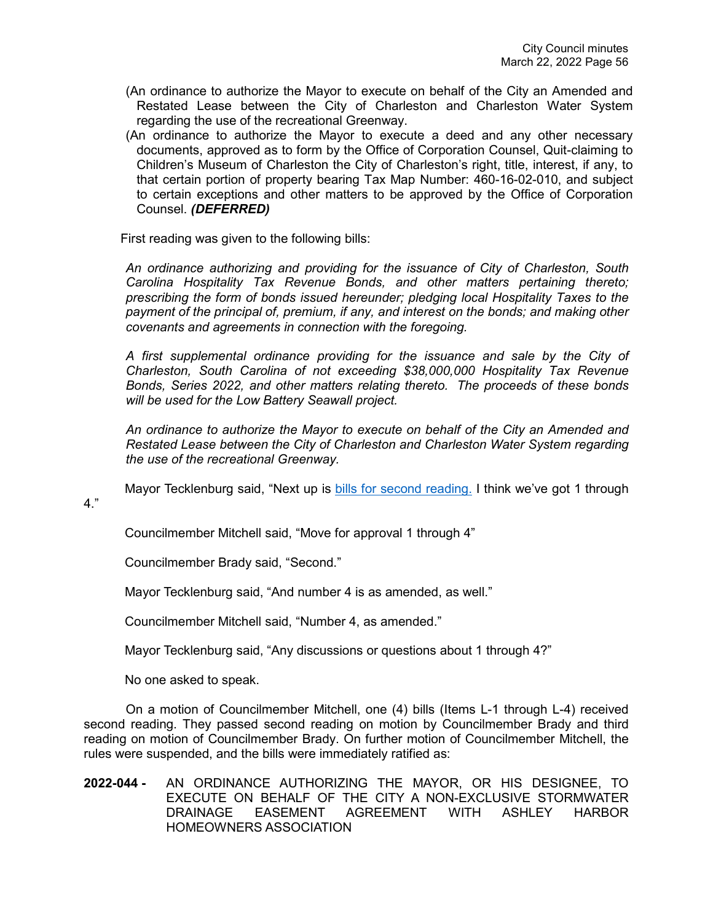(An ordinance to authorize the Mayor to execute on behalf of the City an Amended and Restated Lease between the City of Charleston and Charleston Water System regarding the use of the recreational Greenway.

(An ordinance to authorize the Mayor to execute a deed and any other necessary documents, approved as to form by the Office of Corporation Counsel, Quit-claiming to Children's Museum of Charleston the City of Charleston's right, title, interest, if any, to that certain portion of property bearing Tax Map Number: 460-16-02-010, and subject to certain exceptions and other matters to be approved by the Office of Corporation Counsel. ***(DEFERRED)***

First reading was given to the following bills:

*An ordinance authorizing and providing for the issuance of City of Charleston, South Carolina Hospitality Tax Revenue Bonds, and other matters pertaining thereto; prescribing the form of bonds issued hereunder; pledging local Hospitality Taxes to the payment of the principal of, premium, if any, and interest on the bonds; and making other covenants and agreements in connection with the foregoing.*

*A first supplemental ordinance providing for the issuance and sale by the City of Charleston, South Carolina of not exceeding $38,000,000 Hospitality Tax Revenue Bonds, Series 2022, and other matters relating thereto. The proceeds of these bonds will be used for the Low Battery Seawall project.*

*An ordinance to authorize the Mayor to execute on behalf of the City an Amended and Restated Lease between the City of Charleston and Charleston Water System regarding the use of the recreational Greenway.*

Mayor Tecklenburg said, "Next up is bills for second reading. I think we've got 1 through 4."

Councilmember Mitchell said, "Move for approval 1 through 4"

Councilmember Brady said, "Second."

Mayor Tecklenburg said, "And number 4 is as amended, as well."

Councilmember Mitchell said, "Number 4, as amended."

Mayor Tecklenburg said, "Any discussions or questions about 1 through 4?"

No one asked to speak.

On a motion of Councilmember Mitchell, one (4) bills (Items L-1 through L-4) received second reading. They passed second reading on motion by Councilmember Brady and third reading on motion of Councilmember Brady. On further motion of Councilmember Mitchell, the rules were suspended, and the bills were immediately ratified as:

**2022-044 -** AN ORDINANCE AUTHORIZING THE MAYOR, OR HIS DESIGNEE, TO EXECUTE ON BEHALF OF THE CITY A NON-EXCLUSIVE STORMWATER DRAINAGE EASEMENT AGREEMENT WITH ASHLEY HARBOR HOMEOWNERS ASSOCIATION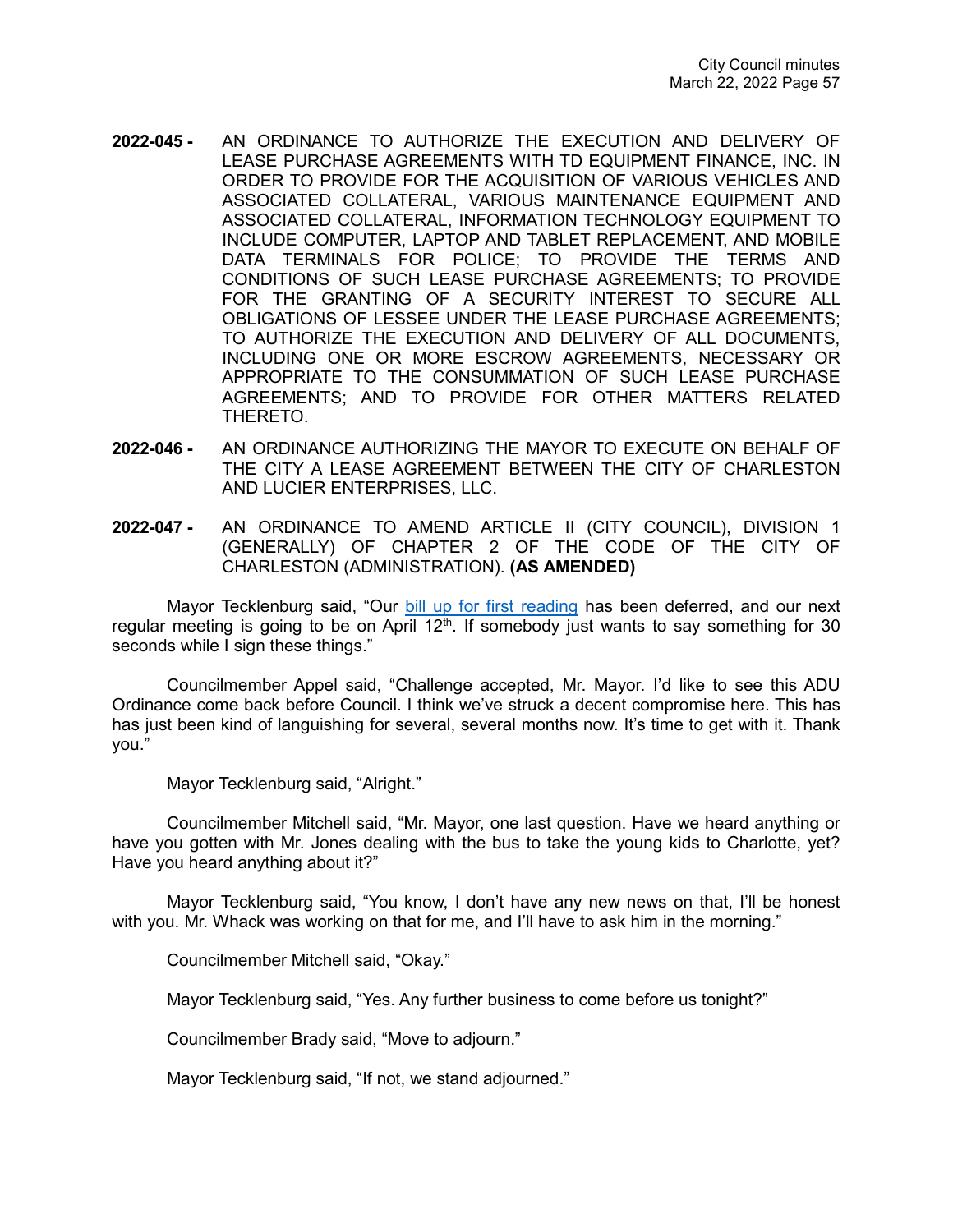**2022-045 -** AN ORDINANCE TO AUTHORIZE THE EXECUTION AND DELIVERY OF LEASE PURCHASE AGREEMENTS WITH TD EQUIPMENT FINANCE, INC. IN ORDER TO PROVIDE FOR THE ACQUISITION OF VARIOUS VEHICLES AND ASSOCIATED COLLATERAL, VARIOUS MAINTENANCE EQUIPMENT AND ASSOCIATED COLLATERAL, INFORMATION TECHNOLOGY EQUIPMENT TO INCLUDE COMPUTER, LAPTOP AND TABLET REPLACEMENT, AND MOBILE DATA TERMINALS FOR POLICE; TO PROVIDE THE TERMS AND CONDITIONS OF SUCH LEASE PURCHASE AGREEMENTS; TO PROVIDE FOR THE GRANTING OF A SECURITY INTEREST TO SECURE ALL OBLIGATIONS OF LESSEE UNDER THE LEASE PURCHASE AGREEMENTS; TO AUTHORIZE THE EXECUTION AND DELIVERY OF ALL DOCUMENTS, INCLUDING ONE OR MORE ESCROW AGREEMENTS, NECESSARY OR APPROPRIATE TO THE CONSUMMATION OF SUCH LEASE PURCHASE AGREEMENTS; AND TO PROVIDE FOR OTHER MATTERS RELATED THERETO.

**2022-046 -** AN ORDINANCE AUTHORIZING THE MAYOR TO EXECUTE ON BEHALF OF THE CITY A LEASE AGREEMENT BETWEEN THE CITY OF CHARLESTON AND LUCIER ENTERPRISES, LLC.

**2022-047 -** AN ORDINANCE TO AMEND ARTICLE II (CITY COUNCIL), DIVISION 1 (GENERALLY) OF CHAPTER 2 OF THE CODE OF THE CITY OF CHARLESTON (ADMINISTRATION). **(AS AMENDED)**

Mayor Tecklenburg said, "Our bill up for first reading has been deferred, and our next regular meeting is going to be on April 12th. If somebody just wants to say something for 30 seconds while I sign these things."

Councilmember Appel said, "Challenge accepted, Mr. Mayor. I'd like to see this ADU Ordinance come back before Council. I think we've struck a decent compromise here. This has has just been kind of languishing for several, several months now. It's time to get with it. Thank you."

Mayor Tecklenburg said, "Alright."

Councilmember Mitchell said, "Mr. Mayor, one last question. Have we heard anything or have you gotten with Mr. Jones dealing with the bus to take the young kids to Charlotte, yet? Have you heard anything about it?"

Mayor Tecklenburg said, "You know, I don't have any new news on that, I'll be honest with you. Mr. Whack was working on that for me, and I'll have to ask him in the morning."

Councilmember Mitchell said, "Okay."

Mayor Tecklenburg said, "Yes. Any further business to come before us tonight?"

Councilmember Brady said, "Move to adjourn."

Mayor Tecklenburg said, "If not, we stand adjourned."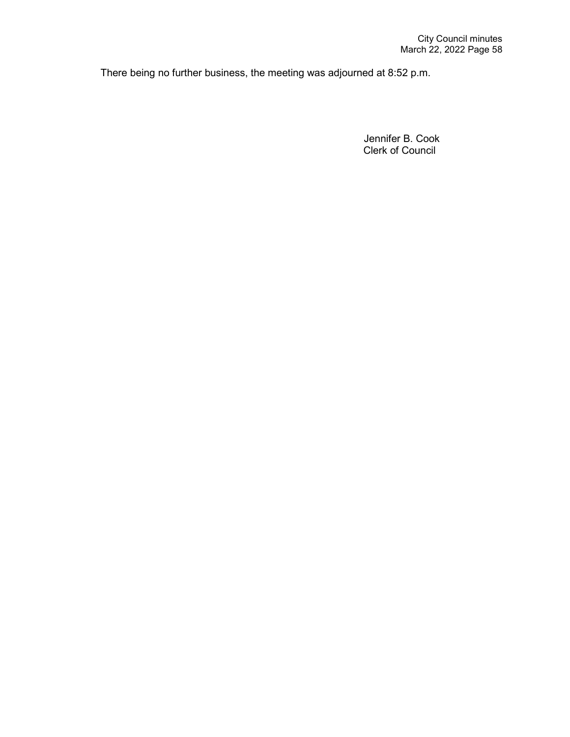There being no further business, the meeting was adjourned at 8:52 p.m.

Jennifer B. Cook
Clerk of Council